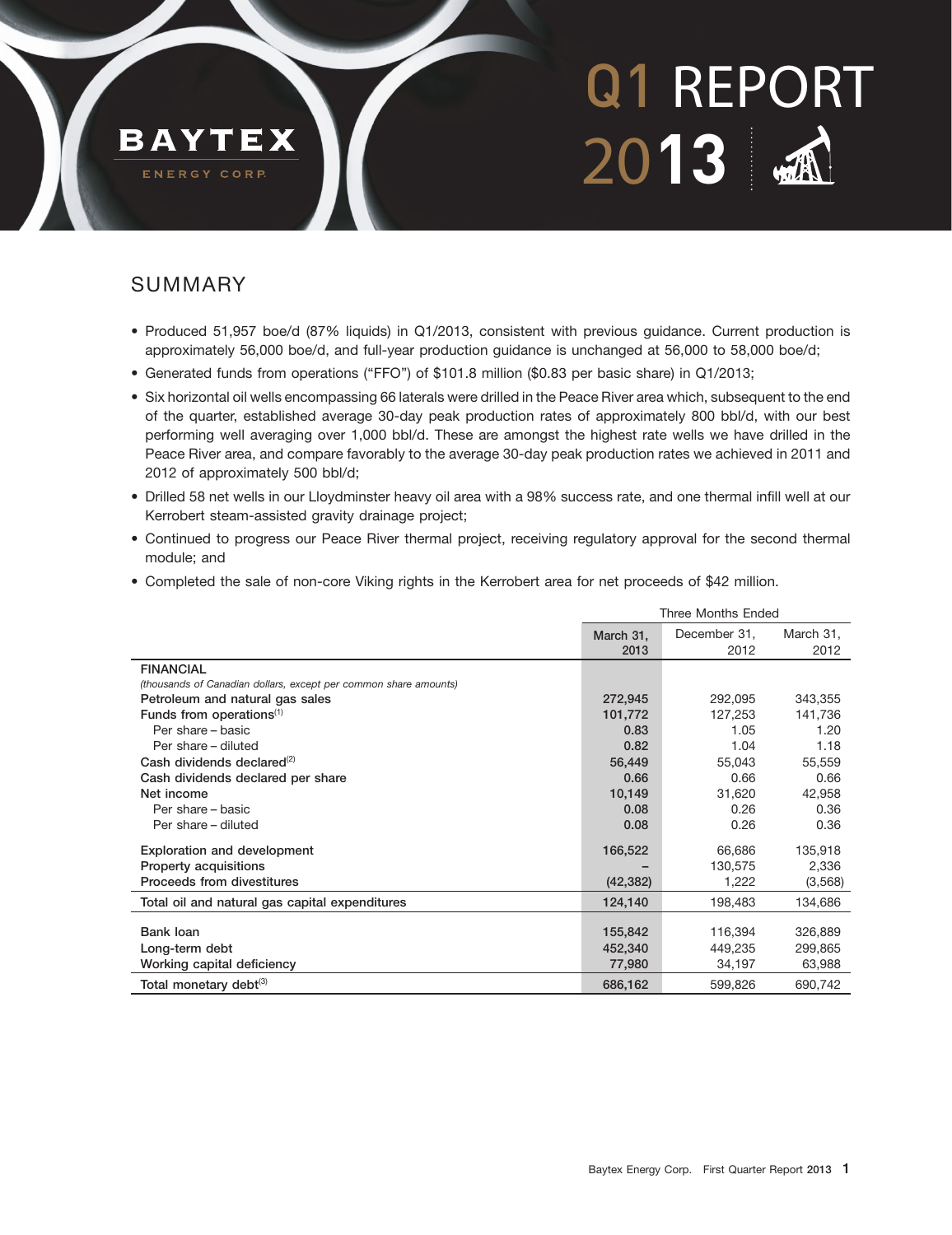# BAYTEX ENERGY CORP.

# Q1 REPORT 2013

## SUMMARY

- Produced 51,957 boe/d (87% liquids) in Q1/2013, consistent with previous guidance. Current production is approximately 56,000 boe/d, and full-year production guidance is unchanged at 56,000 to 58,000 boe/d;
- Generated funds from operations ("FFO") of $101.8 million ($0.83 per basic share) in Q1/2013;
- Six horizontal oil wells encompassing 66 laterals were drilled in the Peace River area which, subsequent to the end of the quarter, established average 30-day peak production rates of approximately 800 bbl/d, with our best performing well averaging over 1,000 bbl/d. These are amongst the highest rate wells we have drilled in the Peace River area, and compare favorably to the average 30-day peak production rates we achieved in 2011 and 2012 of approximately 500 bbl/d;
- Drilled 58 net wells in our Lloydminster heavy oil area with a 98% success rate, and one thermal infill well at our Kerrobert steam-assisted gravity drainage project;
- Continued to progress our Peace River thermal project, receiving regulatory approval for the second thermal module; and
- Completed the sale of non-core Viking rights in the Kerrobert area for net proceeds of $42 million.

| | Three Months Ended | | |
|---|---|---|---|
| | March 31, 2013 | December 31, 2012 | March 31, 2012 |
| **FINANCIAL** | | | |
| *(thousands of Canadian dollars, except per common share amounts)* | | | |
| Petroleum and natural gas sales | 272,945 | 292,095 | 343,355 |
| Funds from operations[(1)] | 101,772 | 127,253 | 141,736 |
| Per share – basic | 0.83 | 1.05 | 1.20 |
| Per share – diluted | 0.82 | 1.04 | 1.18 |
| Cash dividends declared[(2)] | 56,449 | 55,043 | 55,559 |
| Cash dividends declared per share | 0.66 | 0.66 | 0.66 |
| Net income | 10,149 | 31,620 | 42,958 |
| Per share – basic | 0.08 | 0.26 | 0.36 |
| Per share – diluted | 0.08 | 0.26 | 0.36 |
| Exploration and development | 166,522 | 66,686 | 135,918 |
| Property acquisitions | – | 130,575 | 2,336 |
| Proceeds from divestitures | (42,382) | 1,222 | (3,568) |
| Total oil and natural gas capital expenditures | 124,140 | 198,483 | 134,686 |
| Bank loan | 155,842 | 116,394 | 326,889 |
| Long-term debt | 452,340 | 449,235 | 299,865 |
| Working capital deficiency | 77,980 | 34,197 | 63,988 |
| Total monetary debt[(3)] | 686,162 | 599,826 | 690,742 |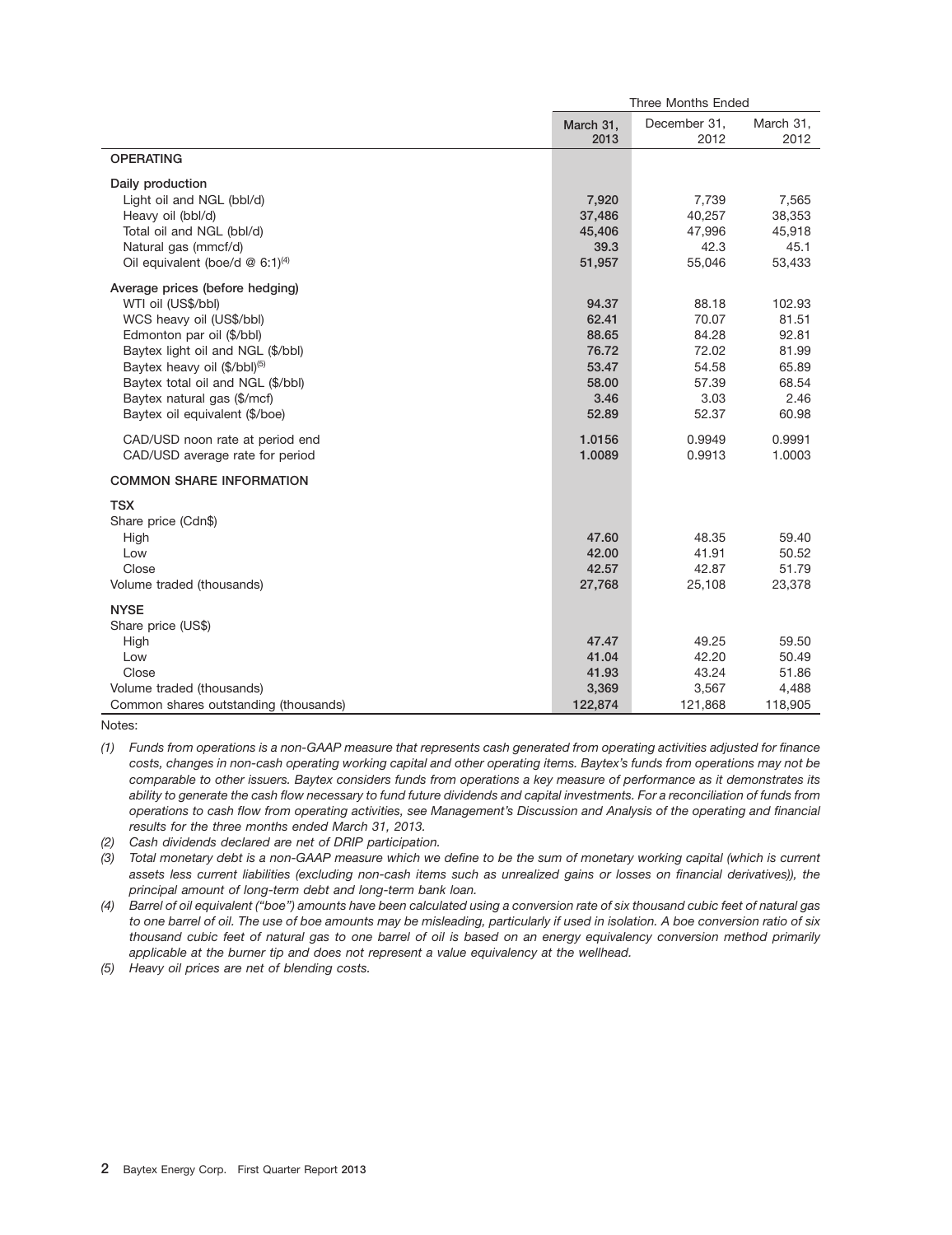| | Three Months Ended | | |
|---|---|---|---|
| | March 31, 2013 | December 31, 2012 | March 31, 2012 |
| **OPERATING** | | | |
| Daily production | | | |
| Light oil and NGL (bbl/d) | **7,920** | 7,739 | 7,565 |
| Heavy oil (bbl/d) | **37,486** | 40,257 | 38,353 |
| Total oil and NGL (bbl/d) | **45,406** | 47,996 | 45,918 |
| Natural gas (mmcf/d) | **39.3** | 42.3 | 45.1 |
| Oil equivalent (boe/d @ 6:1)(4) | **51,957** | 55,046 | 53,433 |
| Average prices (before hedging) | | | |
| WTI oil (US$/bbl) | **94.37** | 88.18 | 102.93 |
| WCS heavy oil (US$/bbl) | **62.41** | 70.07 | 81.51 |
| Edmonton par oil ($/bbl) | **88.65** | 84.28 | 92.81 |
| Baytex light oil and NGL ($/bbl) | **76.72** | 72.02 | 81.99 |
| Baytex heavy oil ($/bbl)(5) | **53.47** | 54.58 | 65.89 |
| Baytex total oil and NGL ($/bbl) | **58.00** | 57.39 | 68.54 |
| Baytex natural gas ($/mcf) | **3.46** | 3.03 | 2.46 |
| Baytex oil equivalent ($/boe) | **52.89** | 52.37 | 60.98 |
| CAD/USD noon rate at period end | **1.0156** | 0.9949 | 0.9991 |
| CAD/USD average rate for period | **1.0089** | 0.9913 | 1.0003 |
| **COMMON SHARE INFORMATION** | | | |
| **TSX** | | | |
| Share price (Cdn$) | | | |
| High | **47.60** | 48.35 | 59.40 |
| Low | **42.00** | 41.91 | 50.52 |
| Close | **42.57** | 42.87 | 51.79 |
| Volume traded (thousands) | **27,768** | 25,108 | 23,378 |
| **NYSE** | | | |
| Share price (US$) | | | |
| High | **47.47** | 49.25 | 59.50 |
| Low | **41.04** | 42.20 | 50.49 |
| Close | **41.93** | 43.24 | 51.86 |
| Volume traded (thousands) | **3,369** | 3,567 | 4,488 |
| Common shares outstanding (thousands) | **122,874** | 121,868 | 118,905 |

Notes:

*(1) Funds from operations is a non-GAAP measure that represents cash generated from operating activities adjusted for finance costs, changes in non-cash operating working capital and other operating items. Baytex's funds from operations may not be comparable to other issuers. Baytex considers funds from operations a key measure of performance as it demonstrates its ability to generate the cash flow necessary to fund future dividends and capital investments. For a reconciliation of funds from operations to cash flow from operating activities, see Management's Discussion and Analysis of the operating and financial results for the three months ended March 31, 2013.*

*(2) Cash dividends declared are net of DRIP participation.*

*(3) Total monetary debt is a non-GAAP measure which we define to be the sum of monetary working capital (which is current assets less current liabilities (excluding non-cash items such as unrealized gains or losses on financial derivatives)), the principal amount of long-term debt and long-term bank loan.*

*(4) Barrel of oil equivalent ("boe") amounts have been calculated using a conversion rate of six thousand cubic feet of natural gas to one barrel of oil. The use of boe amounts may be misleading, particularly if used in isolation. A boe conversion ratio of six thousand cubic feet of natural gas to one barrel of oil is based on an energy equivalency conversion method primarily applicable at the burner tip and does not represent a value equivalency at the wellhead.*

*(5) Heavy oil prices are net of blending costs.*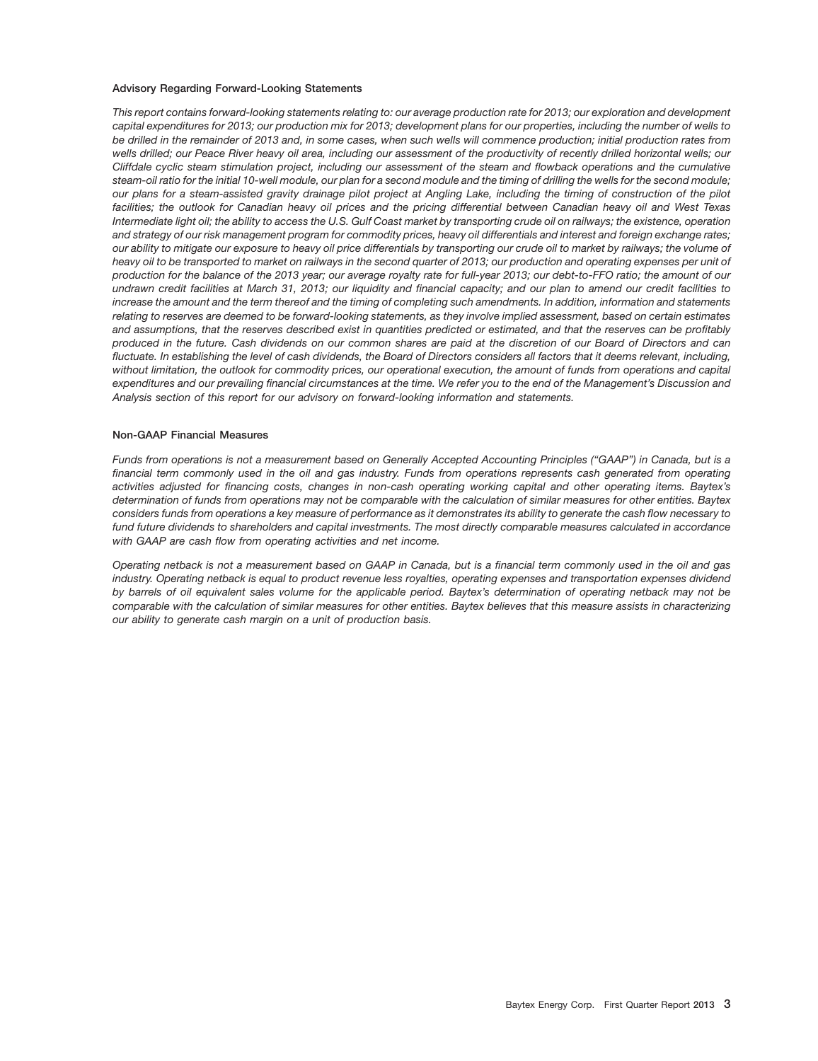### Advisory Regarding Forward-Looking Statements

*This report contains forward-looking statements relating to: our average production rate for 2013; our exploration and development capital expenditures for 2013; our production mix for 2013; development plans for our properties, including the number of wells to be drilled in the remainder of 2013 and, in some cases, when such wells will commence production; initial production rates from wells drilled; our Peace River heavy oil area, including our assessment of the productivity of recently drilled horizontal wells; our Cliffdale cyclic steam stimulation project, including our assessment of the steam and flowback operations and the cumulative steam-oil ratio for the initial 10-well module, our plan for a second module and the timing of drilling the wells for the second module; our plans for a steam-assisted gravity drainage pilot project at Angling Lake, including the timing of construction of the pilot facilities; the outlook for Canadian heavy oil prices and the pricing differential between Canadian heavy oil and West Texas Intermediate light oil; the ability to access the U.S. Gulf Coast market by transporting crude oil on railways; the existence, operation and strategy of our risk management program for commodity prices, heavy oil differentials and interest and foreign exchange rates; our ability to mitigate our exposure to heavy oil price differentials by transporting our crude oil to market by railways; the volume of heavy oil to be transported to market on railways in the second quarter of 2013; our production and operating expenses per unit of production for the balance of the 2013 year; our average royalty rate for full-year 2013; our debt-to-FFO ratio; the amount of our undrawn credit facilities at March 31, 2013; our liquidity and financial capacity; and our plan to amend our credit facilities to increase the amount and the term thereof and the timing of completing such amendments. In addition, information and statements relating to reserves are deemed to be forward-looking statements, as they involve implied assessment, based on certain estimates and assumptions, that the reserves described exist in quantities predicted or estimated, and that the reserves can be profitably produced in the future. Cash dividends on our common shares are paid at the discretion of our Board of Directors and can fluctuate. In establishing the level of cash dividends, the Board of Directors considers all factors that it deems relevant, including, without limitation, the outlook for commodity prices, our operational execution, the amount of funds from operations and capital expenditures and our prevailing financial circumstances at the time. We refer you to the end of the Management's Discussion and Analysis section of this report for our advisory on forward-looking information and statements.*

### Non-GAAP Financial Measures

*Funds from operations is not a measurement based on Generally Accepted Accounting Principles ("GAAP") in Canada, but is a financial term commonly used in the oil and gas industry. Funds from operations represents cash generated from operating activities adjusted for financing costs, changes in non-cash operating working capital and other operating items. Baytex's determination of funds from operations may not be comparable with the calculation of similar measures for other entities. Baytex considers funds from operations a key measure of performance as it demonstrates its ability to generate the cash flow necessary to fund future dividends to shareholders and capital investments. The most directly comparable measures calculated in accordance with GAAP are cash flow from operating activities and net income.*

*Operating netback is not a measurement based on GAAP in Canada, but is a financial term commonly used in the oil and gas industry. Operating netback is equal to product revenue less royalties, operating expenses and transportation expenses dividend by barrels of oil equivalent sales volume for the applicable period. Baytex's determination of operating netback may not be comparable with the calculation of similar measures for other entities. Baytex believes that this measure assists in characterizing our ability to generate cash margin on a unit of production basis.*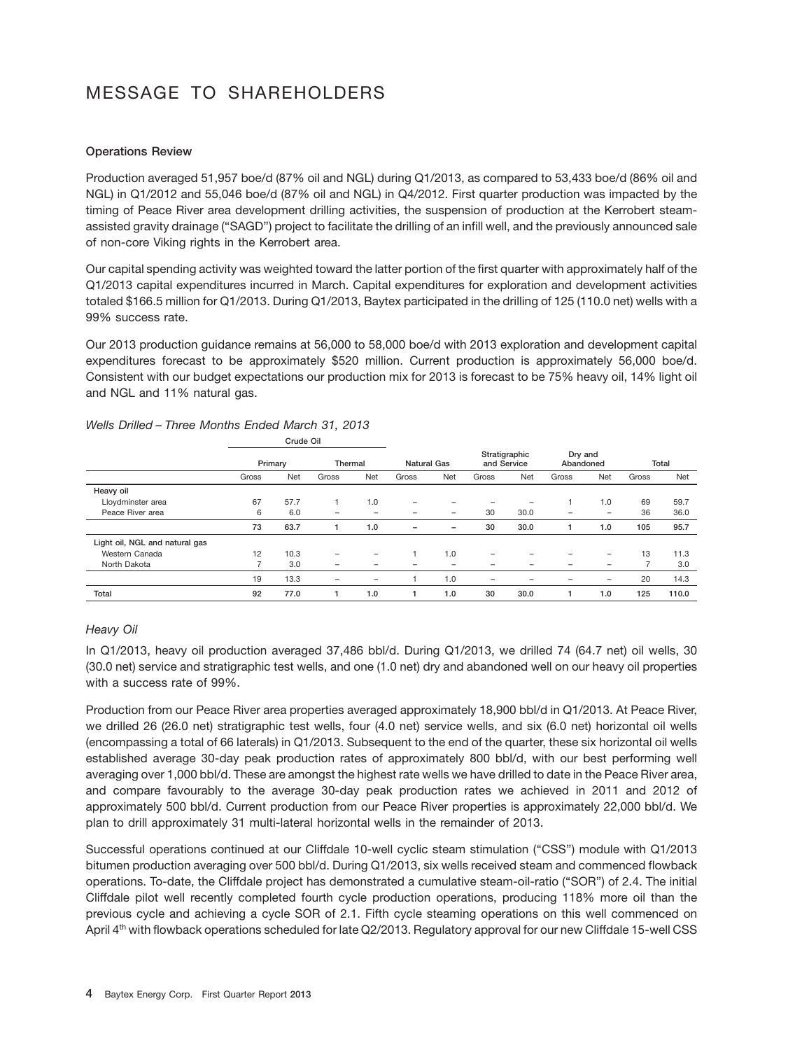# MESSAGE TO SHAREHOLDERS

**Operations Review**

Production averaged 51,957 boe/d (87% oil and NGL) during Q1/2013, as compared to 53,433 boe/d (86% oil and NGL) in Q1/2012 and 55,046 boe/d (87% oil and NGL) in Q4/2012. First quarter production was impacted by the timing of Peace River area development drilling activities, the suspension of production at the Kerrobert steam-assisted gravity drainage ("SAGD") project to facilitate the drilling of an infill well, and the previously announced sale of non-core Viking rights in the Kerrobert area.

Our capital spending activity was weighted toward the latter portion of the first quarter with approximately half of the Q1/2013 capital expenditures incurred in March. Capital expenditures for exploration and development activities totaled $166.5 million for Q1/2013. During Q1/2013, Baytex participated in the drilling of 125 (110.0 net) wells with a 99% success rate.

Our 2013 production guidance remains at 56,000 to 58,000 boe/d with 2013 exploration and development capital expenditures forecast to be approximately $520 million. Current production is approximately 56,000 boe/d. Consistent with our budget expectations our production mix for 2013 is forecast to be 75% heavy oil, 14% light oil and NGL and 11% natural gas.

*Wells Drilled – Three Months Ended March 31, 2013*

| | Crude Oil | | | | | | | | | | | |
|---|---|---|---|---|---|---|---|---|---|---|---|---|
| | Primary | | Thermal | | Natural Gas | | Stratigraphic and Service | | Dry and Abandoned | | Total | |
| | Gross | Net | Gross | Net | Gross | Net | Gross | Net | Gross | Net | Gross | Net |
| **Heavy oil** | | | | | | | | | | | | |
| Lloydminster area | 67 | 57.7 | 1 | 1.0 | – | – | – | – | 1 | 1.0 | 69 | 59.7 |
| Peace River area | 6 | 6.0 | – | – | – | – | 30 | 30.0 | – | – | 36 | 36.0 |
| | **73** | **63.7** | **1** | **1.0** | **–** | **–** | **30** | **30.0** | **1** | **1.0** | **105** | **95.7** |
| **Light oil, NGL and natural gas** | | | | | | | | | | | | |
| Western Canada | 12 | 10.3 | – | – | 1 | 1.0 | – | – | – | – | 13 | 11.3 |
| North Dakota | 7 | 3.0 | – | – | – | – | – | – | – | – | 7 | 3.0 |
| | 19 | 13.3 | – | – | 1 | 1.0 | – | – | – | – | 20 | 14.3 |
| **Total** | **92** | **77.0** | **1** | **1.0** | **1** | **1.0** | **30** | **30.0** | **1** | **1.0** | **125** | **110.0** |

*Heavy Oil*

In Q1/2013, heavy oil production averaged 37,486 bbl/d. During Q1/2013, we drilled 74 (64.7 net) oil wells, 30 (30.0 net) service and stratigraphic test wells, and one (1.0 net) dry and abandoned well on our heavy oil properties with a success rate of 99%.

Production from our Peace River area properties averaged approximately 18,900 bbl/d in Q1/2013. At Peace River, we drilled 26 (26.0 net) stratigraphic test wells, four (4.0 net) service wells, and six (6.0 net) horizontal oil wells (encompassing a total of 66 laterals) in Q1/2013. Subsequent to the end of the quarter, these six horizontal oil wells established average 30-day peak production rates of approximately 800 bbl/d, with our best performing well averaging over 1,000 bbl/d. These are amongst the highest rate wells we have drilled to date in the Peace River area, and compare favourably to the average 30-day peak production rates we achieved in 2011 and 2012 of approximately 500 bbl/d. Current production from our Peace River properties is approximately 22,000 bbl/d. We plan to drill approximately 31 multi-lateral horizontal wells in the remainder of 2013.

Successful operations continued at our Cliffdale 10-well cyclic steam stimulation ("CSS") module with Q1/2013 bitumen production averaging over 500 bbl/d. During Q1/2013, six wells received steam and commenced flowback operations. To-date, the Cliffdale project has demonstrated a cumulative steam-oil-ratio ("SOR") of 2.4. The initial Cliffdale pilot well recently completed fourth cycle production operations, producing 118% more oil than the previous cycle and achieving a cycle SOR of 2.1. Fifth cycle steaming operations on this well commenced on April 4th with flowback operations scheduled for late Q2/2013. Regulatory approval for our new Cliffdale 15-well CSS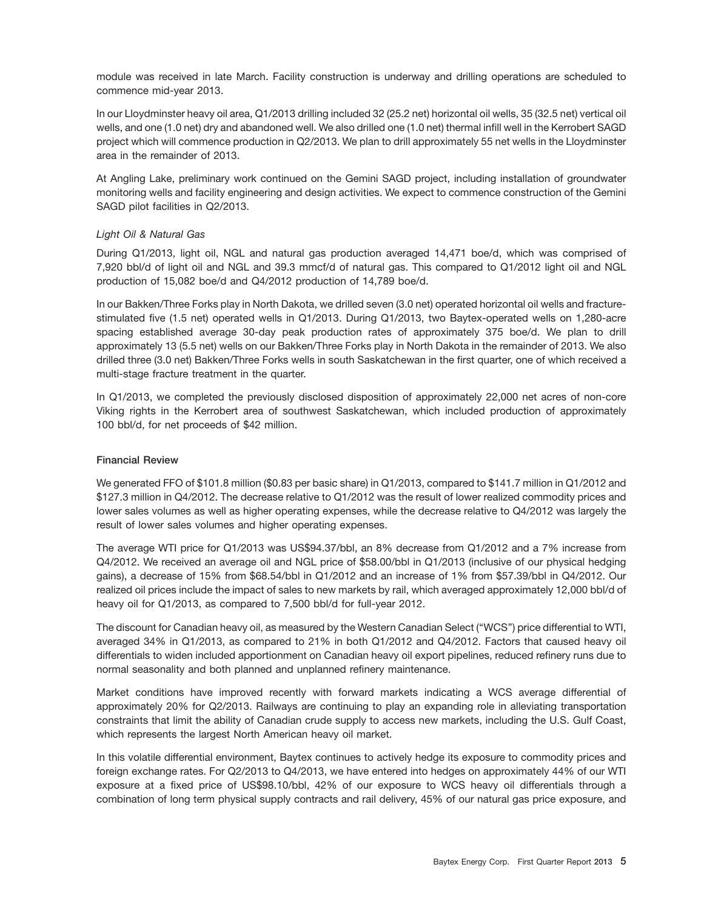module was received in late March. Facility construction is underway and drilling operations are scheduled to commence mid-year 2013.

In our Lloydminster heavy oil area, Q1/2013 drilling included 32 (25.2 net) horizontal oil wells, 35 (32.5 net) vertical oil wells, and one (1.0 net) dry and abandoned well. We also drilled one (1.0 net) thermal infill well in the Kerrobert SAGD project which will commence production in Q2/2013. We plan to drill approximately 55 net wells in the Lloydminster area in the remainder of 2013.

At Angling Lake, preliminary work continued on the Gemini SAGD project, including installation of groundwater monitoring wells and facility engineering and design activities. We expect to commence construction of the Gemini SAGD pilot facilities in Q2/2013.

*Light Oil & Natural Gas*

During Q1/2013, light oil, NGL and natural gas production averaged 14,471 boe/d, which was comprised of 7,920 bbl/d of light oil and NGL and 39.3 mmcf/d of natural gas. This compared to Q1/2012 light oil and NGL production of 15,082 boe/d and Q4/2012 production of 14,789 boe/d.

In our Bakken/Three Forks play in North Dakota, we drilled seven (3.0 net) operated horizontal oil wells and fracture-stimulated five (1.5 net) operated wells in Q1/2013. During Q1/2013, two Baytex-operated wells on 1,280-acre spacing established average 30-day peak production rates of approximately 375 boe/d. We plan to drill approximately 13 (5.5 net) wells on our Bakken/Three Forks play in North Dakota in the remainder of 2013. We also drilled three (3.0 net) Bakken/Three Forks wells in south Saskatchewan in the first quarter, one of which received a multi-stage fracture treatment in the quarter.

In Q1/2013, we completed the previously disclosed disposition of approximately 22,000 net acres of non-core Viking rights in the Kerrobert area of southwest Saskatchewan, which included production of approximately 100 bbl/d, for net proceeds of $42 million.

**Financial Review**

We generated FFO of $101.8 million ($0.83 per basic share) in Q1/2013, compared to $141.7 million in Q1/2012 and $127.3 million in Q4/2012. The decrease relative to Q1/2012 was the result of lower realized commodity prices and lower sales volumes as well as higher operating expenses, while the decrease relative to Q4/2012 was largely the result of lower sales volumes and higher operating expenses.

The average WTI price for Q1/2013 was US$94.37/bbl, an 8% decrease from Q1/2012 and a 7% increase from Q4/2012. We received an average oil and NGL price of $58.00/bbl in Q1/2013 (inclusive of our physical hedging gains), a decrease of 15% from $68.54/bbl in Q1/2012 and an increase of 1% from $57.39/bbl in Q4/2012. Our realized oil prices include the impact of sales to new markets by rail, which averaged approximately 12,000 bbl/d of heavy oil for Q1/2013, as compared to 7,500 bbl/d for full-year 2012.

The discount for Canadian heavy oil, as measured by the Western Canadian Select ("WCS") price differential to WTI, averaged 34% in Q1/2013, as compared to 21% in both Q1/2012 and Q4/2012. Factors that caused heavy oil differentials to widen included apportionment on Canadian heavy oil export pipelines, reduced refinery runs due to normal seasonality and both planned and unplanned refinery maintenance.

Market conditions have improved recently with forward markets indicating a WCS average differential of approximately 20% for Q2/2013. Railways are continuing to play an expanding role in alleviating transportation constraints that limit the ability of Canadian crude supply to access new markets, including the U.S. Gulf Coast, which represents the largest North American heavy oil market.

In this volatile differential environment, Baytex continues to actively hedge its exposure to commodity prices and foreign exchange rates. For Q2/2013 to Q4/2013, we have entered into hedges on approximately 44% of our WTI exposure at a fixed price of US$98.10/bbl, 42% of our exposure to WCS heavy oil differentials through a combination of long term physical supply contracts and rail delivery, 45% of our natural gas price exposure, and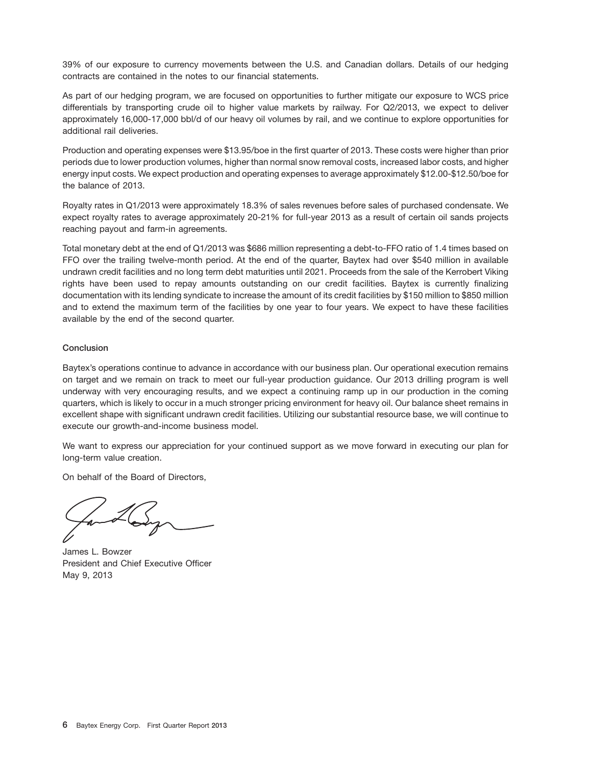39% of our exposure to currency movements between the U.S. and Canadian dollars. Details of our hedging contracts are contained in the notes to our financial statements.

As part of our hedging program, we are focused on opportunities to further mitigate our exposure to WCS price differentials by transporting crude oil to higher value markets by railway. For Q2/2013, we expect to deliver approximately 16,000-17,000 bbl/d of our heavy oil volumes by rail, and we continue to explore opportunities for additional rail deliveries.

Production and operating expenses were $13.95/boe in the first quarter of 2013. These costs were higher than prior periods due to lower production volumes, higher than normal snow removal costs, increased labor costs, and higher energy input costs. We expect production and operating expenses to average approximately $12.00-$12.50/boe for the balance of 2013.

Royalty rates in Q1/2013 were approximately 18.3% of sales revenues before sales of purchased condensate. We expect royalty rates to average approximately 20-21% for full-year 2013 as a result of certain oil sands projects reaching payout and farm-in agreements.

Total monetary debt at the end of Q1/2013 was $686 million representing a debt-to-FFO ratio of 1.4 times based on FFO over the trailing twelve-month period. At the end of the quarter, Baytex had over $540 million in available undrawn credit facilities and no long term debt maturities until 2021. Proceeds from the sale of the Kerrobert Viking rights have been used to repay amounts outstanding on our credit facilities. Baytex is currently finalizing documentation with its lending syndicate to increase the amount of its credit facilities by $150 million to $850 million and to extend the maximum term of the facilities by one year to four years. We expect to have these facilities available by the end of the second quarter.

### Conclusion

Baytex's operations continue to advance in accordance with our business plan. Our operational execution remains on target and we remain on track to meet our full-year production guidance. Our 2013 drilling program is well underway with very encouraging results, and we expect a continuing ramp up in our production in the coming quarters, which is likely to occur in a much stronger pricing environment for heavy oil. Our balance sheet remains in excellent shape with significant undrawn credit facilities. Utilizing our substantial resource base, we will continue to execute our growth-and-income business model.

We want to express our appreciation for your continued support as we move forward in executing our plan for long-term value creation.

On behalf of the Board of Directors,

James L. Bowzer
President and Chief Executive Officer
May 9, 2013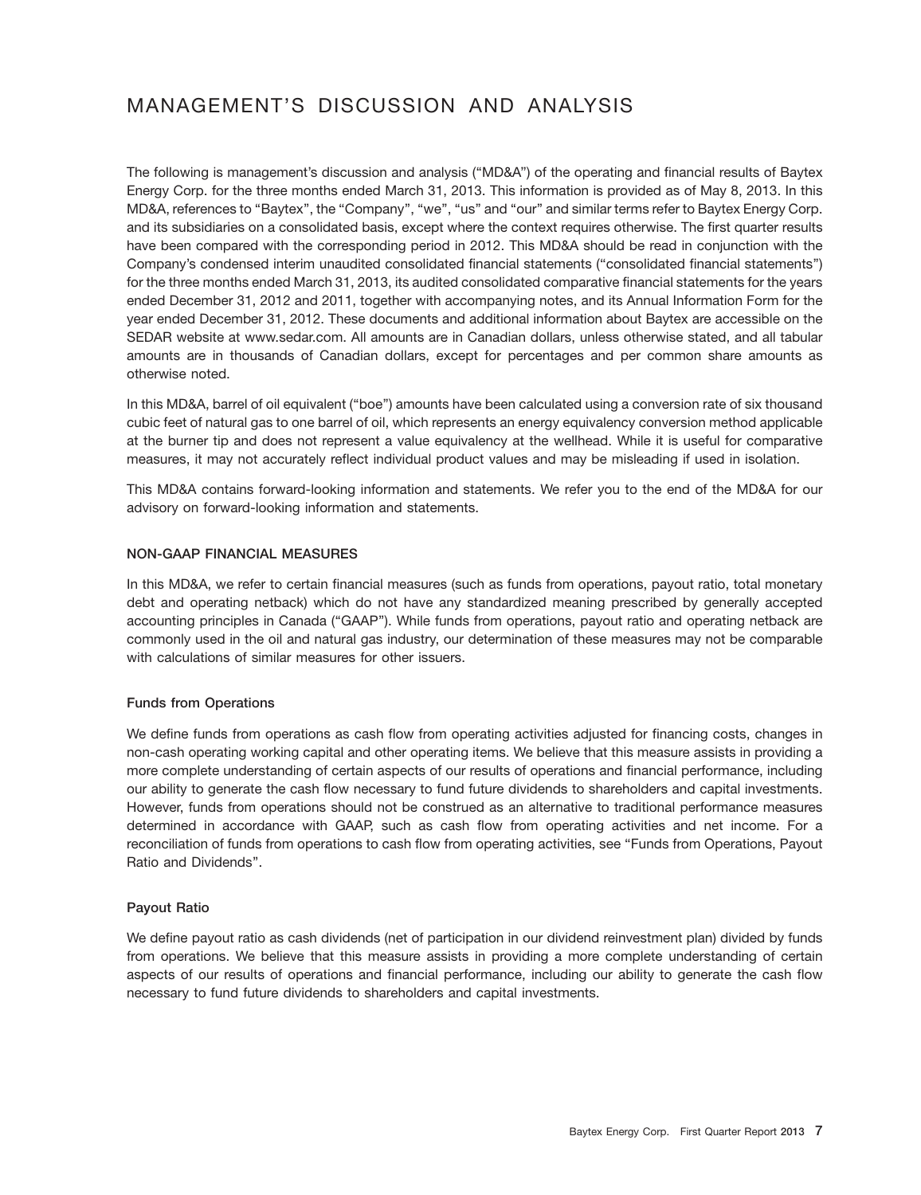# MANAGEMENT'S DISCUSSION AND ANALYSIS

The following is management's discussion and analysis ("MD&A") of the operating and financial results of Baytex Energy Corp. for the three months ended March 31, 2013. This information is provided as of May 8, 2013. In this MD&A, references to "Baytex", the "Company", "we", "us" and "our" and similar terms refer to Baytex Energy Corp. and its subsidiaries on a consolidated basis, except where the context requires otherwise. The first quarter results have been compared with the corresponding period in 2012. This MD&A should be read in conjunction with the Company's condensed interim unaudited consolidated financial statements ("consolidated financial statements") for the three months ended March 31, 2013, its audited consolidated comparative financial statements for the years ended December 31, 2012 and 2011, together with accompanying notes, and its Annual Information Form for the year ended December 31, 2012. These documents and additional information about Baytex are accessible on the SEDAR website at www.sedar.com. All amounts are in Canadian dollars, unless otherwise stated, and all tabular amounts are in thousands of Canadian dollars, except for percentages and per common share amounts as otherwise noted.

In this MD&A, barrel of oil equivalent ("boe") amounts have been calculated using a conversion rate of six thousand cubic feet of natural gas to one barrel of oil, which represents an energy equivalency conversion method applicable at the burner tip and does not represent a value equivalency at the wellhead. While it is useful for comparative measures, it may not accurately reflect individual product values and may be misleading if used in isolation.

This MD&A contains forward-looking information and statements. We refer you to the end of the MD&A for our advisory on forward-looking information and statements.

## NON-GAAP FINANCIAL MEASURES

In this MD&A, we refer to certain financial measures (such as funds from operations, payout ratio, total monetary debt and operating netback) which do not have any standardized meaning prescribed by generally accepted accounting principles in Canada ("GAAP"). While funds from operations, payout ratio and operating netback are commonly used in the oil and natural gas industry, our determination of these measures may not be comparable with calculations of similar measures for other issuers.

### Funds from Operations

We define funds from operations as cash flow from operating activities adjusted for financing costs, changes in non-cash operating working capital and other operating items. We believe that this measure assists in providing a more complete understanding of certain aspects of our results of operations and financial performance, including our ability to generate the cash flow necessary to fund future dividends to shareholders and capital investments. However, funds from operations should not be construed as an alternative to traditional performance measures determined in accordance with GAAP, such as cash flow from operating activities and net income. For a reconciliation of funds from operations to cash flow from operating activities, see "Funds from Operations, Payout Ratio and Dividends".

### Payout Ratio

We define payout ratio as cash dividends (net of participation in our dividend reinvestment plan) divided by funds from operations. We believe that this measure assists in providing a more complete understanding of certain aspects of our results of operations and financial performance, including our ability to generate the cash flow necessary to fund future dividends to shareholders and capital investments.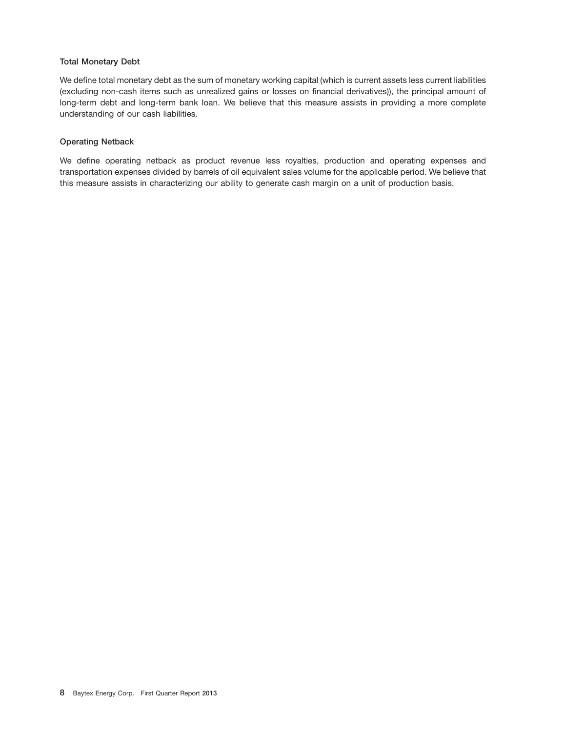### Total Monetary Debt

We define total monetary debt as the sum of monetary working capital (which is current assets less current liabilities (excluding non-cash items such as unrealized gains or losses on financial derivatives)), the principal amount of long-term debt and long-term bank loan. We believe that this measure assists in providing a more complete understanding of our cash liabilities.

### Operating Netback

We define operating netback as product revenue less royalties, production and operating expenses and transportation expenses divided by barrels of oil equivalent sales volume for the applicable period. We believe that this measure assists in characterizing our ability to generate cash margin on a unit of production basis.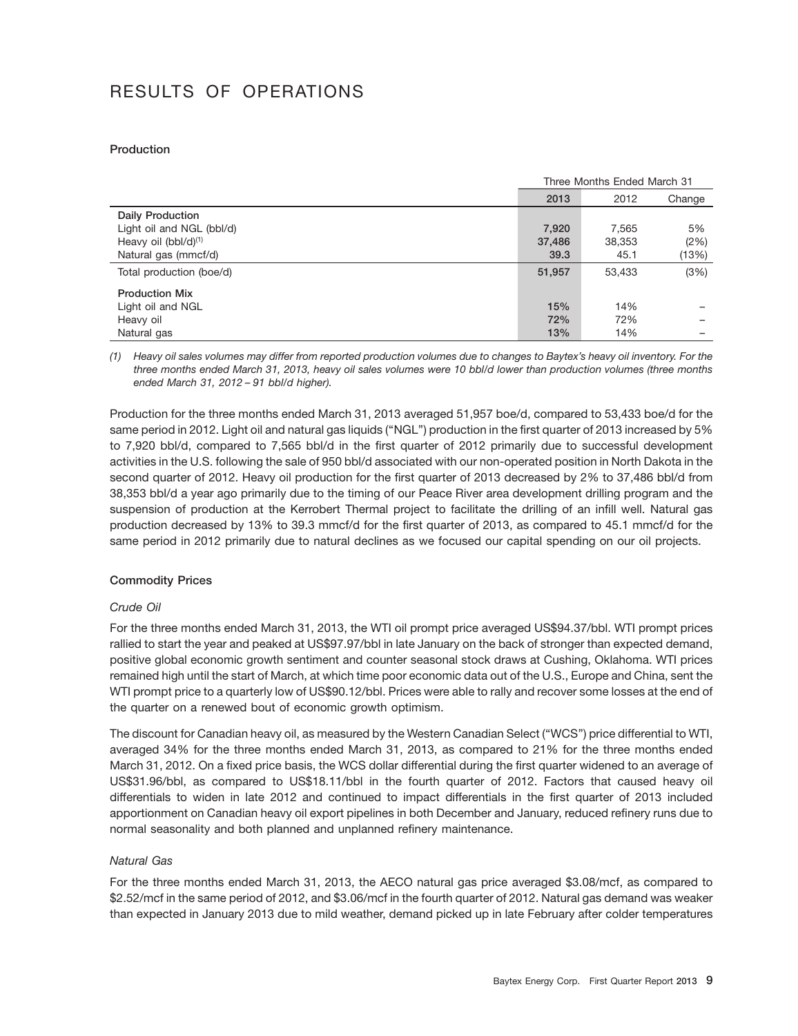# RESULTS OF OPERATIONS

**Production**

| | Three Months Ended March 31 | | |
|---|---|---|---|
| | **2013** | 2012 | Change |
| **Daily Production** | | | |
| Light oil and NGL (bbl/d) | **7,920** | 7,565 | 5% |
| Heavy oil (bbl/d)[(1)] | **37,486** | 38,353 | (2%) |
| Natural gas (mmcf/d) | **39.3** | 45.1 | (13%) |
| Total production (boe/d) | **51,957** | 53,433 | (3%) |
| **Production Mix** | | | |
| Light oil and NGL | **15%** | 14% | – |
| Heavy oil | **72%** | 72% | – |
| Natural gas | **13%** | 14% | – |

*(1) Heavy oil sales volumes may differ from reported production volumes due to changes to Baytex's heavy oil inventory. For the three months ended March 31, 2013, heavy oil sales volumes were 10 bbl/d lower than production volumes (three months ended March 31, 2012 – 91 bbl/d higher).*

Production for the three months ended March 31, 2013 averaged 51,957 boe/d, compared to 53,433 boe/d for the same period in 2012. Light oil and natural gas liquids ("NGL") production in the first quarter of 2013 increased by 5% to 7,920 bbl/d, compared to 7,565 bbl/d in the first quarter of 2012 primarily due to successful development activities in the U.S. following the sale of 950 bbl/d associated with our non-operated position in North Dakota in the second quarter of 2012. Heavy oil production for the first quarter of 2013 decreased by 2% to 37,486 bbl/d from 38,353 bbl/d a year ago primarily due to the timing of our Peace River area development drilling program and the suspension of production at the Kerrobert Thermal project to facilitate the drilling of an infill well. Natural gas production decreased by 13% to 39.3 mmcf/d for the first quarter of 2013, as compared to 45.1 mmcf/d for the same period in 2012 primarily due to natural declines as we focused our capital spending on our oil projects.

**Commodity Prices**

*Crude Oil*

For the three months ended March 31, 2013, the WTI oil prompt price averaged US$94.37/bbl. WTI prompt prices rallied to start the year and peaked at US$97.97/bbl in late January on the back of stronger than expected demand, positive global economic growth sentiment and counter seasonal stock draws at Cushing, Oklahoma. WTI prices remained high until the start of March, at which time poor economic data out of the U.S., Europe and China, sent the WTI prompt price to a quarterly low of US$90.12/bbl. Prices were able to rally and recover some losses at the end of the quarter on a renewed bout of economic growth optimism.

The discount for Canadian heavy oil, as measured by the Western Canadian Select ("WCS") price differential to WTI, averaged 34% for the three months ended March 31, 2013, as compared to 21% for the three months ended March 31, 2012. On a fixed price basis, the WCS dollar differential during the first quarter widened to an average of US$31.96/bbl, as compared to US$18.11/bbl in the fourth quarter of 2012. Factors that caused heavy oil differentials to widen in late 2012 and continued to impact differentials in the first quarter of 2013 included apportionment on Canadian heavy oil export pipelines in both December and January, reduced refinery runs due to normal seasonality and both planned and unplanned refinery maintenance.

*Natural Gas*

For the three months ended March 31, 2013, the AECO natural gas price averaged $3.08/mcf, as compared to $2.52/mcf in the same period of 2012, and $3.06/mcf in the fourth quarter of 2012. Natural gas demand was weaker than expected in January 2013 due to mild weather, demand picked up in late February after colder temperatures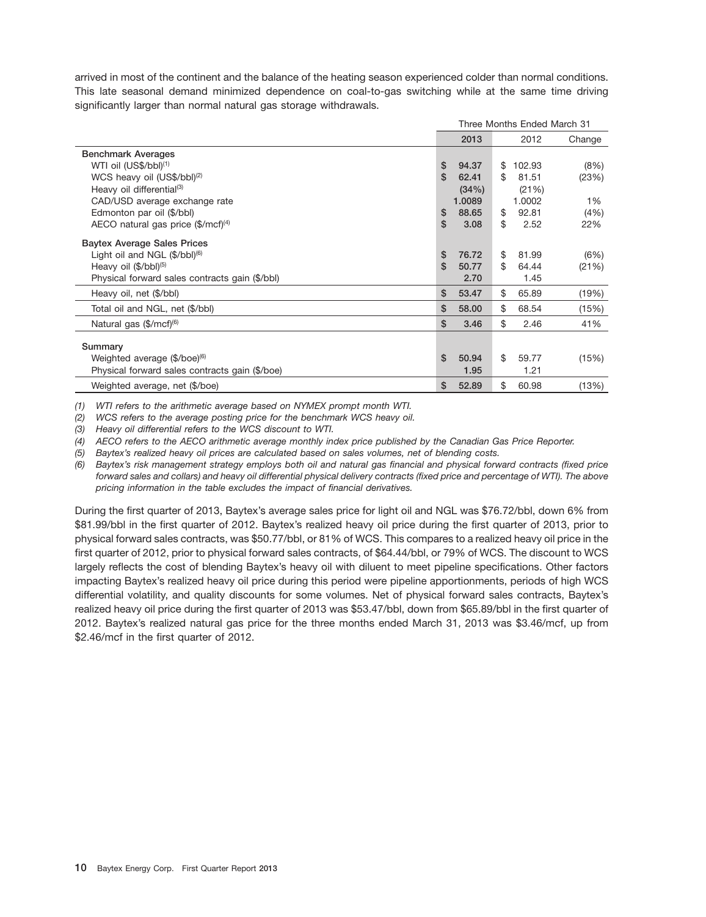arrived in most of the continent and the balance of the heating season experienced colder than normal conditions. This late seasonal demand minimized dependence on coal-to-gas switching while at the same time driving significantly larger than normal natural gas storage withdrawals.

| | Three Months Ended March 31 | | |
|---|---|---|---|
| | 2013 | 2012 | Change |
| **Benchmark Averages** | | | |
| WTI oil (US$/bbl)[1] | $ 94.37 | $ 102.93 | (8%) |
| WCS heavy oil (US$/bbl)[2] | $ 62.41 | $ 81.51 | (23%) |
| Heavy oil differential[3] | (34%) | (21%) | |
| CAD/USD average exchange rate | 1.0089 | 1.0002 | 1% |
| Edmonton par oil ($/bbl) | $ 88.65 | $ 92.81 | (4%) |
| AECO natural gas price ($/mcf)[4] | $ 3.08 | $ 2.52 | 22% |
| **Baytex Average Sales Prices** | | | |
| Light oil and NGL ($/bbl)[6] | $ 76.72 | $ 81.99 | (6%) |
| Heavy oil ($/bbl)[5] | $ 50.77 | $ 64.44 | (21%) |
| Physical forward sales contracts gain ($/bbl) | 2.70 | 1.45 | |
| Heavy oil, net ($/bbl) | $ 53.47 | $ 65.89 | (19%) |
| Total oil and NGL, net ($/bbl) | $ 58.00 | $ 68.54 | (15%) |
| Natural gas ($/mcf)[6] | $ 3.46 | $ 2.46 | 41% |
| **Summary** | | | |
| Weighted average ($/boe)[6] | $ 50.94 | $ 59.77 | (15%) |
| Physical forward sales contracts gain ($/boe) | 1.95 | 1.21 | |
| Weighted average, net ($/boe) | $ 52.89 | $ 60.98 | (13%) |

*(1) WTI refers to the arithmetic average based on NYMEX prompt month WTI.*

*(2) WCS refers to the average posting price for the benchmark WCS heavy oil.*

*(3) Heavy oil differential refers to the WCS discount to WTI.*

*(4) AECO refers to the AECO arithmetic average monthly index price published by the Canadian Gas Price Reporter.*

*(5) Baytex's realized heavy oil prices are calculated based on sales volumes, net of blending costs.*

*(6) Baytex's risk management strategy employs both oil and natural gas financial and physical forward contracts (fixed price forward sales and collars) and heavy oil differential physical delivery contracts (fixed price and percentage of WTI). The above pricing information in the table excludes the impact of financial derivatives.*

During the first quarter of 2013, Baytex's average sales price for light oil and NGL was $76.72/bbl, down 6% from $81.99/bbl in the first quarter of 2012. Baytex's realized heavy oil price during the first quarter of 2013, prior to physical forward sales contracts, was $50.77/bbl, or 81% of WCS. This compares to a realized heavy oil price in the first quarter of 2012, prior to physical forward sales contracts, of $64.44/bbl, or 79% of WCS. The discount to WCS largely reflects the cost of blending Baytex's heavy oil with diluent to meet pipeline specifications. Other factors impacting Baytex's realized heavy oil price during this period were pipeline apportionments, periods of high WCS differential volatility, and quality discounts for some volumes. Net of physical forward sales contracts, Baytex's realized heavy oil price during the first quarter of 2013 was $53.47/bbl, down from $65.89/bbl in the first quarter of 2012. Baytex's realized natural gas price for the three months ended March 31, 2013 was $3.46/mcf, up from $2.46/mcf in the first quarter of 2012.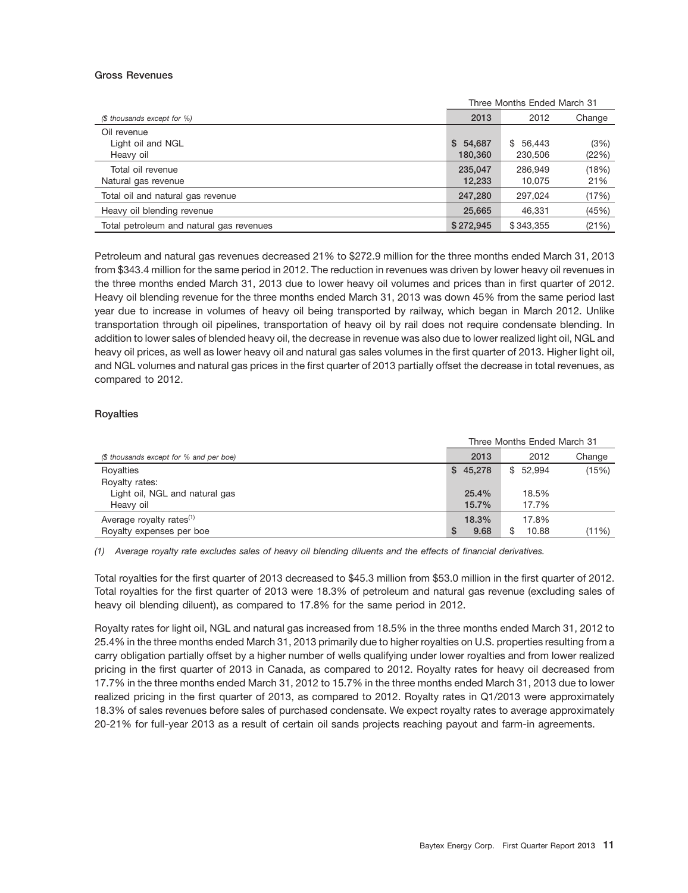### Gross Revenues

| ($ thousands except for %) | Three Months Ended March 31 2013 | 2012 | Change |
|---|---|---|---|
| Oil revenue | | | |
| Light oil and NGL | $ 54,687 | $ 56,443 | (3%) |
| Heavy oil | 180,360 | 230,506 | (22%) |
| Total oil revenue | 235,047 | 286,949 | (18%) |
| Natural gas revenue | 12,233 | 10,075 | 21% |
| Total oil and natural gas revenue | 247,280 | 297,024 | (17%) |
| Heavy oil blending revenue | 25,665 | 46,331 | (45%) |
| Total petroleum and natural gas revenues | $ 272,945 | $ 343,355 | (21%) |

Petroleum and natural gas revenues decreased 21% to $272.9 million for the three months ended March 31, 2013 from $343.4 million for the same period in 2012. The reduction in revenues was driven by lower heavy oil revenues in the three months ended March 31, 2013 due to lower heavy oil volumes and prices than in first quarter of 2012. Heavy oil blending revenue for the three months ended March 31, 2013 was down 45% from the same period last year due to increase in volumes of heavy oil being transported by railway, which began in March 2012. Unlike transportation through oil pipelines, transportation of heavy oil by rail does not require condensate blending. In addition to lower sales of blended heavy oil, the decrease in revenue was also due to lower realized light oil, NGL and heavy oil prices, as well as lower heavy oil and natural gas sales volumes in the first quarter of 2013. Higher light oil, and NGL volumes and natural gas prices in the first quarter of 2013 partially offset the decrease in total revenues, as compared to 2012.

### Royalties

| ($ thousands except for % and per boe) | Three Months Ended March 31 2013 | 2012 | Change |
|---|---|---|---|
| Royalties | $ 45,278 | $ 52,994 | (15%) |
| Royalty rates: | | | |
| Light oil, NGL and natural gas | 25.4% | 18.5% | |
| Heavy oil | 15.7% | 17.7% | |
| Average royalty rates[1] | 18.3% | 17.8% | |
| Royalty expenses per boe | $ 9.68 | $ 10.88 | (11%) |

*(1) Average royalty rate excludes sales of heavy oil blending diluents and the effects of financial derivatives.*

Total royalties for the first quarter of 2013 decreased to $45.3 million from $53.0 million in the first quarter of 2012. Total royalties for the first quarter of 2013 were 18.3% of petroleum and natural gas revenue (excluding sales of heavy oil blending diluent), as compared to 17.8% for the same period in 2012.

Royalty rates for light oil, NGL and natural gas increased from 18.5% in the three months ended March 31, 2012 to 25.4% in the three months ended March 31, 2013 primarily due to higher royalties on U.S. properties resulting from a carry obligation partially offset by a higher number of wells qualifying under lower royalties and from lower realized pricing in the first quarter of 2013 in Canada, as compared to 2012. Royalty rates for heavy oil decreased from 17.7% in the three months ended March 31, 2012 to 15.7% in the three months ended March 31, 2013 due to lower realized pricing in the first quarter of 2013, as compared to 2012. Royalty rates in Q1/2013 were approximately 18.3% of sales revenues before sales of purchased condensate. We expect royalty rates to average approximately 20-21% for full-year 2013 as a result of certain oil sands projects reaching payout and farm-in agreements.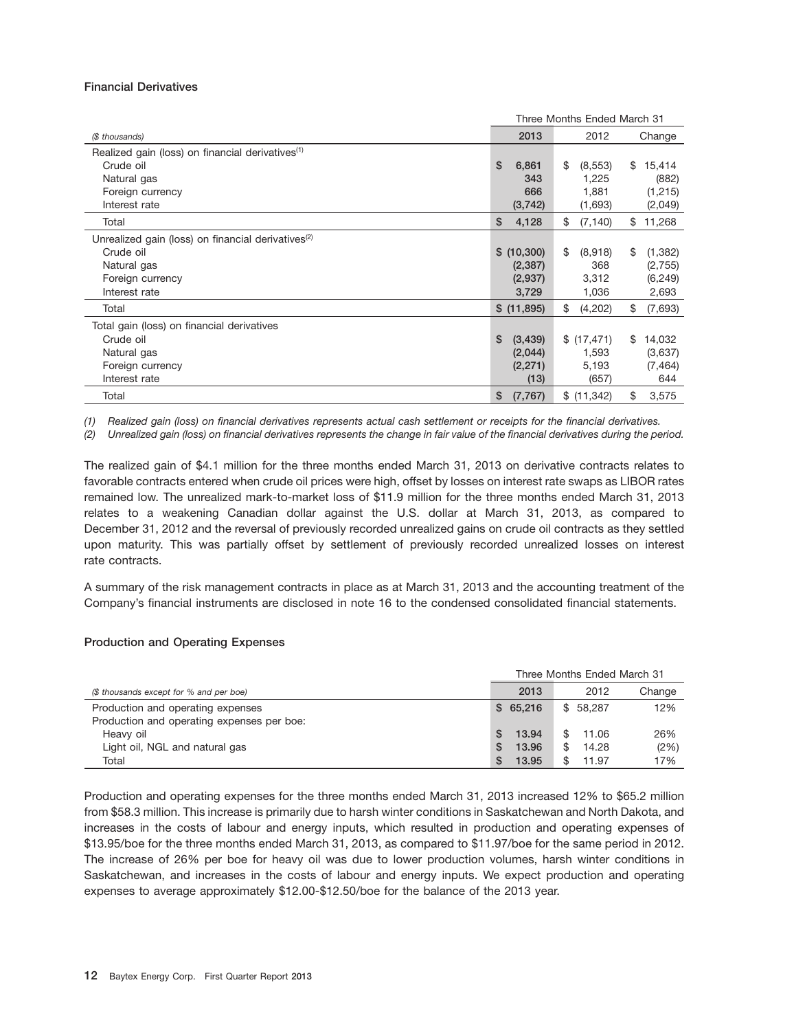### Financial Derivatives

| ($ thousands) | Three Months Ended March 31 2013 | 2012 | Change |
|---|---|---|---|
| Realized gain (loss) on financial derivatives[(1)] | | | |
| Crude oil | $ 6,861 | $ (8,553) | $ 15,414 |
| Natural gas | 343 | 1,225 | (882) |
| Foreign currency | 666 | 1,881 | (1,215) |
| Interest rate | (3,742) | (1,693) | (2,049) |
| Total | $ 4,128 | $ (7,140) | $ 11,268 |
| Unrealized gain (loss) on financial derivatives[(2)] | | | |
| Crude oil | $ (10,300) | $ (8,918) | $ (1,382) |
| Natural gas | (2,387) | 368 | (2,755) |
| Foreign currency | (2,937) | 3,312 | (6,249) |
| Interest rate | 3,729 | 1,036 | 2,693 |
| Total | $ (11,895) | $ (4,202) | $ (7,693) |
| Total gain (loss) on financial derivatives | | | |
| Crude oil | $ (3,439) | $ (17,471) | $ 14,032 |
| Natural gas | (2,044) | 1,593 | (3,637) |
| Foreign currency | (2,271) | 5,193 | (7,464) |
| Interest rate | (13) | (657) | 644 |
| Total | $ (7,767) | $ (11,342) | $ 3,575 |

*(1) Realized gain (loss) on financial derivatives represents actual cash settlement or receipts for the financial derivatives.*
*(2) Unrealized gain (loss) on financial derivatives represents the change in fair value of the financial derivatives during the period.*

The realized gain of $4.1 million for the three months ended March 31, 2013 on derivative contracts relates to favorable contracts entered when crude oil prices were high, offset by losses on interest rate swaps as LIBOR rates remained low. The unrealized mark-to-market loss of $11.9 million for the three months ended March 31, 2013 relates to a weakening Canadian dollar against the U.S. dollar at March 31, 2013, as compared to December 31, 2012 and the reversal of previously recorded unrealized gains on crude oil contracts as they settled upon maturity. This was partially offset by settlement of previously recorded unrealized losses on interest rate contracts.

A summary of the risk management contracts in place as at March 31, 2013 and the accounting treatment of the Company's financial instruments are disclosed in note 16 to the condensed consolidated financial statements.

### Production and Operating Expenses

| ($ thousands except for % and per boe) | Three Months Ended March 31 2013 | 2012 | Change |
|---|---|---|---|
| Production and operating expenses | $ 65,216 | $ 58,287 | 12% |
| Production and operating expenses per boe: | | | |
| Heavy oil | $ 13.94 | $ 11.06 | 26% |
| Light oil, NGL and natural gas | $ 13.96 | $ 14.28 | (2%) |
| Total | $ 13.95 | $ 11.97 | 17% |

Production and operating expenses for the three months ended March 31, 2013 increased 12% to $65.2 million from $58.3 million. This increase is primarily due to harsh winter conditions in Saskatchewan and North Dakota, and increases in the costs of labour and energy inputs, which resulted in production and operating expenses of $13.95/boe for the three months ended March 31, 2013, as compared to $11.97/boe for the same period in 2012. The increase of 26% per boe for heavy oil was due to lower production volumes, harsh winter conditions in Saskatchewan, and increases in the costs of labour and energy inputs. We expect production and operating expenses to average approximately $12.00-$12.50/boe for the balance of the 2013 year.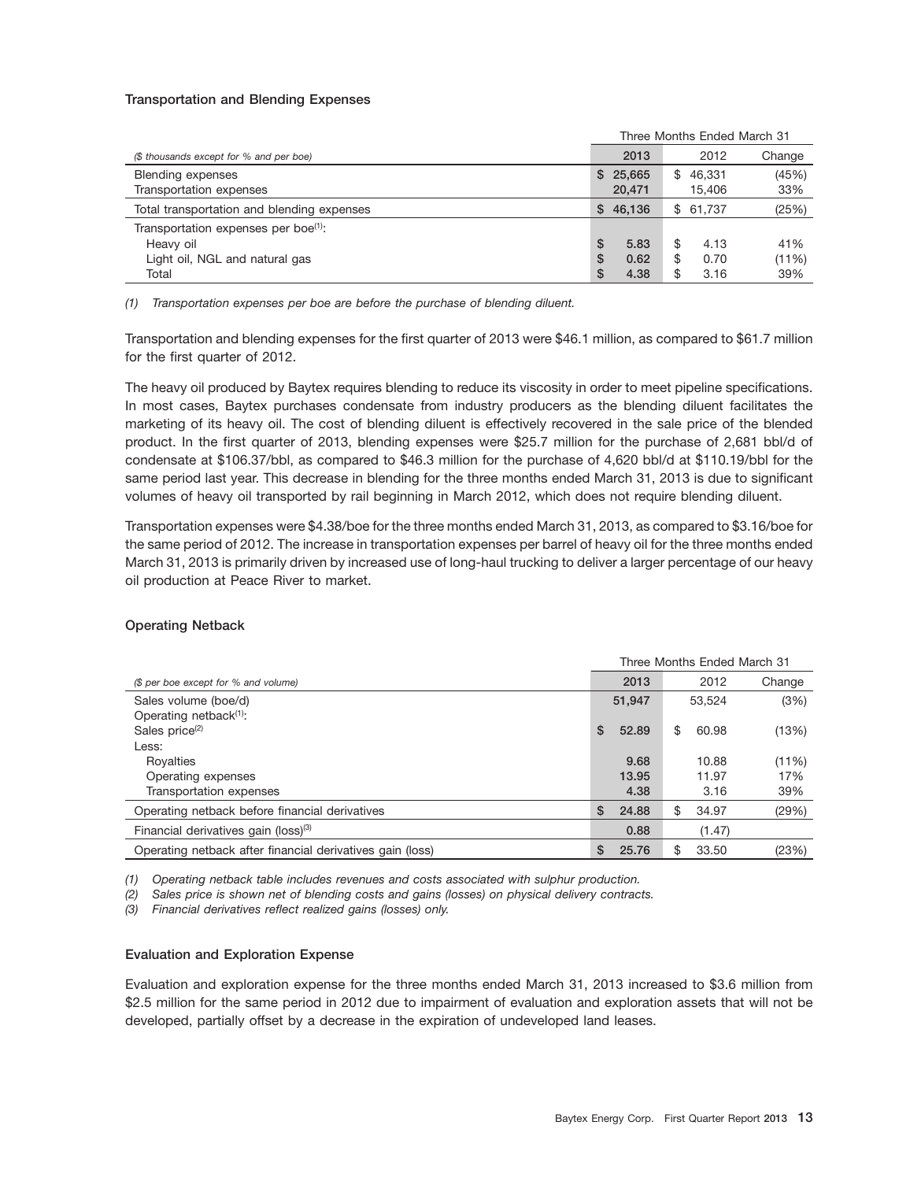### Transportation and Blending Expenses

| *($ thousands except for % and per boe)* | Three Months Ended March 31 2013 | 2012 | Change |
|---|---|---|---|
| Blending expenses | $ 25,665 | $ 46,331 | (45%) |
| Transportation expenses | 20,471 | 15,406 | 33% |
| Total transportation and blending expenses | $ 46,136 | $ 61,737 | (25%) |
| Transportation expenses per boe[(1)]: | | | |
| Heavy oil | $ 5.83 | $ 4.13 | 41% |
| Light oil, NGL and natural gas | $ 0.62 | $ 0.70 | (11%) |
| Total | $ 4.38 | $ 3.16 | 39% |

*(1) Transportation expenses per boe are before the purchase of blending diluent.*

Transportation and blending expenses for the first quarter of 2013 were $46.1 million, as compared to $61.7 million for the first quarter of 2012.

The heavy oil produced by Baytex requires blending to reduce its viscosity in order to meet pipeline specifications. In most cases, Baytex purchases condensate from industry producers as the blending diluent facilitates the marketing of its heavy oil. The cost of blending diluent is effectively recovered in the sale price of the blended product. In the first quarter of 2013, blending expenses were $25.7 million for the purchase of 2,681 bbl/d of condensate at $106.37/bbl, as compared to $46.3 million for the purchase of 4,620 bbl/d at $110.19/bbl for the same period last year. This decrease in blending for the three months ended March 31, 2013 is due to significant volumes of heavy oil transported by rail beginning in March 2012, which does not require blending diluent.

Transportation expenses were $4.38/boe for the three months ended March 31, 2013, as compared to $3.16/boe for the same period of 2012. The increase in transportation expenses per barrel of heavy oil for the three months ended March 31, 2013 is primarily driven by increased use of long-haul trucking to deliver a larger percentage of our heavy oil production at Peace River to market.

### Operating Netback

| *($ per boe except for % and volume)* | Three Months Ended March 31 2013 | 2012 | Change |
|---|---|---|---|
| Sales volume (boe/d) | 51,947 | 53,524 | (3%) |
| Operating netback[(1)]: | | | |
| Sales price[(2)] | $ 52.89 | $ 60.98 | (13%) |
| Less: | | | |
| Royalties | 9.68 | 10.88 | (11%) |
| Operating expenses | 13.95 | 11.97 | 17% |
| Transportation expenses | 4.38 | 3.16 | 39% |
| Operating netback before financial derivatives | $ 24.88 | $ 34.97 | (29%) |
| Financial derivatives gain (loss)[(3)] | 0.88 | (1.47) | |
| Operating netback after financial derivatives gain (loss) | $ 25.76 | $ 33.50 | (23%) |

*(1) Operating netback table includes revenues and costs associated with sulphur production.*
*(2) Sales price is shown net of blending costs and gains (losses) on physical delivery contracts.*
*(3) Financial derivatives reflect realized gains (losses) only.*

### Evaluation and Exploration Expense

Evaluation and exploration expense for the three months ended March 31, 2013 increased to $3.6 million from $2.5 million for the same period in 2012 due to impairment of evaluation and exploration assets that will not be developed, partially offset by a decrease in the expiration of undeveloped land leases.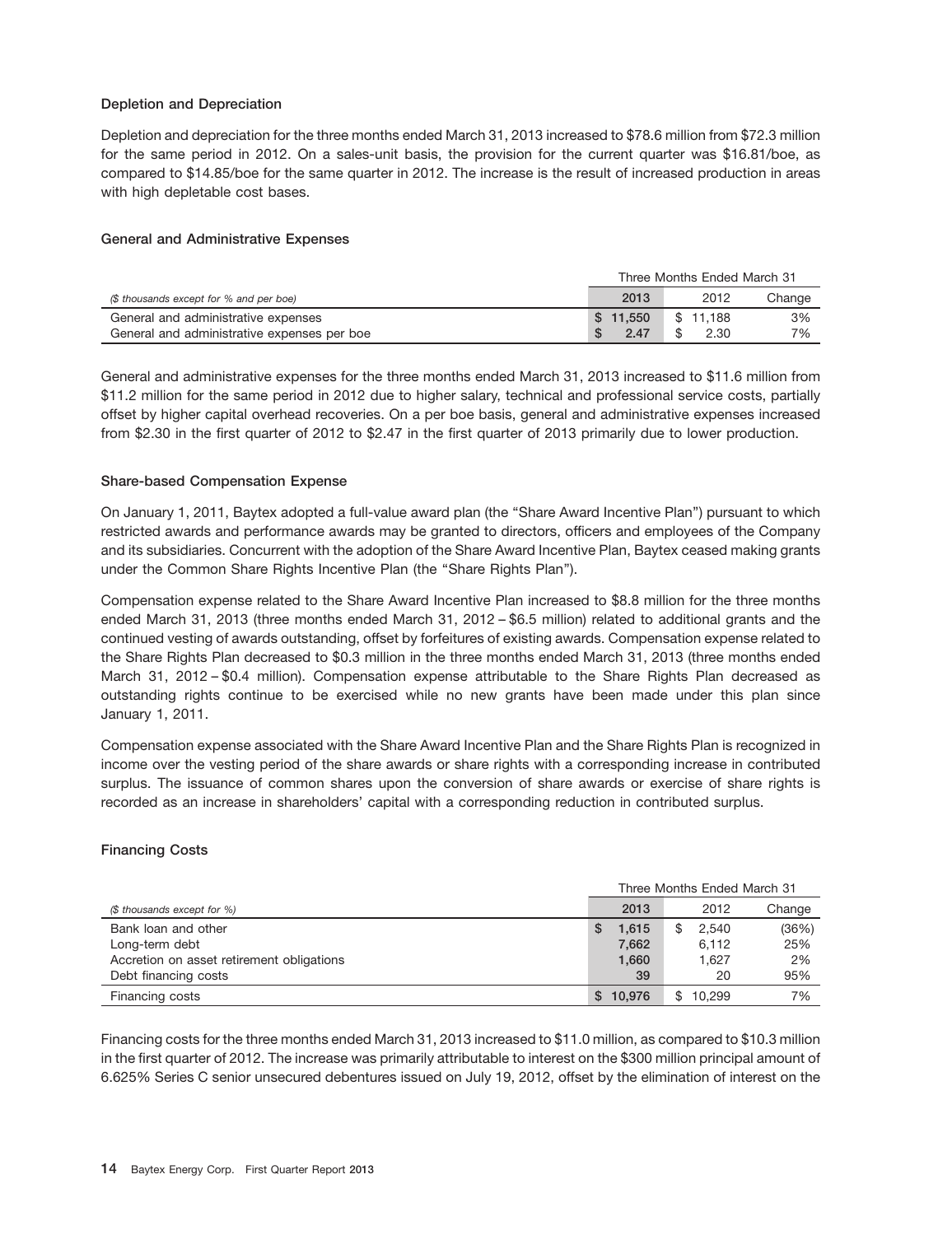### Depletion and Depreciation

Depletion and depreciation for the three months ended March 31, 2013 increased to $78.6 million from $72.3 million for the same period in 2012. On a sales-unit basis, the provision for the current quarter was $16.81/boe, as compared to $14.85/boe for the same quarter in 2012. The increase is the result of increased production in areas with high depletable cost bases.

### General and Administrative Expenses

| | Three Months Ended March 31 | | |
|---|---|---|---|
| *($ thousands except for % and per boe)* | **2013** | 2012 | Change |
| General and administrative expenses | **$ 11,550** | $ 11,188 | 3% |
| General and administrative expenses per boe | **$ 2.47** | $ 2.30 | 7% |

General and administrative expenses for the three months ended March 31, 2013 increased to $11.6 million from $11.2 million for the same period in 2012 due to higher salary, technical and professional service costs, partially offset by higher capital overhead recoveries. On a per boe basis, general and administrative expenses increased from $2.30 in the first quarter of 2012 to $2.47 in the first quarter of 2013 primarily due to lower production.

### Share-based Compensation Expense

On January 1, 2011, Baytex adopted a full-value award plan (the "Share Award Incentive Plan") pursuant to which restricted awards and performance awards may be granted to directors, officers and employees of the Company and its subsidiaries. Concurrent with the adoption of the Share Award Incentive Plan, Baytex ceased making grants under the Common Share Rights Incentive Plan (the "Share Rights Plan").

Compensation expense related to the Share Award Incentive Plan increased to $8.8 million for the three months ended March 31, 2013 (three months ended March 31, 2012 – $6.5 million) related to additional grants and the continued vesting of awards outstanding, offset by forfeitures of existing awards. Compensation expense related to the Share Rights Plan decreased to $0.3 million in the three months ended March 31, 2013 (three months ended March 31, 2012 – $0.4 million). Compensation expense attributable to the Share Rights Plan decreased as outstanding rights continue to be exercised while no new grants have been made under this plan since January 1, 2011.

Compensation expense associated with the Share Award Incentive Plan and the Share Rights Plan is recognized in income over the vesting period of the share awards or share rights with a corresponding increase in contributed surplus. The issuance of common shares upon the conversion of share awards or exercise of share rights is recorded as an increase in shareholders' capital with a corresponding reduction in contributed surplus.

### Financing Costs

| | Three Months Ended March 31 | | |
|---|---|---|---|
| *($ thousands except for %)* | **2013** | 2012 | Change |
| Bank loan and other | **$ 1,615** | $ 2,540 | (36%) |
| Long-term debt | **7,662** | 6,112 | 25% |
| Accretion on asset retirement obligations | **1,660** | 1,627 | 2% |
| Debt financing costs | **39** | 20 | 95% |
| Financing costs | **$ 10,976** | $ 10,299 | 7% |

Financing costs for the three months ended March 31, 2013 increased to $11.0 million, as compared to $10.3 million in the first quarter of 2012. The increase was primarily attributable to interest on the $300 million principal amount of 6.625% Series C senior unsecured debentures issued on July 19, 2012, offset by the elimination of interest on the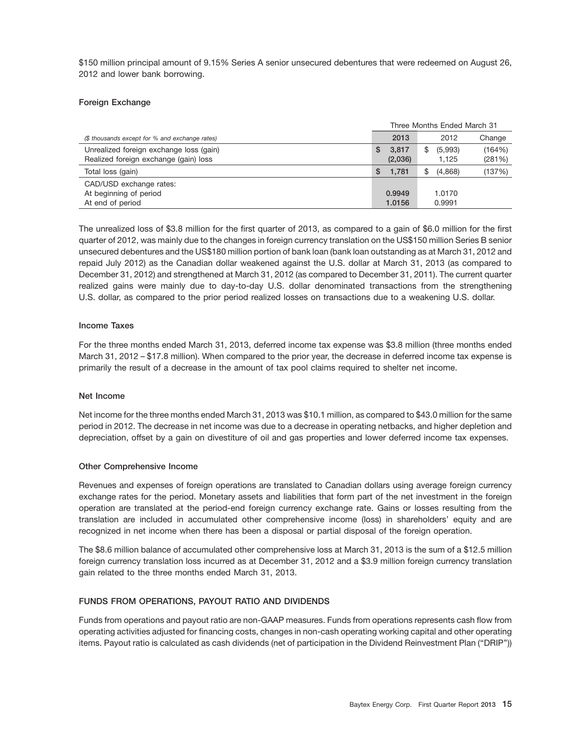$150 million principal amount of 9.15% Series A senior unsecured debentures that were redeemed on August 26, 2012 and lower bank borrowing.

### Foreign Exchange

| | Three Months Ended March 31 | | |
|---|---|---|---|
| *($ thousands except for % and exchange rates)* | 2013 | 2012 | Change |
| Unrealized foreign exchange loss (gain) | $ 3,817 | $ (5,993) | (164%) |
| Realized foreign exchange (gain) loss | (2,036) | 1,125 | (281%) |
| Total loss (gain) | $ 1,781 | $ (4,868) | (137%) |
| CAD/USD exchange rates: | | | |
| At beginning of period | 0.9949 | 1.0170 | |
| At end of period | 1.0156 | 0.9991 | |

The unrealized loss of $3.8 million for the first quarter of 2013, as compared to a gain of $6.0 million for the first quarter of 2012, was mainly due to the changes in foreign currency translation on the US$150 million Series B senior unsecured debentures and the US$180 million portion of bank loan (bank loan outstanding as at March 31, 2012 and repaid July 2012) as the Canadian dollar weakened against the U.S. dollar at March 31, 2013 (as compared to December 31, 2012) and strengthened at March 31, 2012 (as compared to December 31, 2011). The current quarter realized gains were mainly due to day-to-day U.S. dollar denominated transactions from the strengthening U.S. dollar, as compared to the prior period realized losses on transactions due to a weakening U.S. dollar.

### Income Taxes

For the three months ended March 31, 2013, deferred income tax expense was $3.8 million (three months ended March 31, 2012 – $17.8 million). When compared to the prior year, the decrease in deferred income tax expense is primarily the result of a decrease in the amount of tax pool claims required to shelter net income.

### Net Income

Net income for the three months ended March 31, 2013 was $10.1 million, as compared to $43.0 million for the same period in 2012. The decrease in net income was due to a decrease in operating netbacks, and higher depletion and depreciation, offset by a gain on divestiture of oil and gas properties and lower deferred income tax expenses.

### Other Comprehensive Income

Revenues and expenses of foreign operations are translated to Canadian dollars using average foreign currency exchange rates for the period. Monetary assets and liabilities that form part of the net investment in the foreign operation are translated at the period-end foreign currency exchange rate. Gains or losses resulting from the translation are included in accumulated other comprehensive income (loss) in shareholders' equity and are recognized in net income when there has been a disposal or partial disposal of the foreign operation.

The $8.6 million balance of accumulated other comprehensive loss at March 31, 2013 is the sum of a $12.5 million foreign currency translation loss incurred as at December 31, 2012 and a $3.9 million foreign currency translation gain related to the three months ended March 31, 2013.

## FUNDS FROM OPERATIONS, PAYOUT RATIO AND DIVIDENDS

Funds from operations and payout ratio are non-GAAP measures. Funds from operations represents cash flow from operating activities adjusted for financing costs, changes in non-cash operating working capital and other operating items. Payout ratio is calculated as cash dividends (net of participation in the Dividend Reinvestment Plan ("DRIP"))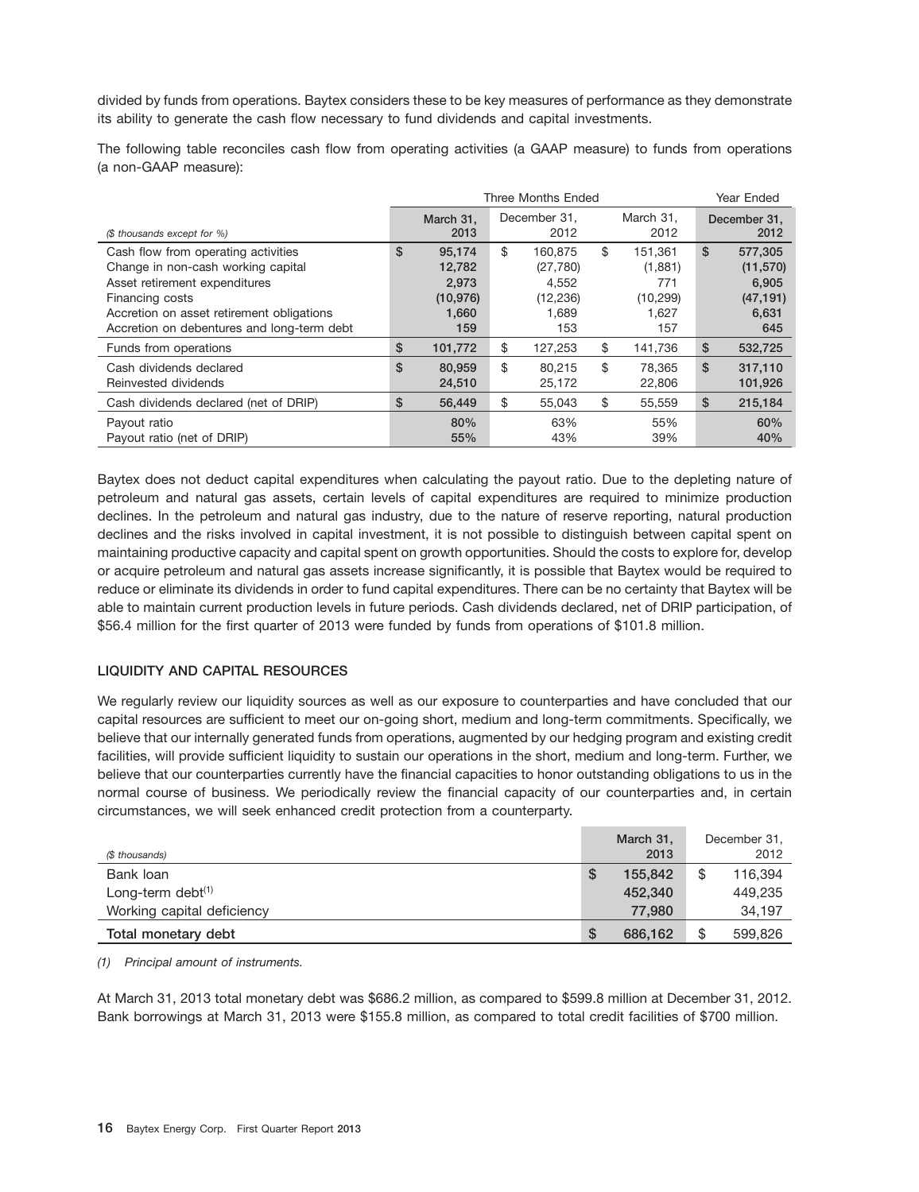divided by funds from operations. Baytex considers these to be key measures of performance as they demonstrate its ability to generate the cash flow necessary to fund dividends and capital investments.

The following table reconciles cash flow from operating activities (a GAAP measure) to funds from operations (a non-GAAP measure):

| *($ thousands except for %)* | Three Months Ended March 31, 2013 | Three Months Ended December 31, 2012 | Three Months Ended March 31, 2012 | Year Ended December 31, 2012 |
|---|---|---|---|---|
| Cash flow from operating activities | $ 95,174 | $ 160,875 | $ 151,361 | $ 577,305 |
| Change in non-cash working capital | 12,782 | (27,780) | (1,881) | (11,570) |
| Asset retirement expenditures | 2,973 | 4,552 | 771 | 6,905 |
| Financing costs | (10,976) | (12,236) | (10,299) | (47,191) |
| Accretion on asset retirement obligations | 1,660 | 1,689 | 1,627 | 6,631 |
| Accretion on debentures and long-term debt | 159 | 153 | 157 | 645 |
| Funds from operations | $ 101,772 | $ 127,253 | $ 141,736 | $ 532,725 |
| Cash dividends declared | $ 80,959 | $ 80,215 | $ 78,365 | $ 317,110 |
| Reinvested dividends | 24,510 | 25,172 | 22,806 | 101,926 |
| Cash dividends declared (net of DRIP) | $ 56,449 | $ 55,043 | $ 55,559 | $ 215,184 |
| Payout ratio | 80% | 63% | 55% | 60% |
| Payout ratio (net of DRIP) | 55% | 43% | 39% | 40% |

Baytex does not deduct capital expenditures when calculating the payout ratio. Due to the depleting nature of petroleum and natural gas assets, certain levels of capital expenditures are required to minimize production declines. In the petroleum and natural gas industry, due to the nature of reserve reporting, natural production declines and the risks involved in capital investment, it is not possible to distinguish between capital spent on maintaining productive capacity and capital spent on growth opportunities. Should the costs to explore for, develop or acquire petroleum and natural gas assets increase significantly, it is possible that Baytex would be required to reduce or eliminate its dividends in order to fund capital expenditures. There can be no certainty that Baytex will be able to maintain current production levels in future periods. Cash dividends declared, net of DRIP participation, of $56.4 million for the first quarter of 2013 were funded by funds from operations of $101.8 million.

## LIQUIDITY AND CAPITAL RESOURCES

We regularly review our liquidity sources as well as our exposure to counterparties and have concluded that our capital resources are sufficient to meet our on-going short, medium and long-term commitments. Specifically, we believe that our internally generated funds from operations, augmented by our hedging program and existing credit facilities, will provide sufficient liquidity to sustain our operations in the short, medium and long-term. Further, we believe that our counterparties currently have the financial capacities to honor outstanding obligations to us in the normal course of business. We periodically review the financial capacity of our counterparties and, in certain circumstances, we will seek enhanced credit protection from a counterparty.

| *($ thousands)* | March 31, 2013 | December 31, 2012 |
|---|---|---|
| Bank loan | $ 155,842 | $ 116,394 |
| Long-term debt[1] | 452,340 | 449,235 |
| Working capital deficiency | 77,980 | 34,197 |
| **Total monetary debt** | $ 686,162 | $ 599,826 |

*(1) Principal amount of instruments.*

At March 31, 2013 total monetary debt was $686.2 million, as compared to $599.8 million at December 31, 2012. Bank borrowings at March 31, 2013 were $155.8 million, as compared to total credit facilities of $700 million.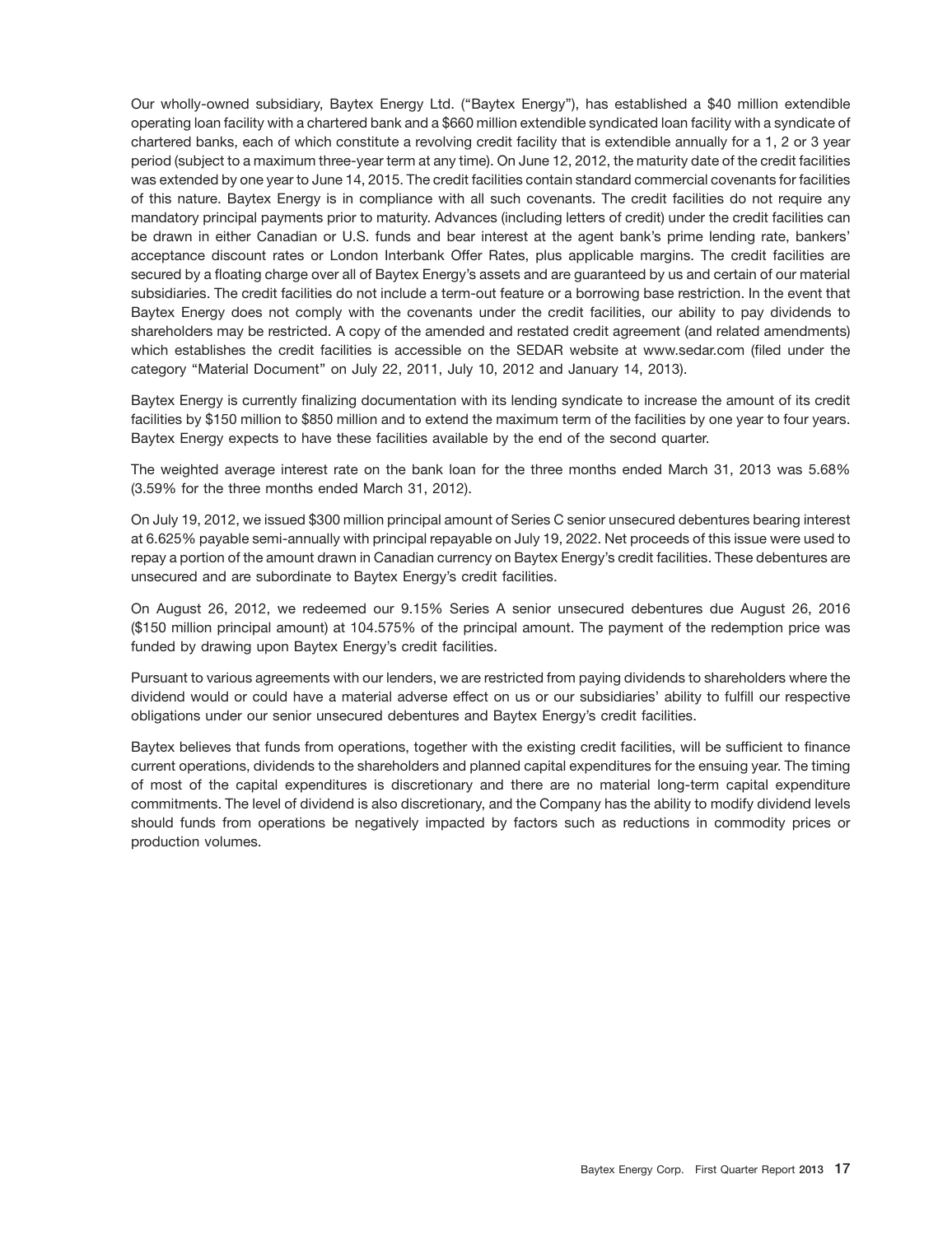Our wholly-owned subsidiary, Baytex Energy Ltd. ("Baytex Energy"), has established a $40 million extendible operating loan facility with a chartered bank and a $660 million extendible syndicated loan facility with a syndicate of chartered banks, each of which constitute a revolving credit facility that is extendible annually for a 1, 2 or 3 year period (subject to a maximum three-year term at any time). On June 12, 2012, the maturity date of the credit facilities was extended by one year to June 14, 2015. The credit facilities contain standard commercial covenants for facilities of this nature. Baytex Energy is in compliance with all such covenants. The credit facilities do not require any mandatory principal payments prior to maturity. Advances (including letters of credit) under the credit facilities can be drawn in either Canadian or U.S. funds and bear interest at the agent bank's prime lending rate, bankers' acceptance discount rates or London Interbank Offer Rates, plus applicable margins. The credit facilities are secured by a floating charge over all of Baytex Energy's assets and are guaranteed by us and certain of our material subsidiaries. The credit facilities do not include a term-out feature or a borrowing base restriction. In the event that Baytex Energy does not comply with the covenants under the credit facilities, our ability to pay dividends to shareholders may be restricted. A copy of the amended and restated credit agreement (and related amendments) which establishes the credit facilities is accessible on the SEDAR website at www.sedar.com (filed under the category "Material Document" on July 22, 2011, July 10, 2012 and January 14, 2013).

Baytex Energy is currently finalizing documentation with its lending syndicate to increase the amount of its credit facilities by $150 million to $850 million and to extend the maximum term of the facilities by one year to four years. Baytex Energy expects to have these facilities available by the end of the second quarter.

The weighted average interest rate on the bank loan for the three months ended March 31, 2013 was 5.68% (3.59% for the three months ended March 31, 2012).

On July 19, 2012, we issued $300 million principal amount of Series C senior unsecured debentures bearing interest at 6.625% payable semi-annually with principal repayable on July 19, 2022. Net proceeds of this issue were used to repay a portion of the amount drawn in Canadian currency on Baytex Energy's credit facilities. These debentures are unsecured and are subordinate to Baytex Energy's credit facilities.

On August 26, 2012, we redeemed our 9.15% Series A senior unsecured debentures due August 26, 2016 ($150 million principal amount) at 104.575% of the principal amount. The payment of the redemption price was funded by drawing upon Baytex Energy's credit facilities.

Pursuant to various agreements with our lenders, we are restricted from paying dividends to shareholders where the dividend would or could have a material adverse effect on us or our subsidiaries' ability to fulfill our respective obligations under our senior unsecured debentures and Baytex Energy's credit facilities.

Baytex believes that funds from operations, together with the existing credit facilities, will be sufficient to finance current operations, dividends to the shareholders and planned capital expenditures for the ensuing year. The timing of most of the capital expenditures is discretionary and there are no material long-term capital expenditure commitments. The level of dividend is also discretionary, and the Company has the ability to modify dividend levels should funds from operations be negatively impacted by factors such as reductions in commodity prices or production volumes.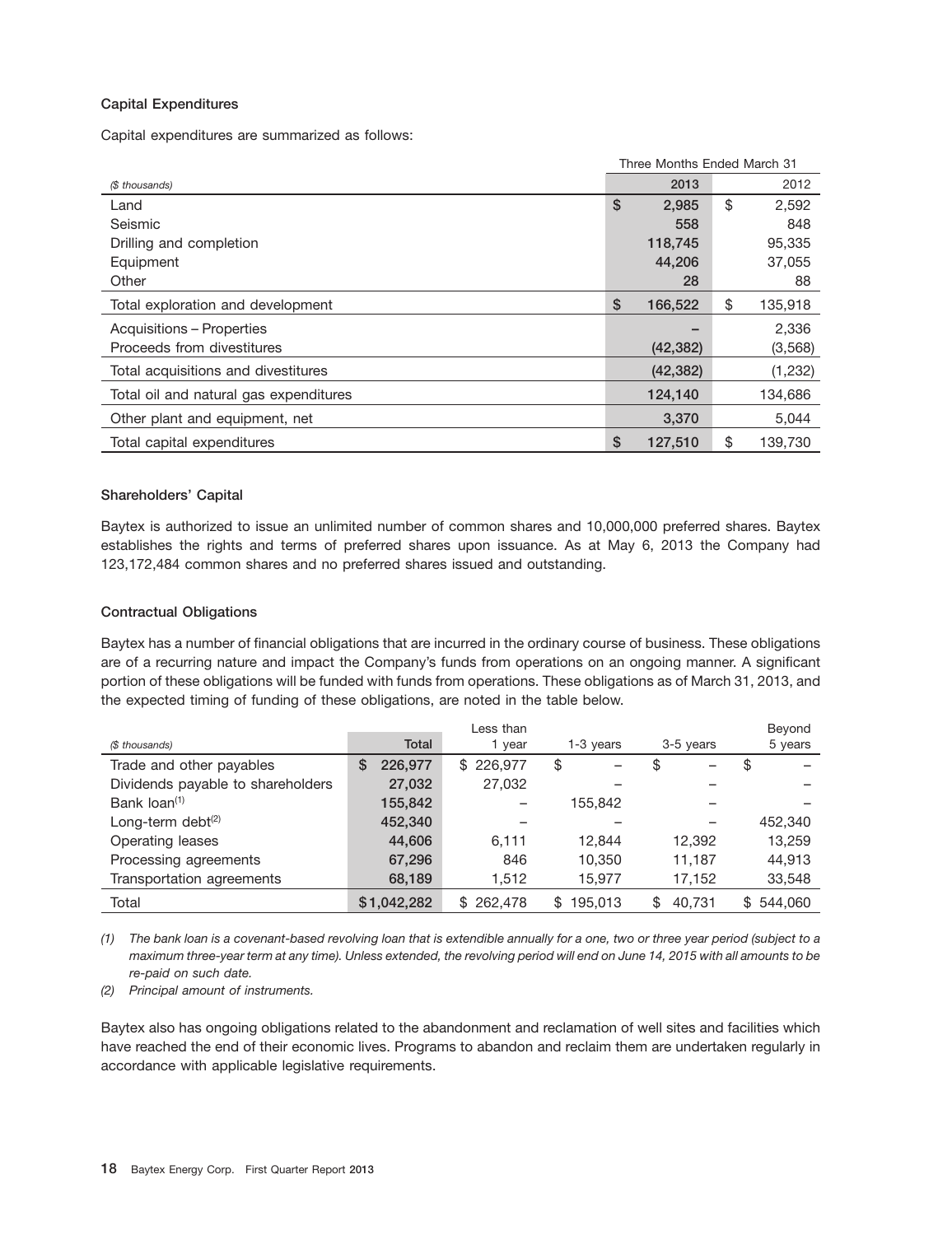### Capital Expenditures

Capital expenditures are summarized as follows:

| | Three Months Ended March 31 | |
|---|---|---|
| *($ thousands)* | 2013 | 2012 |
| Land | $ 2,985 | $ 2,592 |
| Seismic | 558 | 848 |
| Drilling and completion | 118,745 | 95,335 |
| Equipment | 44,206 | 37,055 |
| Other | 28 | 88 |
| Total exploration and development | $ 166,522 | $ 135,918 |
| Acquisitions – Properties | – | 2,336 |
| Proceeds from divestitures | (42,382) | (3,568) |
| Total acquisitions and divestitures | (42,382) | (1,232) |
| Total oil and natural gas expenditures | 124,140 | 134,686 |
| Other plant and equipment, net | 3,370 | 5,044 |
| Total capital expenditures | $ 127,510 | $ 139,730 |

### Shareholders' Capital

Baytex is authorized to issue an unlimited number of common shares and 10,000,000 preferred shares. Baytex establishes the rights and terms of preferred shares upon issuance. As at May 6, 2013 the Company had 123,172,484 common shares and no preferred shares issued and outstanding.

### Contractual Obligations

Baytex has a number of financial obligations that are incurred in the ordinary course of business. These obligations are of a recurring nature and impact the Company's funds from operations on an ongoing manner. A significant portion of these obligations will be funded with funds from operations. These obligations as of March 31, 2013, and the expected timing of funding of these obligations, are noted in the table below.

| *($ thousands)* | Total | Less than 1 year | 1-3 years | 3-5 years | Beyond 5 years |
|---|---|---|---|---|---|
| Trade and other payables | $ 226,977 | $ 226,977 | $ – | $ – | $ – |
| Dividends payable to shareholders | 27,032 | 27,032 | – | – | – |
| Bank loan[(1)] | 155,842 | – | 155,842 | – | – |
| Long-term debt[(2)] | 452,340 | – | – | – | 452,340 |
| Operating leases | 44,606 | 6,111 | 12,844 | 12,392 | 13,259 |
| Processing agreements | 67,296 | 846 | 10,350 | 11,187 | 44,913 |
| Transportation agreements | 68,189 | 1,512 | 15,977 | 17,152 | 33,548 |
| Total | $1,042,282 | $ 262,478 | $ 195,013 | $ 40,731 | $ 544,060 |

*(1) The bank loan is a covenant-based revolving loan that is extendible annually for a one, two or three year period (subject to a maximum three-year term at any time). Unless extended, the revolving period will end on June 14, 2015 with all amounts to be re-paid on such date.*

*(2) Principal amount of instruments.*

Baytex also has ongoing obligations related to the abandonment and reclamation of well sites and facilities which have reached the end of their economic lives. Programs to abandon and reclaim them are undertaken regularly in accordance with applicable legislative requirements.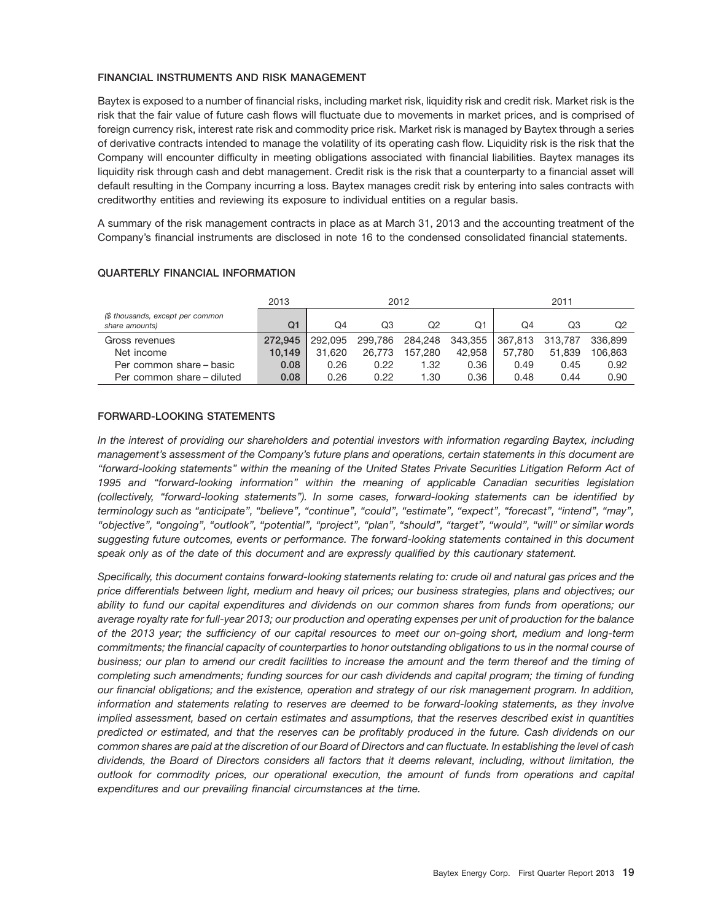## FINANCIAL INSTRUMENTS AND RISK MANAGEMENT

Baytex is exposed to a number of financial risks, including market risk, liquidity risk and credit risk. Market risk is the risk that the fair value of future cash flows will fluctuate due to movements in market prices, and is comprised of foreign currency risk, interest rate risk and commodity price risk. Market risk is managed by Baytex through a series of derivative contracts intended to manage the volatility of its operating cash flow. Liquidity risk is the risk that the Company will encounter difficulty in meeting obligations associated with financial liabilities. Baytex manages its liquidity risk through cash and debt management. Credit risk is the risk that a counterparty to a financial asset will default resulting in the Company incurring a loss. Baytex manages credit risk by entering into sales contracts with creditworthy entities and reviewing its exposure to individual entities on a regular basis.

A summary of the risk management contracts in place as at March 31, 2013 and the accounting treatment of the Company's financial instruments are disclosed in note 16 to the condensed consolidated financial statements.

## QUARTERLY FINANCIAL INFORMATION

| | 2013 | 2012 | | | | 2011 | | |
|---|---|---|---|---|---|---|---|---|
| *($ thousands, except per common share amounts)* | **Q1** | Q4 | Q3 | Q2 | Q1 | Q4 | Q3 | Q2 |
| Gross revenues | **272,945** | 292,095 | 299,786 | 284,248 | 343,355 | 367,813 | 313,787 | 336,899 |
| Net income | **10,149** | 31,620 | 26,773 | 157,280 | 42,958 | 57,780 | 51,839 | 106,863 |
| Per common share – basic | **0.08** | 0.26 | 0.22 | 1.32 | 0.36 | 0.49 | 0.45 | 0.92 |
| Per common share – diluted | **0.08** | 0.26 | 0.22 | 1.30 | 0.36 | 0.48 | 0.44 | 0.90 |

## FORWARD-LOOKING STATEMENTS

*In the interest of providing our shareholders and potential investors with information regarding Baytex, including management's assessment of the Company's future plans and operations, certain statements in this document are "forward-looking statements" within the meaning of the United States Private Securities Litigation Reform Act of 1995 and "forward-looking information" within the meaning of applicable Canadian securities legislation (collectively, "forward-looking statements"). In some cases, forward-looking statements can be identified by terminology such as "anticipate", "believe", "continue", "could", "estimate", "expect", "forecast", "intend", "may", "objective", "ongoing", "outlook", "potential", "project", "plan", "should", "target", "would", "will" or similar words suggesting future outcomes, events or performance. The forward-looking statements contained in this document speak only as of the date of this document and are expressly qualified by this cautionary statement.*

*Specifically, this document contains forward-looking statements relating to: crude oil and natural gas prices and the price differentials between light, medium and heavy oil prices; our business strategies, plans and objectives; our ability to fund our capital expenditures and dividends on our common shares from funds from operations; our average royalty rate for full-year 2013; our production and operating expenses per unit of production for the balance of the 2013 year; the sufficiency of our capital resources to meet our on-going short, medium and long-term commitments; the financial capacity of counterparties to honor outstanding obligations to us in the normal course of business; our plan to amend our credit facilities to increase the amount and the term thereof and the timing of completing such amendments; funding sources for our cash dividends and capital program; the timing of funding our financial obligations; and the existence, operation and strategy of our risk management program. In addition, information and statements relating to reserves are deemed to be forward-looking statements, as they involve implied assessment, based on certain estimates and assumptions, that the reserves described exist in quantities predicted or estimated, and that the reserves can be profitably produced in the future. Cash dividends on our common shares are paid at the discretion of our Board of Directors and can fluctuate. In establishing the level of cash dividends, the Board of Directors considers all factors that it deems relevant, including, without limitation, the outlook for commodity prices, our operational execution, the amount of funds from operations and capital expenditures and our prevailing financial circumstances at the time.*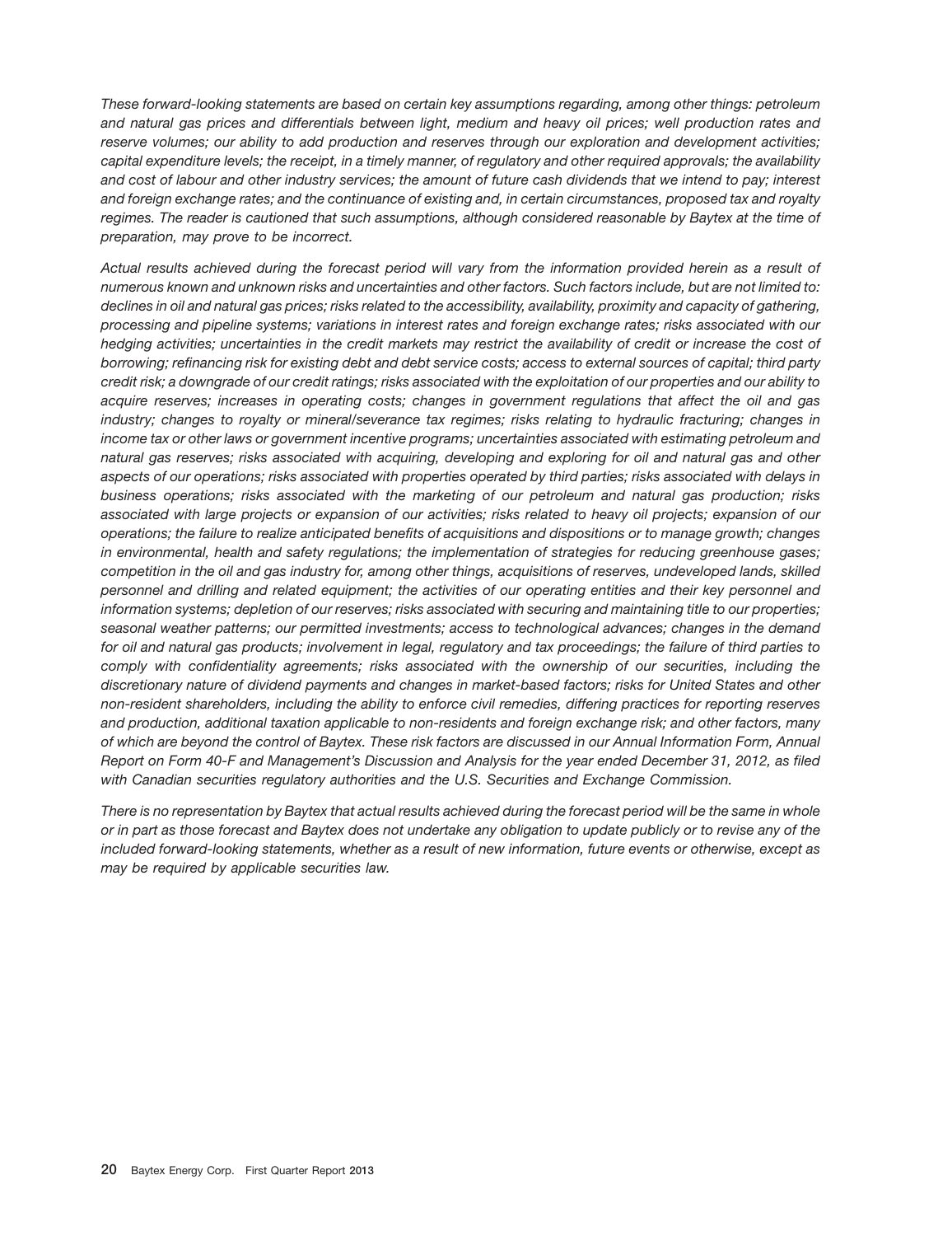*These forward-looking statements are based on certain key assumptions regarding, among other things: petroleum and natural gas prices and differentials between light, medium and heavy oil prices; well production rates and reserve volumes; our ability to add production and reserves through our exploration and development activities; capital expenditure levels; the receipt, in a timely manner, of regulatory and other required approvals; the availability and cost of labour and other industry services; the amount of future cash dividends that we intend to pay; interest and foreign exchange rates; and the continuance of existing and, in certain circumstances, proposed tax and royalty regimes. The reader is cautioned that such assumptions, although considered reasonable by Baytex at the time of preparation, may prove to be incorrect.*

*Actual results achieved during the forecast period will vary from the information provided herein as a result of numerous known and unknown risks and uncertainties and other factors. Such factors include, but are not limited to: declines in oil and natural gas prices; risks related to the accessibility, availability, proximity and capacity of gathering, processing and pipeline systems; variations in interest rates and foreign exchange rates; risks associated with our hedging activities; uncertainties in the credit markets may restrict the availability of credit or increase the cost of borrowing; refinancing risk for existing debt and debt service costs; access to external sources of capital; third party credit risk; a downgrade of our credit ratings; risks associated with the exploitation of our properties and our ability to acquire reserves; increases in operating costs; changes in government regulations that affect the oil and gas industry; changes to royalty or mineral/severance tax regimes; risks relating to hydraulic fracturing; changes in income tax or other laws or government incentive programs; uncertainties associated with estimating petroleum and natural gas reserves; risks associated with acquiring, developing and exploring for oil and natural gas and other aspects of our operations; risks associated with properties operated by third parties; risks associated with delays in business operations; risks associated with the marketing of our petroleum and natural gas production; risks associated with large projects or expansion of our activities; risks related to heavy oil projects; expansion of our operations; the failure to realize anticipated benefits of acquisitions and dispositions or to manage growth; changes in environmental, health and safety regulations; the implementation of strategies for reducing greenhouse gases; competition in the oil and gas industry for, among other things, acquisitions of reserves, undeveloped lands, skilled personnel and drilling and related equipment; the activities of our operating entities and their key personnel and information systems; depletion of our reserves; risks associated with securing and maintaining title to our properties; seasonal weather patterns; our permitted investments; access to technological advances; changes in the demand for oil and natural gas products; involvement in legal, regulatory and tax proceedings; the failure of third parties to comply with confidentiality agreements; risks associated with the ownership of our securities, including the discretionary nature of dividend payments and changes in market-based factors; risks for United States and other non-resident shareholders, including the ability to enforce civil remedies, differing practices for reporting reserves and production, additional taxation applicable to non-residents and foreign exchange risk; and other factors, many of which are beyond the control of Baytex. These risk factors are discussed in our Annual Information Form, Annual Report on Form 40-F and Management's Discussion and Analysis for the year ended December 31, 2012, as filed with Canadian securities regulatory authorities and the U.S. Securities and Exchange Commission.*

*There is no representation by Baytex that actual results achieved during the forecast period will be the same in whole or in part as those forecast and Baytex does not undertake any obligation to update publicly or to revise any of the included forward-looking statements, whether as a result of new information, future events or otherwise, except as may be required by applicable securities law.*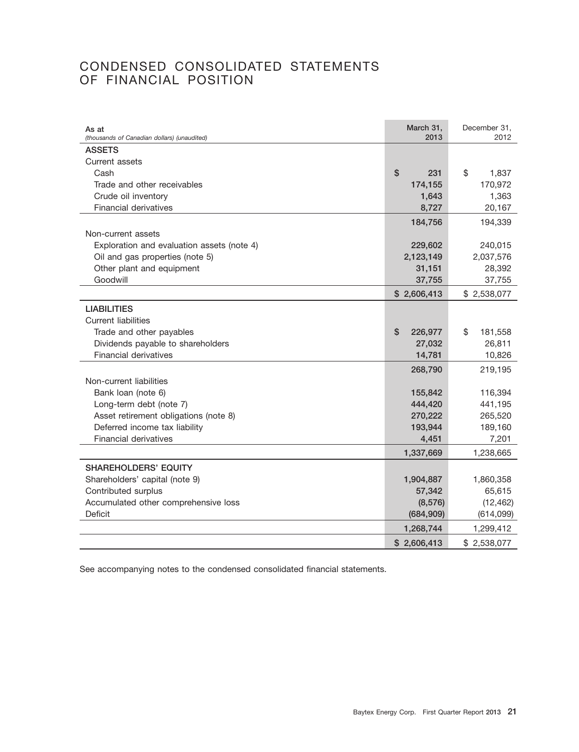# CONDENSED CONSOLIDATED STATEMENTS OF FINANCIAL POSITION

| As at<br>*(thousands of Canadian dollars) (unaudited)* | March 31, 2013 | December 31, 2012 |
|---|---|---|
| **ASSETS** | | |
| Current assets | | |
| Cash | $ 231 | $ 1,837 |
| Trade and other receivables | 174,155 | 170,972 |
| Crude oil inventory | 1,643 | 1,363 |
| Financial derivatives | 8,727 | 20,167 |
| | 184,756 | 194,339 |
| Non-current assets | | |
| Exploration and evaluation assets (note 4) | 229,602 | 240,015 |
| Oil and gas properties (note 5) | 2,123,149 | 2,037,576 |
| Other plant and equipment | 31,151 | 28,392 |
| Goodwill | 37,755 | 37,755 |
| | $ 2,606,413 | $ 2,538,077 |
| **LIABILITIES** | | |
| Current liabilities | | |
| Trade and other payables | $ 226,977 | $ 181,558 |
| Dividends payable to shareholders | 27,032 | 26,811 |
| Financial derivatives | 14,781 | 10,826 |
| | 268,790 | 219,195 |
| Non-current liabilities | | |
| Bank loan (note 6) | 155,842 | 116,394 |
| Long-term debt (note 7) | 444,420 | 441,195 |
| Asset retirement obligations (note 8) | 270,222 | 265,520 |
| Deferred income tax liability | 193,944 | 189,160 |
| Financial derivatives | 4,451 | 7,201 |
| | 1,337,669 | 1,238,665 |
| **SHAREHOLDERS' EQUITY** | | |
| Shareholders' capital (note 9) | 1,904,887 | 1,860,358 |
| Contributed surplus | 57,342 | 65,615 |
| Accumulated other comprehensive loss | (8,576) | (12,462) |
| Deficit | (684,909) | (614,099) |
| | 1,268,744 | 1,299,412 |
| | $ 2,606,413 | $ 2,538,077 |

See accompanying notes to the condensed consolidated financial statements.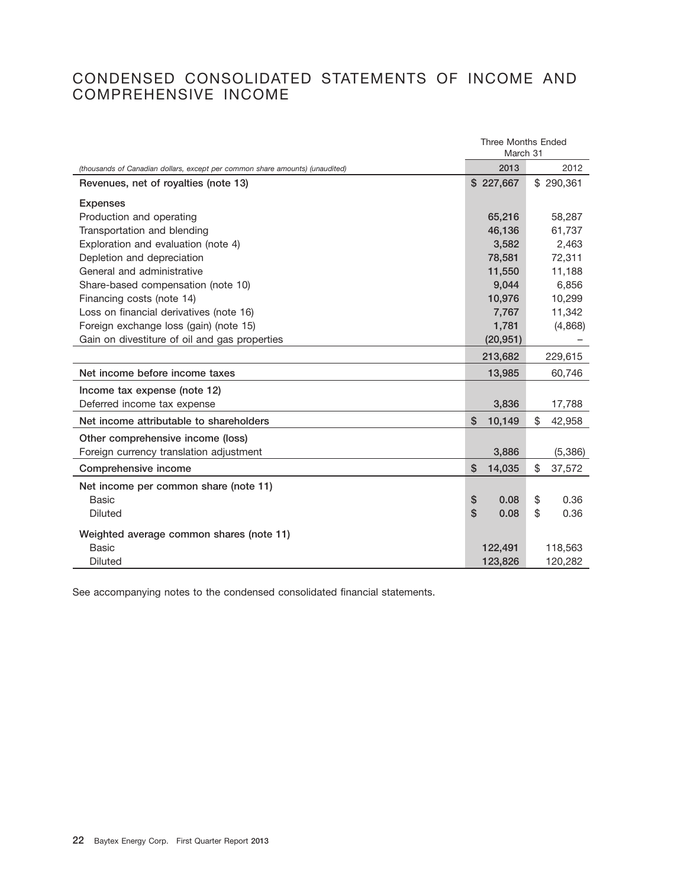# CONDENSED CONSOLIDATED STATEMENTS OF INCOME AND COMPREHENSIVE INCOME

| *(thousands of Canadian dollars, except per common share amounts) (unaudited)* | Three Months Ended March 31 2013 | Three Months Ended March 31 2012 |
|---|---|---|
| **Revenues, net of royalties (note 13)** | **$ 227,667** | $ 290,361 |
| **Expenses** | | |
| Production and operating | **65,216** | 58,287 |
| Transportation and blending | **46,136** | 61,737 |
| Exploration and evaluation (note 4) | **3,582** | 2,463 |
| Depletion and depreciation | **78,581** | 72,311 |
| General and administrative | **11,550** | 11,188 |
| Share-based compensation (note 10) | **9,044** | 6,856 |
| Financing costs (note 14) | **10,976** | 10,299 |
| Loss on financial derivatives (note 16) | **7,767** | 11,342 |
| Foreign exchange loss (gain) (note 15) | **1,781** | (4,868) |
| Gain on divestiture of oil and gas properties | **(20,951)** | – |
| | **213,682** | 229,615 |
| **Net income before income taxes** | **13,985** | 60,746 |
| **Income tax expense (note 12)** | | |
| Deferred income tax expense | **3,836** | 17,788 |
| **Net income attributable to shareholders** | **$ 10,149** | $ 42,958 |
| **Other comprehensive income (loss)** | | |
| Foreign currency translation adjustment | **3,886** | (5,386) |
| **Comprehensive income** | **$ 14,035** | $ 37,572 |
| **Net income per common share (note 11)** | | |
| Basic | **$ 0.08** | $ 0.36 |
| Diluted | **$ 0.08** | $ 0.36 |
| **Weighted average common shares (note 11)** | | |
| Basic | **122,491** | 118,563 |
| Diluted | **123,826** | 120,282 |

See accompanying notes to the condensed consolidated financial statements.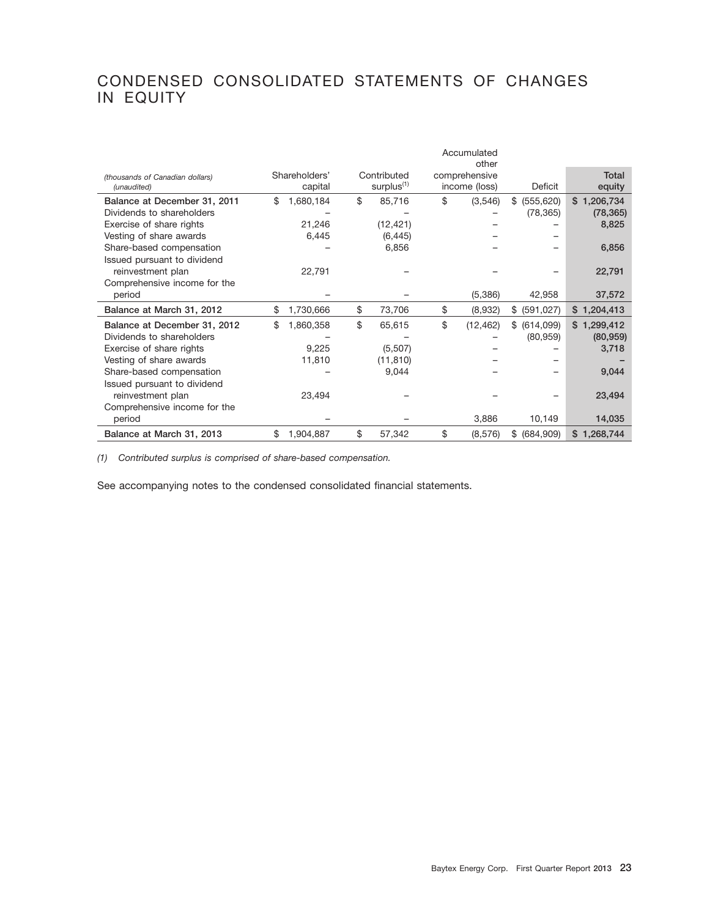# CONDENSED CONSOLIDATED STATEMENTS OF CHANGES IN EQUITY

| (thousands of Canadian dollars) (unaudited) | Shareholders' capital | Contributed surplus[1] | Accumulated other comprehensive income (loss) | Deficit | Total equity |
|---|---|---|---|---|---|
| **Balance at December 31, 2011** | $ 1,680,184 | $ 85,716 | $ (3,546) | $ (555,620) | $ 1,206,734 |
| Dividends to shareholders | – | – | – | (78,365) | (78,365) |
| Exercise of share rights | 21,246 | (12,421) | – | – | 8,825 |
| Vesting of share awards | 6,445 | (6,445) | – | – | |
| Share-based compensation | – | 6,856 | – | – | 6,856 |
| Issued pursuant to dividend reinvestment plan | 22,791 | – | – | – | 22,791 |
| Comprehensive income for the period | – | – | (5,386) | 42,958 | 37,572 |
| **Balance at March 31, 2012** | $ 1,730,666 | $ 73,706 | $ (8,932) | $ (591,027) | $ 1,204,413 |
| **Balance at December 31, 2012** | $ 1,860,358 | $ 65,615 | $ (12,462) | $ (614,099) | $ 1,299,412 |
| Dividends to shareholders | – | – | – | (80,959) | (80,959) |
| Exercise of share rights | 9,225 | (5,507) | – | – | 3,718 |
| Vesting of share awards | 11,810 | (11,810) | – | – | – |
| Share-based compensation | – | 9,044 | – | – | 9,044 |
| Issued pursuant to dividend reinvestment plan | 23,494 | – | – | – | 23,494 |
| Comprehensive income for the period | – | – | 3,886 | 10,149 | 14,035 |
| **Balance at March 31, 2013** | $ 1,904,887 | $ 57,342 | $ (8,576) | $ (684,909) | $ 1,268,744 |

*(1) Contributed surplus is comprised of share-based compensation.*

See accompanying notes to the condensed consolidated financial statements.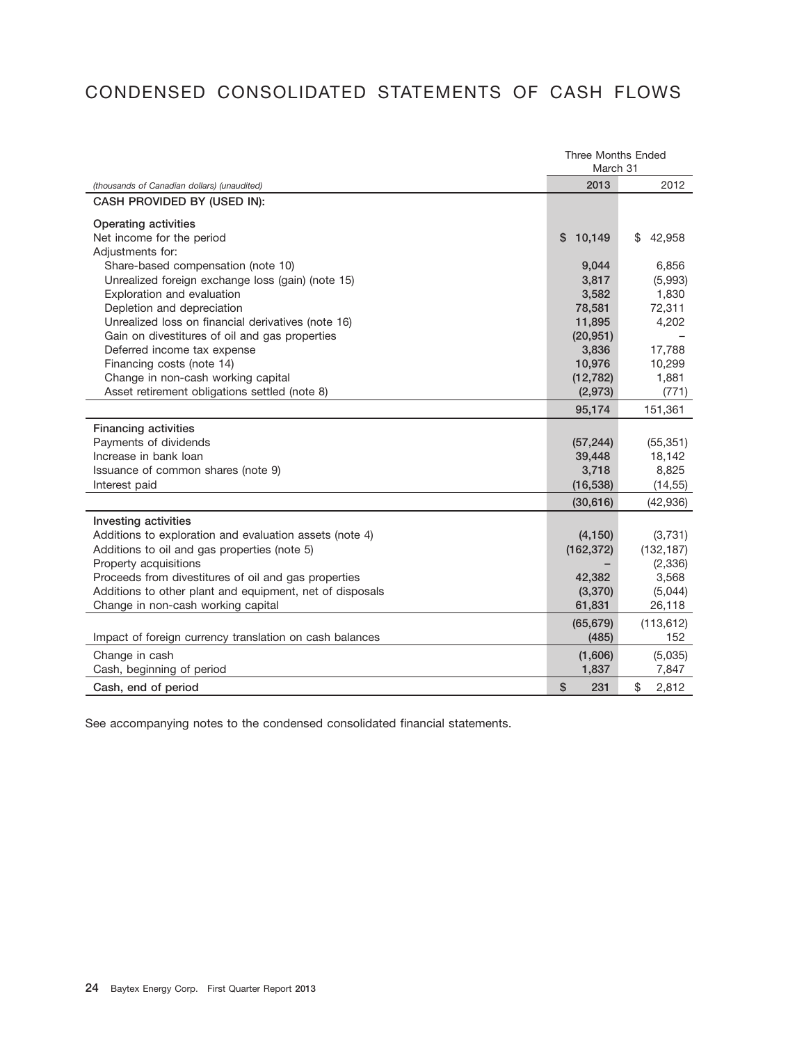# CONDENSED CONSOLIDATED STATEMENTS OF CASH FLOWS

| *(thousands of Canadian dollars) (unaudited)* | Three Months Ended March 31 | |
|---|---|---|
| | **2013** | 2012 |
| **CASH PROVIDED BY (USED IN):** | | |
| **Operating activities** | | |
| Net income for the period | **$ 10,149** | $ 42,958 |
| Adjustments for: | | |
| Share-based compensation (note 10) | **9,044** | 6,856 |
| Unrealized foreign exchange loss (gain) (note 15) | **3,817** | (5,993) |
| Exploration and evaluation | **3,582** | 1,830 |
| Depletion and depreciation | **78,581** | 72,311 |
| Unrealized loss on financial derivatives (note 16) | **11,895** | 4,202 |
| Gain on divestitures of oil and gas properties | **(20,951)** | – |
| Deferred income tax expense | **3,836** | 17,788 |
| Financing costs (note 14) | **10,976** | 10,299 |
| Change in non-cash working capital | **(12,782)** | 1,881 |
| Asset retirement obligations settled (note 8) | **(2,973)** | (771) |
| | **95,174** | 151,361 |
| **Financing activities** | | |
| Payments of dividends | **(57,244)** | (55,351) |
| Increase in bank loan | **39,448** | 18,142 |
| Issuance of common shares (note 9) | **3,718** | 8,825 |
| Interest paid | **(16,538)** | (14,55) |
| | **(30,616)** | (42,936) |
| **Investing activities** | | |
| Additions to exploration and evaluation assets (note 4) | **(4,150)** | (3,731) |
| Additions to oil and gas properties (note 5) | **(162,372)** | (132,187) |
| Property acquisitions | **–** | (2,336) |
| Proceeds from divestitures of oil and gas properties | **42,382** | 3,568 |
| Additions to other plant and equipment, net of disposals | **(3,370)** | (5,044) |
| Change in non-cash working capital | **61,831** | 26,118 |
| | **(65,679)** | (113,612) |
| Impact of foreign currency translation on cash balances | **(485)** | 152 |
| Change in cash | **(1,606)** | (5,035) |
| Cash, beginning of period | **1,837** | 7,847 |
| **Cash, end of period** | **$ 231** | $ 2,812 |

See accompanying notes to the condensed consolidated financial statements.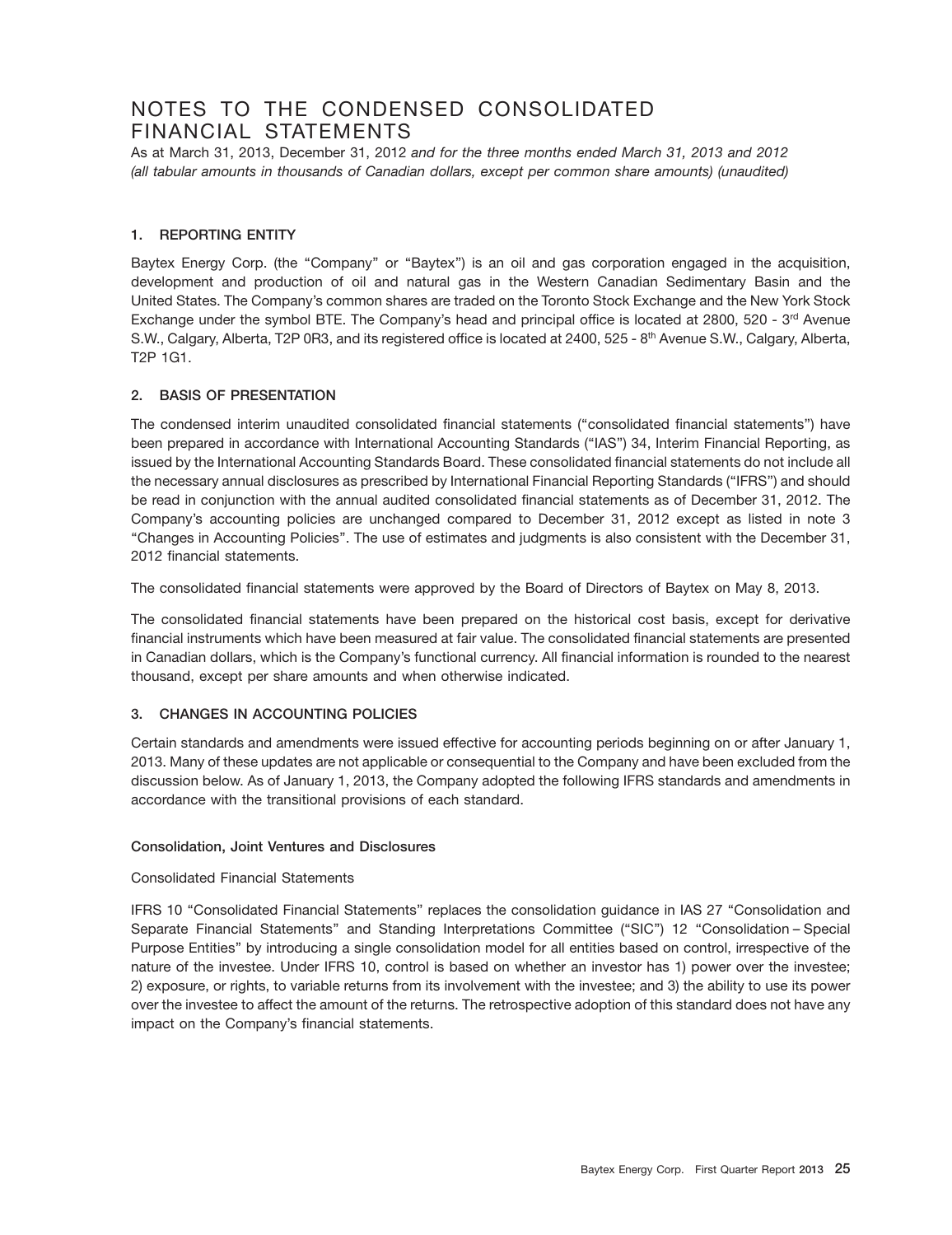# NOTES TO THE CONDENSED CONSOLIDATED FINANCIAL STATEMENTS

As at March 31, 2013, December 31, 2012 *and for the three months ended March 31, 2013 and 2012 (all tabular amounts in thousands of Canadian dollars, except per common share amounts) (unaudited)*

## 1. REPORTING ENTITY

Baytex Energy Corp. (the "Company" or "Baytex") is an oil and gas corporation engaged in the acquisition, development and production of oil and natural gas in the Western Canadian Sedimentary Basin and the United States. The Company's common shares are traded on the Toronto Stock Exchange and the New York Stock Exchange under the symbol BTE. The Company's head and principal office is located at 2800, 520 - 3rd Avenue S.W., Calgary, Alberta, T2P 0R3, and its registered office is located at 2400, 525 - 8th Avenue S.W., Calgary, Alberta, T2P 1G1.

## 2. BASIS OF PRESENTATION

The condensed interim unaudited consolidated financial statements ("consolidated financial statements") have been prepared in accordance with International Accounting Standards ("IAS") 34, Interim Financial Reporting, as issued by the International Accounting Standards Board. These consolidated financial statements do not include all the necessary annual disclosures as prescribed by International Financial Reporting Standards ("IFRS") and should be read in conjunction with the annual audited consolidated financial statements as of December 31, 2012. The Company's accounting policies are unchanged compared to December 31, 2012 except as listed in note 3 "Changes in Accounting Policies". The use of estimates and judgments is also consistent with the December 31, 2012 financial statements.

The consolidated financial statements were approved by the Board of Directors of Baytex on May 8, 2013.

The consolidated financial statements have been prepared on the historical cost basis, except for derivative financial instruments which have been measured at fair value. The consolidated financial statements are presented in Canadian dollars, which is the Company's functional currency. All financial information is rounded to the nearest thousand, except per share amounts and when otherwise indicated.

## 3. CHANGES IN ACCOUNTING POLICIES

Certain standards and amendments were issued effective for accounting periods beginning on or after January 1, 2013. Many of these updates are not applicable or consequential to the Company and have been excluded from the discussion below. As of January 1, 2013, the Company adopted the following IFRS standards and amendments in accordance with the transitional provisions of each standard.

### Consolidation, Joint Ventures and Disclosures

Consolidated Financial Statements

IFRS 10 "Consolidated Financial Statements" replaces the consolidation guidance in IAS 27 "Consolidation and Separate Financial Statements" and Standing Interpretations Committee ("SIC") 12 "Consolidation – Special Purpose Entities" by introducing a single consolidation model for all entities based on control, irrespective of the nature of the investee. Under IFRS 10, control is based on whether an investor has 1) power over the investee; 2) exposure, or rights, to variable returns from its involvement with the investee; and 3) the ability to use its power over the investee to affect the amount of the returns. The retrospective adoption of this standard does not have any impact on the Company's financial statements.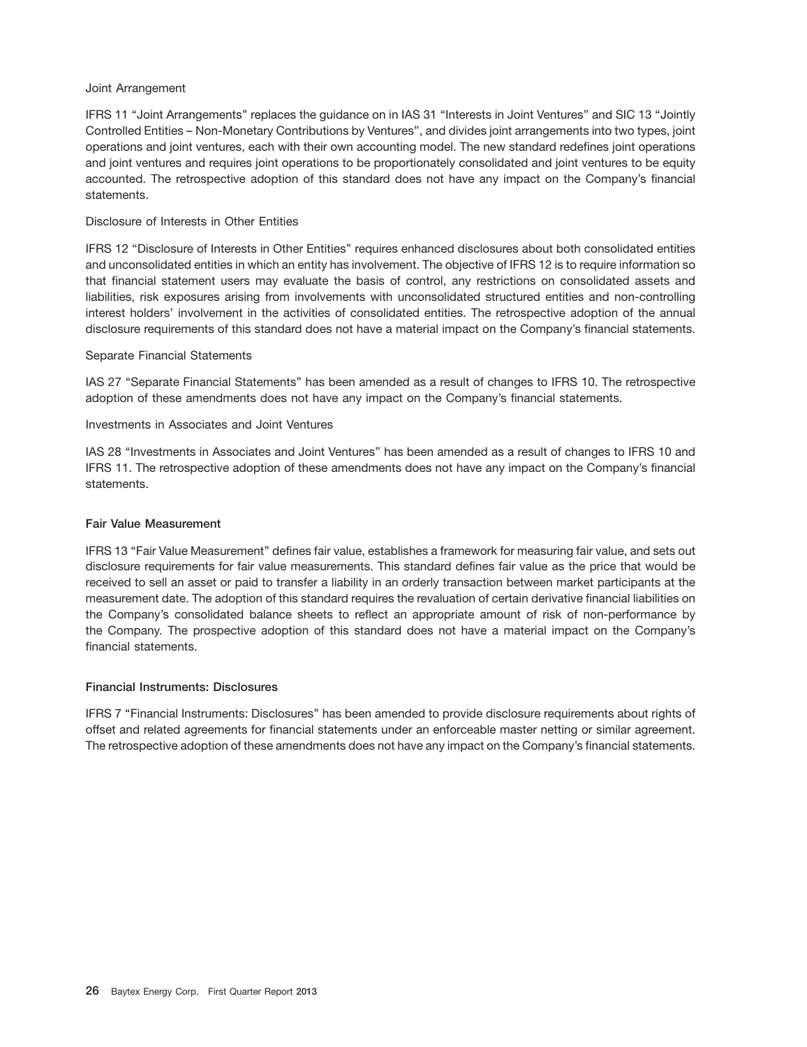Joint Arrangement

IFRS 11 "Joint Arrangements" replaces the guidance on in IAS 31 "Interests in Joint Ventures" and SIC 13 "Jointly Controlled Entities – Non-Monetary Contributions by Ventures", and divides joint arrangements into two types, joint operations and joint ventures, each with their own accounting model. The new standard redefines joint operations and joint ventures and requires joint operations to be proportionately consolidated and joint ventures to be equity accounted. The retrospective adoption of this standard does not have any impact on the Company's financial statements.

Disclosure of Interests in Other Entities

IFRS 12 "Disclosure of Interests in Other Entities" requires enhanced disclosures about both consolidated entities and unconsolidated entities in which an entity has involvement. The objective of IFRS 12 is to require information so that financial statement users may evaluate the basis of control, any restrictions on consolidated assets and liabilities, risk exposures arising from involvements with unconsolidated structured entities and non-controlling interest holders' involvement in the activities of consolidated entities. The retrospective adoption of the annual disclosure requirements of this standard does not have a material impact on the Company's financial statements.

Separate Financial Statements

IAS 27 "Separate Financial Statements" has been amended as a result of changes to IFRS 10. The retrospective adoption of these amendments does not have any impact on the Company's financial statements.

Investments in Associates and Joint Ventures

IAS 28 "Investments in Associates and Joint Ventures" has been amended as a result of changes to IFRS 10 and IFRS 11. The retrospective adoption of these amendments does not have any impact on the Company's financial statements.

**Fair Value Measurement**

IFRS 13 "Fair Value Measurement" defines fair value, establishes a framework for measuring fair value, and sets out disclosure requirements for fair value measurements. This standard defines fair value as the price that would be received to sell an asset or paid to transfer a liability in an orderly transaction between market participants at the measurement date. The adoption of this standard requires the revaluation of certain derivative financial liabilities on the Company's consolidated balance sheets to reflect an appropriate amount of risk of non-performance by the Company. The prospective adoption of this standard does not have a material impact on the Company's financial statements.

**Financial Instruments: Disclosures**

IFRS 7 "Financial Instruments: Disclosures" has been amended to provide disclosure requirements about rights of offset and related agreements for financial statements under an enforceable master netting or similar agreement. The retrospective adoption of these amendments does not have any impact on the Company's financial statements.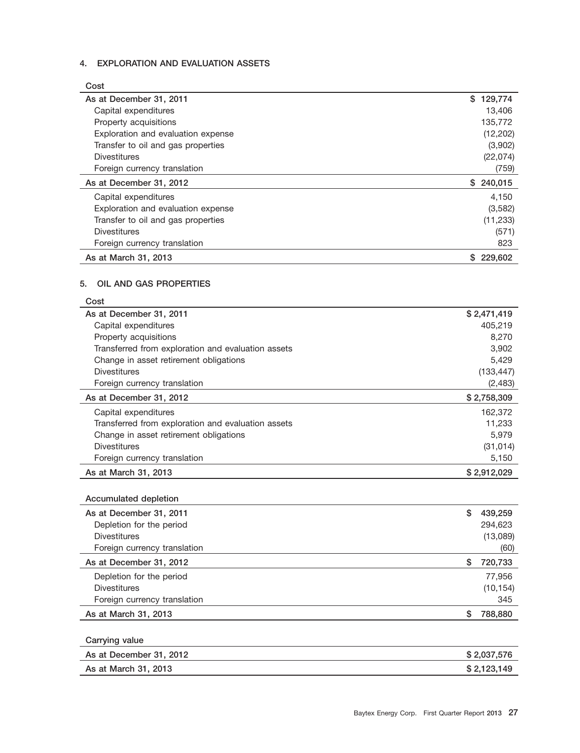## 4. EXPLORATION AND EVALUATION ASSETS

| Cost | |
|---|---|
| As at December 31, 2011 | $ 129,774 |
| Capital expenditures | 13,406 |
| Property acquisitions | 135,772 |
| Exploration and evaluation expense | (12,202) |
| Transfer to oil and gas properties | (3,902) |
| Divestitures | (22,074) |
| Foreign currency translation | (759) |
| As at December 31, 2012 | $ 240,015 |
| Capital expenditures | 4,150 |
| Exploration and evaluation expense | (3,582) |
| Transfer to oil and gas properties | (11,233) |
| Divestitures | (571) |
| Foreign currency translation | 823 |
| As at March 31, 2013 | $ 229,602 |

## 5. OIL AND GAS PROPERTIES

| Cost | |
|---|---|
| As at December 31, 2011 | $ 2,471,419 |
| Capital expenditures | 405,219 |
| Property acquisitions | 8,270 |
| Transferred from exploration and evaluation assets | 3,902 |
| Change in asset retirement obligations | 5,429 |
| Divestitures | (133,447) |
| Foreign currency translation | (2,483) |
| As at December 31, 2012 | $ 2,758,309 |
| Capital expenditures | 162,372 |
| Transferred from exploration and evaluation assets | 11,233 |
| Change in asset retirement obligations | 5,979 |
| Divestitures | (31,014) |
| Foreign currency translation | 5,150 |
| As at March 31, 2013 | $ 2,912,029 |

| Accumulated depletion | |
|---|---|
| As at December 31, 2011 | $ 439,259 |
| Depletion for the period | 294,623 |
| Divestitures | (13,089) |
| Foreign currency translation | (60) |
| As at December 31, 2012 | $ 720,733 |
| Depletion for the period | 77,956 |
| Divestitures | (10,154) |
| Foreign currency translation | 345 |
| As at March 31, 2013 | $ 788,880 |

| Carrying value | |
|---|---|
| As at December 31, 2012 | $ 2,037,576 |
| As at March 31, 2013 | $ 2,123,149 |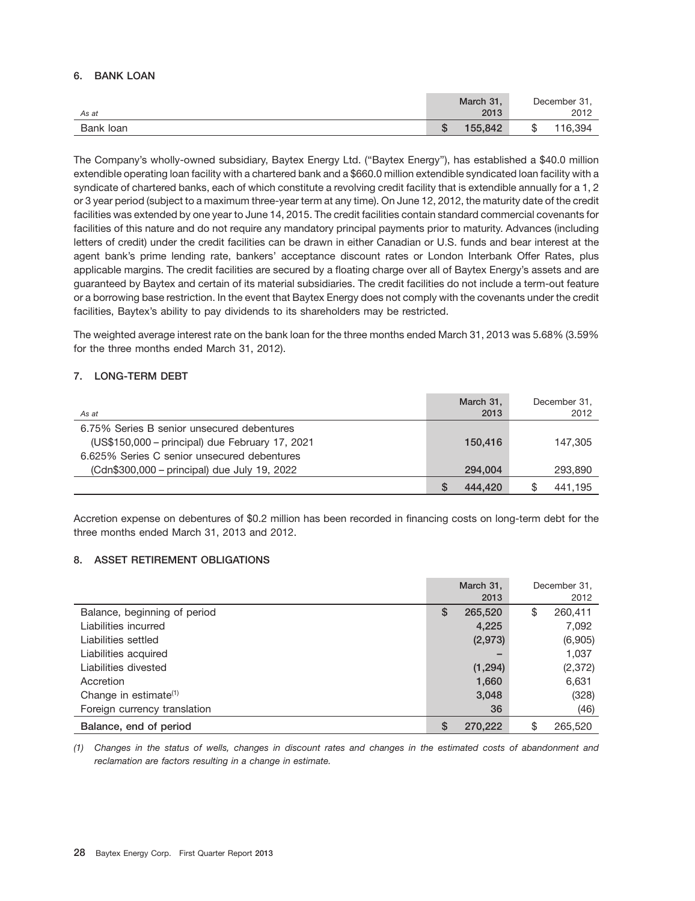### 6. BANK LOAN

| As at | March 31, 2013 | December 31, 2012 |
|---|---|---|
| Bank loan | $ 155,842 | $ 116,394 |

The Company's wholly-owned subsidiary, Baytex Energy Ltd. ("Baytex Energy"), has established a $40.0 million extendible operating loan facility with a chartered bank and a $660.0 million extendible syndicated loan facility with a syndicate of chartered banks, each of which constitute a revolving credit facility that is extendible annually for a 1, 2 or 3 year period (subject to a maximum three-year term at any time). On June 12, 2012, the maturity date of the credit facilities was extended by one year to June 14, 2015. The credit facilities contain standard commercial covenants for facilities of this nature and do not require any mandatory principal payments prior to maturity. Advances (including letters of credit) under the credit facilities can be drawn in either Canadian or U.S. funds and bear interest at the agent bank's prime lending rate, bankers' acceptance discount rates or London Interbank Offer Rates, plus applicable margins. The credit facilities are secured by a floating charge over all of Baytex Energy's assets and are guaranteed by Baytex and certain of its material subsidiaries. The credit facilities do not include a term-out feature or a borrowing base restriction. In the event that Baytex Energy does not comply with the covenants under the credit facilities, Baytex's ability to pay dividends to its shareholders may be restricted.

The weighted average interest rate on the bank loan for the three months ended March 31, 2013 was 5.68% (3.59% for the three months ended March 31, 2012).

### 7. LONG-TERM DEBT

| As at | March 31, 2013 | December 31, 2012 |
|---|---|---|
| 6.75% Series B senior unsecured debentures (US$150,000 – principal) due February 17, 2021 | 150,416 | 147,305 |
| 6.625% Series C senior unsecured debentures (Cdn$300,000 – principal) due July 19, 2022 | 294,004 | 293,890 |
| | $ 444,420 | $ 441,195 |

Accretion expense on debentures of $0.2 million has been recorded in financing costs on long-term debt for the three months ended March 31, 2013 and 2012.

### 8. ASSET RETIREMENT OBLIGATIONS

| | March 31, 2013 | December 31, 2012 |
|---|---|---|
| Balance, beginning of period | $ 265,520 | $ 260,411 |
| Liabilities incurred | 4,225 | 7,092 |
| Liabilities settled | (2,973) | (6,905) |
| Liabilities acquired | – | 1,037 |
| Liabilities divested | (1,294) | (2,372) |
| Accretion | 1,660 | 6,631 |
| Change in estimate[(1)] | 3,048 | (328) |
| Foreign currency translation | 36 | (46) |
| **Balance, end of period** | $ 270,222 | $ 265,520 |

*(1) Changes in the status of wells, changes in discount rates and changes in the estimated costs of abandonment and reclamation are factors resulting in a change in estimate.*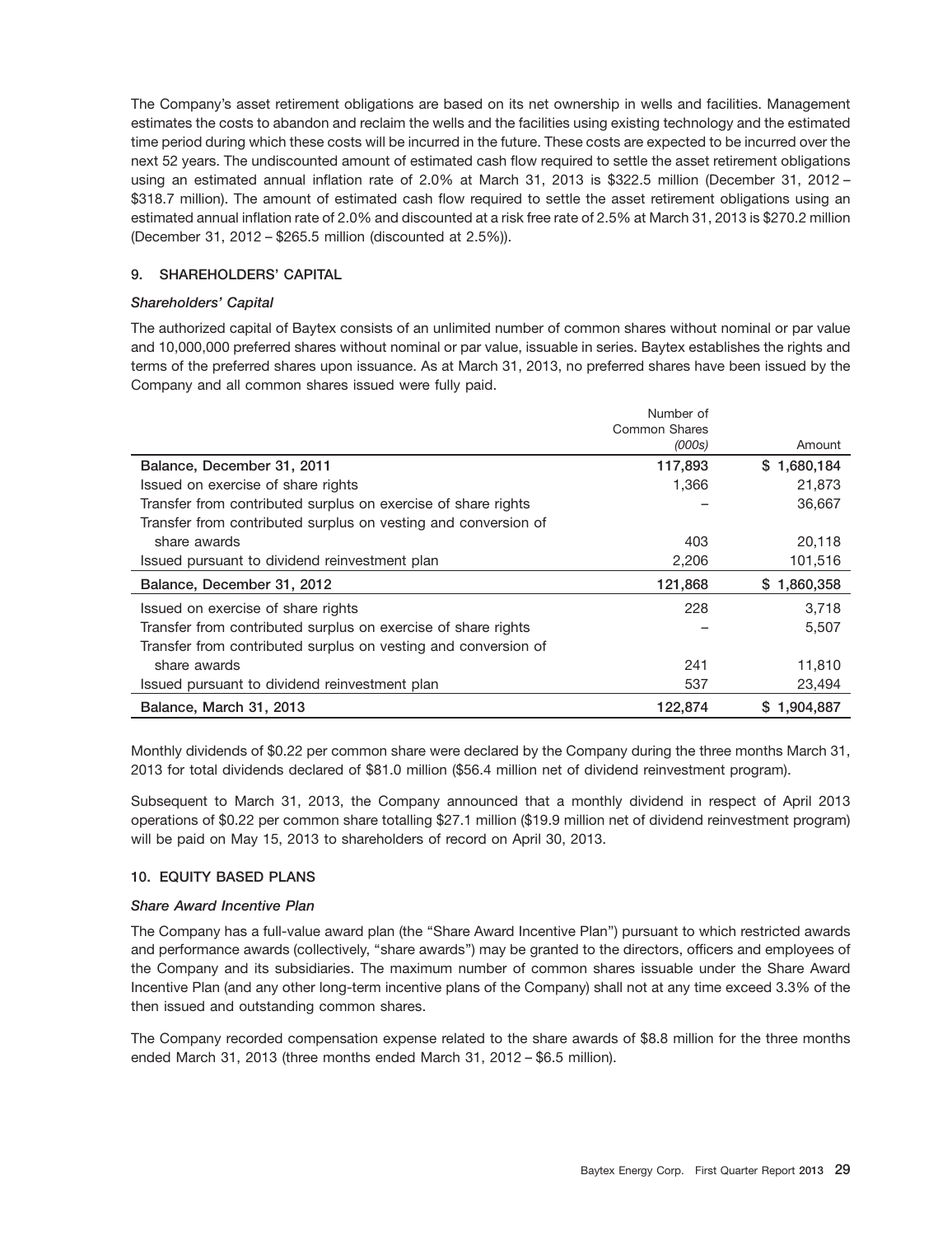The Company's asset retirement obligations are based on its net ownership in wells and facilities. Management estimates the costs to abandon and reclaim the wells and the facilities using existing technology and the estimated time period during which these costs will be incurred in the future. These costs are expected to be incurred over the next 52 years. The undiscounted amount of estimated cash flow required to settle the asset retirement obligations using an estimated annual inflation rate of 2.0% at March 31, 2013 is $322.5 million (December 31, 2012 – $318.7 million). The amount of estimated cash flow required to settle the asset retirement obligations using an estimated annual inflation rate of 2.0% and discounted at a risk free rate of 2.5% at March 31, 2013 is $270.2 million (December 31, 2012 – $265.5 million (discounted at 2.5%)).

## 9. SHAREHOLDERS' CAPITAL

### *Shareholders' Capital*

The authorized capital of Baytex consists of an unlimited number of common shares without nominal or par value and 10,000,000 preferred shares without nominal or par value, issuable in series. Baytex establishes the rights and terms of the preferred shares upon issuance. As at March 31, 2013, no preferred shares have been issued by the Company and all common shares issued were fully paid.

| | Number of Common Shares *(000s)* | Amount |
|---|---|---|
| **Balance, December 31, 2011** | **117,893** | **$ 1,680,184** |
| Issued on exercise of share rights | 1,366 | 21,873 |
| Transfer from contributed surplus on exercise of share rights | – | 36,667 |
| Transfer from contributed surplus on vesting and conversion of share awards | 403 | 20,118 |
| Issued pursuant to dividend reinvestment plan | 2,206 | 101,516 |
| **Balance, December 31, 2012** | **121,868** | **$ 1,860,358** |
| Issued on exercise of share rights | 228 | 3,718 |
| Transfer from contributed surplus on exercise of share rights | – | 5,507 |
| Transfer from contributed surplus on vesting and conversion of share awards | 241 | 11,810 |
| Issued pursuant to dividend reinvestment plan | 537 | 23,494 |
| **Balance, March 31, 2013** | **122,874** | **$ 1,904,887** |

Monthly dividends of $0.22 per common share were declared by the Company during the three months March 31, 2013 for total dividends declared of $81.0 million ($56.4 million net of dividend reinvestment program).

Subsequent to March 31, 2013, the Company announced that a monthly dividend in respect of April 2013 operations of $0.22 per common share totalling $27.1 million ($19.9 million net of dividend reinvestment program) will be paid on May 15, 2013 to shareholders of record on April 30, 2013.

## 10. EQUITY BASED PLANS

### *Share Award Incentive Plan*

The Company has a full-value award plan (the "Share Award Incentive Plan") pursuant to which restricted awards and performance awards (collectively, "share awards") may be granted to the directors, officers and employees of the Company and its subsidiaries. The maximum number of common shares issuable under the Share Award Incentive Plan (and any other long-term incentive plans of the Company) shall not at any time exceed 3.3% of the then issued and outstanding common shares.

The Company recorded compensation expense related to the share awards of $8.8 million for the three months ended March 31, 2013 (three months ended March 31, 2012 – $6.5 million).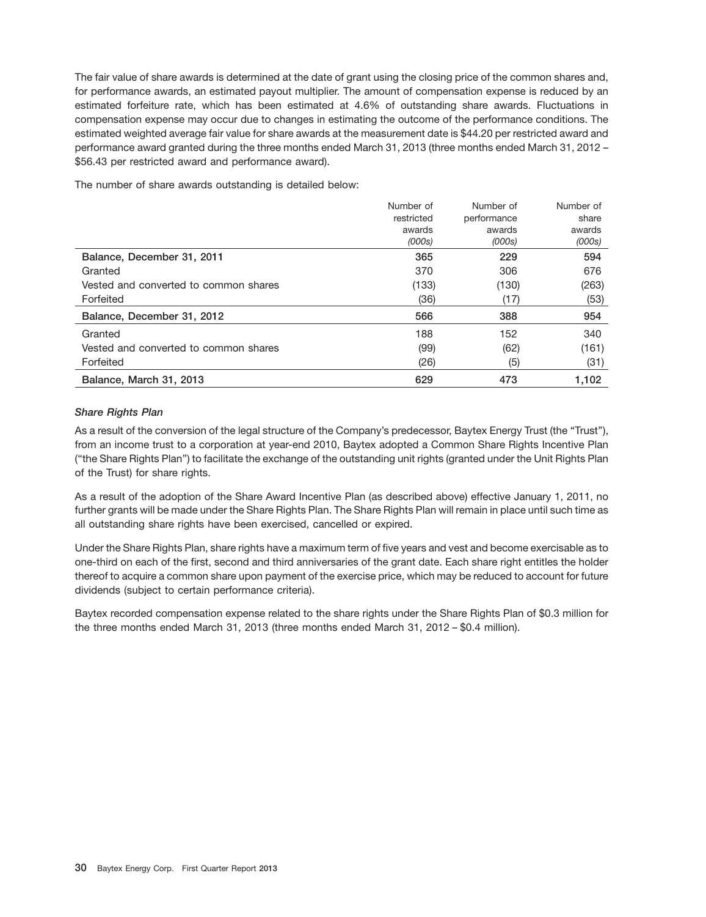The fair value of share awards is determined at the date of grant using the closing price of the common shares and, for performance awards, an estimated payout multiplier. The amount of compensation expense is reduced by an estimated forfeiture rate, which has been estimated at 4.6% of outstanding share awards. Fluctuations in compensation expense may occur due to changes in estimating the outcome of the performance conditions. The estimated weighted average fair value for share awards at the measurement date is $44.20 per restricted award and performance award granted during the three months ended March 31, 2013 (three months ended March 31, 2012 – $56.43 per restricted award and performance award).

The number of share awards outstanding is detailed below:

| | Number of restricted awards *(000s)* | Number of performance awards *(000s)* | Number of share awards *(000s)* |
|---|---|---|---|
| **Balance, December 31, 2011** | **365** | **229** | **594** |
| Granted | 370 | 306 | 676 |
| Vested and converted to common shares | (133) | (130) | (263) |
| Forfeited | (36) | (17) | (53) |
| **Balance, December 31, 2012** | **566** | **388** | **954** |
| Granted | 188 | 152 | 340 |
| Vested and converted to common shares | (99) | (62) | (161) |
| Forfeited | (26) | (5) | (31) |
| **Balance, March 31, 2013** | **629** | **473** | **1,102** |

### *Share Rights Plan*

As a result of the conversion of the legal structure of the Company's predecessor, Baytex Energy Trust (the "Trust"), from an income trust to a corporation at year-end 2010, Baytex adopted a Common Share Rights Incentive Plan ("the Share Rights Plan") to facilitate the exchange of the outstanding unit rights (granted under the Unit Rights Plan of the Trust) for share rights.

As a result of the adoption of the Share Award Incentive Plan (as described above) effective January 1, 2011, no further grants will be made under the Share Rights Plan. The Share Rights Plan will remain in place until such time as all outstanding share rights have been exercised, cancelled or expired.

Under the Share Rights Plan, share rights have a maximum term of five years and vest and become exercisable as to one-third on each of the first, second and third anniversaries of the grant date. Each share right entitles the holder thereof to acquire a common share upon payment of the exercise price, which may be reduced to account for future dividends (subject to certain performance criteria).

Baytex recorded compensation expense related to the share rights under the Share Rights Plan of $0.3 million for the three months ended March 31, 2013 (three months ended March 31, 2012 – $0.4 million).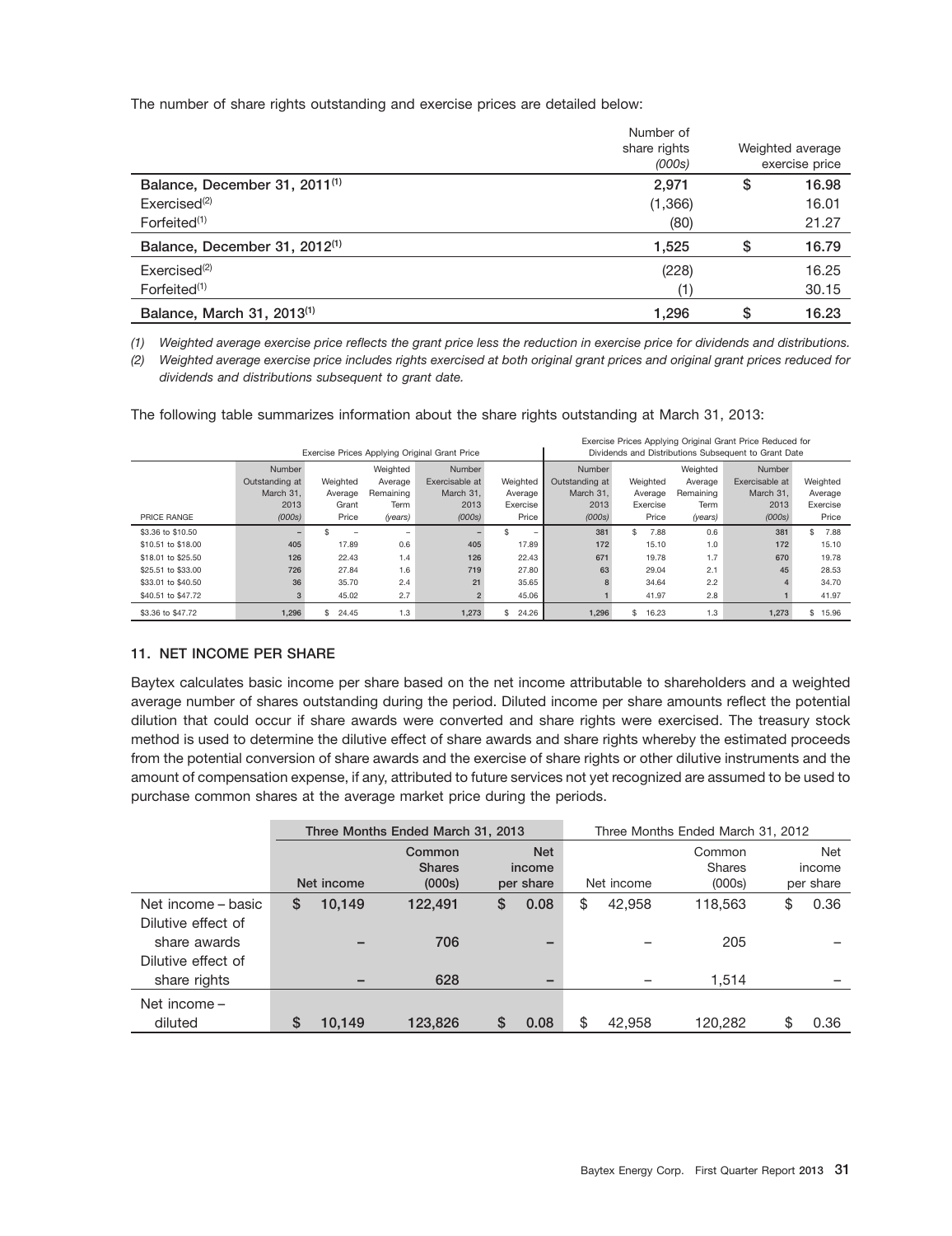The number of share rights outstanding and exercise prices are detailed below:

| | Number of share rights (000s) | Weighted average exercise price |
|---|---|---|
| **Balance, December 31, 2011**[(1)] | **2,971** | **$ 16.98** |
| Exercised[(2)] | (1,366) | 16.01 |
| Forfeited[(1)] | (80) | 21.27 |
| **Balance, December 31, 2012**[(1)] | **1,525** | **$ 16.79** |
| Exercised[(2)] | (228) | 16.25 |
| Forfeited[(1)] | (1) | 30.15 |
| **Balance, March 31, 2013**[(1)] | **1,296** | **$ 16.23** |

*(1) Weighted average exercise price reflects the grant price less the reduction in exercise price for dividends and distributions.*

*(2) Weighted average exercise price includes rights exercised at both original grant prices and original grant prices reduced for dividends and distributions subsequent to grant date.*

The following table summarizes information about the share rights outstanding at March 31, 2013:

| | Exercise Prices Applying Original Grant Price | | | | | Exercise Prices Applying Original Grant Price Reduced for Dividends and Distributions Subsequent to Grant Date | | | | |
|---|---|---|---|---|---|---|---|---|---|---|
| PRICE RANGE | Number Outstanding at March 31, 2013 (000s) | Weighted Average Grant Price | Weighted Average Remaining Term (years) | Number Exercisable at March 31, 2013 (000s) | Weighted Average Exercise Price | Number Outstanding at March 31, 2013 (000s) | Weighted Average Exercise Price | Weighted Average Remaining Term (years) | Number Exercisable at March 31, 2013 (000s) | Weighted Average Exercise Price |
| $3.36 to $10.50 | – | $ – | – | – | $ – | 381 | $ 7.88 | 0.6 | 381 | $ 7.88 |
| $10.51 to $18.00 | 405 | 17.89 | 0.6 | 405 | 17.89 | 172 | 15.10 | 1.0 | 172 | 15.10 |
| $18.01 to $25.50 | 126 | 22.43 | 1.4 | 126 | 22.43 | 671 | 19.78 | 1.7 | 670 | 19.78 |
| $25.51 to $33.00 | 726 | 27.84 | 1.6 | 719 | 27.80 | 63 | 29.04 | 2.1 | 45 | 28.53 |
| $33.01 to $40.50 | 36 | 35.70 | 2.4 | 21 | 35.65 | 8 | 34.64 | 2.2 | 4 | 34.70 |
| $40.51 to $47.72 | 3 | 45.02 | 2.7 | 2 | 45.06 | 1 | 41.97 | 2.8 | 1 | 41.97 |
| $3.36 to $47.72 | 1,296 | $ 24.45 | 1.3 | 1,273 | $ 24.26 | 1,296 | $ 16.23 | 1.3 | 1,273 | $ 15.96 |

## 11. NET INCOME PER SHARE

Baytex calculates basic income per share based on the net income attributable to shareholders and a weighted average number of shares outstanding during the period. Diluted income per share amounts reflect the potential dilution that could occur if share awards were converted and share rights were exercised. The treasury stock method is used to determine the dilutive effect of share awards and share rights whereby the estimated proceeds from the potential conversion of share awards and the exercise of share rights or other dilutive instruments and the amount of compensation expense, if any, attributed to future services not yet recognized are assumed to be used to purchase common shares at the average market price during the periods.

| | Three Months Ended March 31, 2013 | | | Three Months Ended March 31, 2012 | | |
|---|---|---|---|---|---|---|
| | Net income | Common Shares (000s) | Net income per share | Net income | Common Shares (000s) | Net income per share |
| Net income – basic | $ 10,149 | 122,491 | $ 0.08 | $ 42,958 | 118,563 | $ 0.36 |
| Dilutive effect of share awards | – | 706 | – | – | 205 | – |
| Dilutive effect of share rights | – | 628 | – | – | 1,514 | – |
| Net income – diluted | $ 10,149 | 123,826 | $ 0.08 | $ 42,958 | 120,282 | $ 0.36 |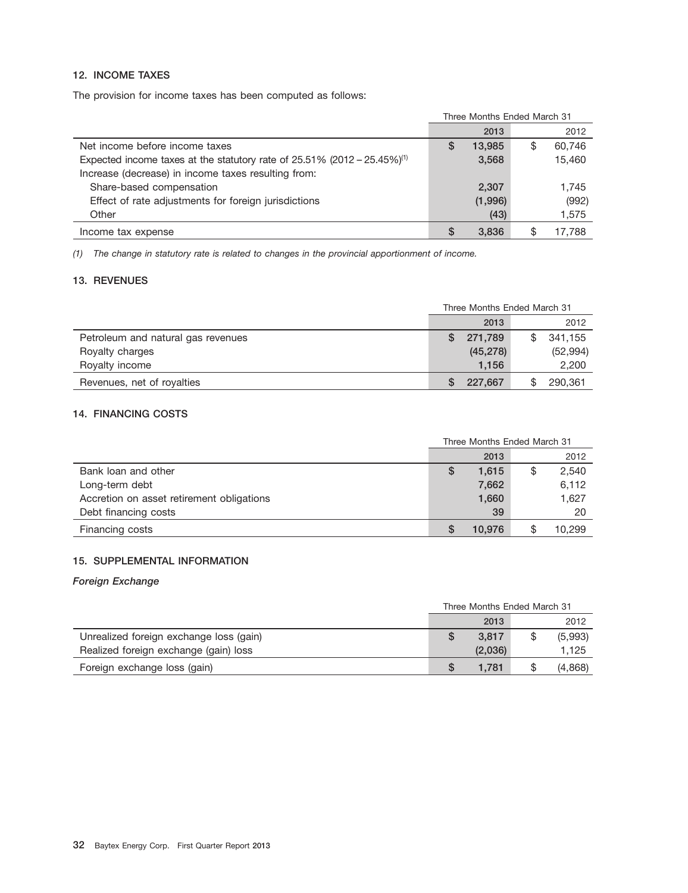## 12. INCOME TAXES

The provision for income taxes has been computed as follows:

| | Three Months Ended March 31 | |
|---|---|---|
| | 2013 | 2012 |
| Net income before income taxes | $ 13,985 | $ 60,746 |
| Expected income taxes at the statutory rate of 25.51% (2012 – 25.45%)[1] | 3,568 | 15,460 |
| Increase (decrease) in income taxes resulting from: | | |
| Share-based compensation | 2,307 | 1,745 |
| Effect of rate adjustments for foreign jurisdictions | (1,996) | (992) |
| Other | (43) | 1,575 |
| Income tax expense | $ 3,836 | $ 17,788 |

*(1) The change in statutory rate is related to changes in the provincial apportionment of income.*

## 13. REVENUES

| | Three Months Ended March 31 | |
|---|---|---|
| | 2013 | 2012 |
| Petroleum and natural gas revenues | $ 271,789 | $ 341,155 |
| Royalty charges | (45,278) | (52,994) |
| Royalty income | 1,156 | 2,200 |
| Revenues, net of royalties | $ 227,667 | $ 290,361 |

## 14. FINANCING COSTS

| | Three Months Ended March 31 | |
|---|---|---|
| | 2013 | 2012 |
| Bank loan and other | $ 1,615 | $ 2,540 |
| Long-term debt | 7,662 | 6,112 |
| Accretion on asset retirement obligations | 1,660 | 1,627 |
| Debt financing costs | 39 | 20 |
| Financing costs | $ 10,976 | $ 10,299 |

## 15. SUPPLEMENTAL INFORMATION

### *Foreign Exchange*

| | Three Months Ended March 31 | |
|---|---|---|
| | 2013 | 2012 |
| Unrealized foreign exchange loss (gain) | $ 3,817 | $ (5,993) |
| Realized foreign exchange (gain) loss | (2,036) | 1,125 |
| Foreign exchange loss (gain) | $ 1,781 | $ (4,868) |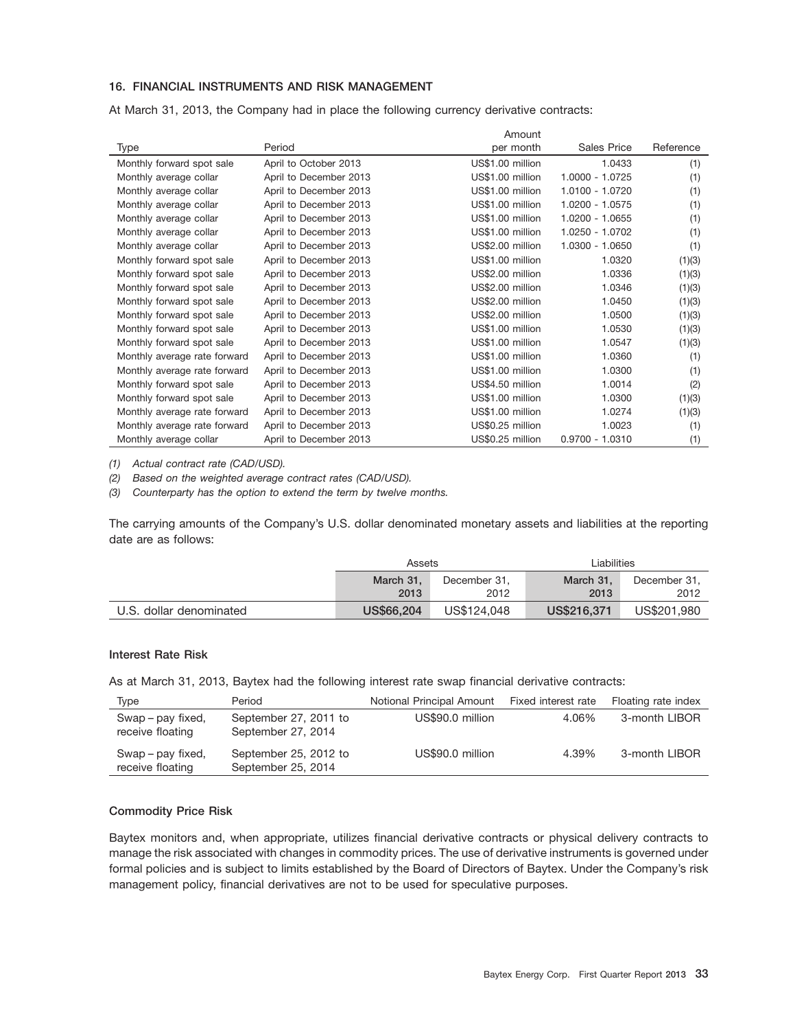## 16. FINANCIAL INSTRUMENTS AND RISK MANAGEMENT

At March 31, 2013, the Company had in place the following currency derivative contracts:

| Type | Period | Amount per month | Sales Price | Reference |
|---|---|---|---|---|
| Monthly forward spot sale | April to October 2013 | US$1.00 million | 1.0433 | (1) |
| Monthly average collar | April to December 2013 | US$1.00 million | 1.0000 - 1.0725 | (1) |
| Monthly average collar | April to December 2013 | US$1.00 million | 1.0100 - 1.0720 | (1) |
| Monthly average collar | April to December 2013 | US$1.00 million | 1.0200 - 1.0575 | (1) |
| Monthly average collar | April to December 2013 | US$1.00 million | 1.0200 - 1.0655 | (1) |
| Monthly average collar | April to December 2013 | US$1.00 million | 1.0250 - 1.0702 | (1) |
| Monthly average collar | April to December 2013 | US$2.00 million | 1.0300 - 1.0650 | (1) |
| Monthly forward spot sale | April to December 2013 | US$1.00 million | 1.0320 | (1)(3) |
| Monthly forward spot sale | April to December 2013 | US$2.00 million | 1.0336 | (1)(3) |
| Monthly forward spot sale | April to December 2013 | US$2.00 million | 1.0346 | (1)(3) |
| Monthly forward spot sale | April to December 2013 | US$2.00 million | 1.0450 | (1)(3) |
| Monthly forward spot sale | April to December 2013 | US$2.00 million | 1.0500 | (1)(3) |
| Monthly forward spot sale | April to December 2013 | US$1.00 million | 1.0530 | (1)(3) |
| Monthly forward spot sale | April to December 2013 | US$1.00 million | 1.0547 | (1)(3) |
| Monthly average rate forward | April to December 2013 | US$1.00 million | 1.0360 | (1) |
| Monthly average rate forward | April to December 2013 | US$1.00 million | 1.0300 | (1) |
| Monthly forward spot sale | April to December 2013 | US$4.50 million | 1.0014 | (2) |
| Monthly forward spot sale | April to December 2013 | US$1.00 million | 1.0300 | (1)(3) |
| Monthly average rate forward | April to December 2013 | US$1.00 million | 1.0274 | (1)(3) |
| Monthly average rate forward | April to December 2013 | US$0.25 million | 1.0023 | (1) |
| Monthly average collar | April to December 2013 | US$0.25 million | 0.9700 - 1.0310 | (1) |

*(1) Actual contract rate (CAD/USD).*

*(2) Based on the weighted average contract rates (CAD/USD).*

*(3) Counterparty has the option to extend the term by twelve months.*

The carrying amounts of the Company's U.S. dollar denominated monetary assets and liabilities at the reporting date are as follows:

| | Assets | | Liabilities | |
|---|---|---|---|---|
| | **March 31, 2013** | December 31, 2012 | **March 31, 2013** | December 31, 2012 |
| U.S. dollar denominated | **US$66,204** | US$124,048 | **US$216,371** | US$201,980 |

### Interest Rate Risk

As at March 31, 2013, Baytex had the following interest rate swap financial derivative contracts:

| Type | Period | Notional Principal Amount | Fixed interest rate | Floating rate index |
|---|---|---|---|---|
| Swap – pay fixed, receive floating | September 27, 2011 to September 27, 2014 | US$90.0 million | 4.06% | 3-month LIBOR |
| Swap – pay fixed, receive floating | September 25, 2012 to September 25, 2014 | US$90.0 million | 4.39% | 3-month LIBOR |

### Commodity Price Risk

Baytex monitors and, when appropriate, utilizes financial derivative contracts or physical delivery contracts to manage the risk associated with changes in commodity prices. The use of derivative instruments is governed under formal policies and is subject to limits established by the Board of Directors of Baytex. Under the Company's risk management policy, financial derivatives are not to be used for speculative purposes.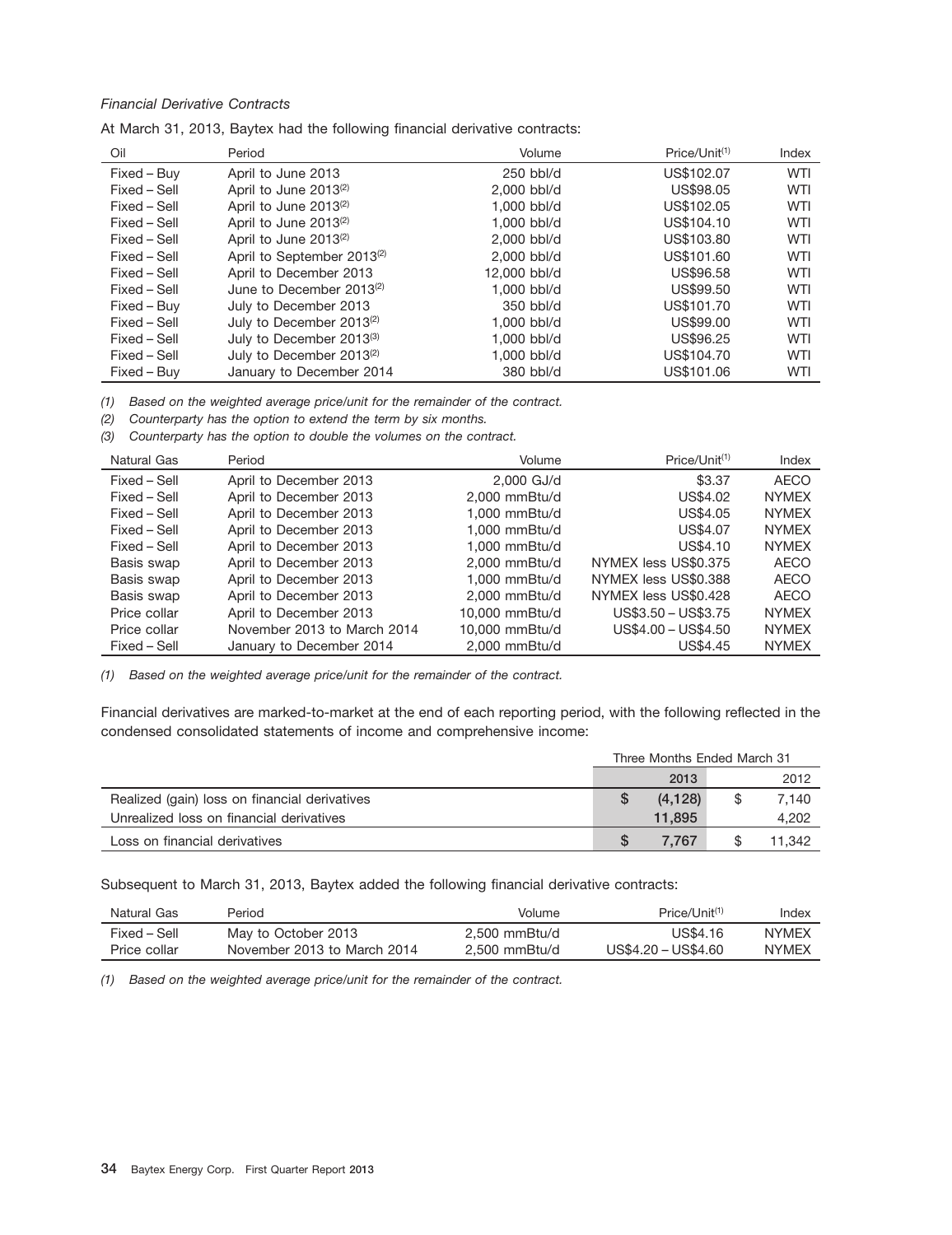*Financial Derivative Contracts*

At March 31, 2013, Baytex had the following financial derivative contracts:

| Oil | Period | Volume | Price/Unit[(1)] | Index |
|---|---|---|---|---|
| Fixed – Buy | April to June 2013 | 250 bbl/d | US$102.07 | WTI |
| Fixed – Sell | April to June 2013[(2)] | 2,000 bbl/d | US$98.05 | WTI |
| Fixed – Sell | April to June 2013[(2)] | 1,000 bbl/d | US$102.05 | WTI |
| Fixed – Sell | April to June 2013[(2)] | 1,000 bbl/d | US$104.10 | WTI |
| Fixed – Sell | April to June 2013[(2)] | 2,000 bbl/d | US$103.80 | WTI |
| Fixed – Sell | April to September 2013[(2)] | 2,000 bbl/d | US$101.60 | WTI |
| Fixed – Sell | April to December 2013 | 12,000 bbl/d | US$96.58 | WTI |
| Fixed – Sell | June to December 2013[(2)] | 1,000 bbl/d | US$99.50 | WTI |
| Fixed – Buy | July to December 2013 | 350 bbl/d | US$101.70 | WTI |
| Fixed – Sell | July to December 2013[(2)] | 1,000 bbl/d | US$99.00 | WTI |
| Fixed – Sell | July to December 2013[(3)] | 1,000 bbl/d | US$96.25 | WTI |
| Fixed – Sell | July to December 2013[(2)] | 1,000 bbl/d | US$104.70 | WTI |
| Fixed – Buy | January to December 2014 | 380 bbl/d | US$101.06 | WTI |

*(1) Based on the weighted average price/unit for the remainder of the contract.*

*(2) Counterparty has the option to extend the term by six months.*

*(3) Counterparty has the option to double the volumes on the contract.*

| Natural Gas | Period | Volume | Price/Unit[(1)] | Index |
|---|---|---|---|---|
| Fixed – Sell | April to December 2013 | 2,000 GJ/d | $3.37 | AECO |
| Fixed – Sell | April to December 2013 | 2,000 mmBtu/d | US$4.02 | NYMEX |
| Fixed – Sell | April to December 2013 | 1,000 mmBtu/d | US$4.05 | NYMEX |
| Fixed – Sell | April to December 2013 | 1,000 mmBtu/d | US$4.07 | NYMEX |
| Fixed – Sell | April to December 2013 | 1,000 mmBtu/d | US$4.10 | NYMEX |
| Basis swap | April to December 2013 | 2,000 mmBtu/d | NYMEX less US$0.375 | AECO |
| Basis swap | April to December 2013 | 1,000 mmBtu/d | NYMEX less US$0.388 | AECO |
| Basis swap | April to December 2013 | 2,000 mmBtu/d | NYMEX less US$0.428 | AECO |
| Price collar | April to December 2013 | 10,000 mmBtu/d | US$3.50 – US$3.75 | NYMEX |
| Price collar | November 2013 to March 2014 | 10,000 mmBtu/d | US$4.00 – US$4.50 | NYMEX |
| Fixed – Sell | January to December 2014 | 2,000 mmBtu/d | US$4.45 | NYMEX |

*(1) Based on the weighted average price/unit for the remainder of the contract.*

Financial derivatives are marked-to-market at the end of each reporting period, with the following reflected in the condensed consolidated statements of income and comprehensive income:

| | Three Months Ended March 31 | |
|---|---|---|
| | **2013** | 2012 |
| Realized (gain) loss on financial derivatives | **$ (4,128)** | $ 7,140 |
| Unrealized loss on financial derivatives | **11,895** | 4,202 |
| Loss on financial derivatives | **$ 7,767** | $ 11,342 |

Subsequent to March 31, 2013, Baytex added the following financial derivative contracts:

| Natural Gas | Period | Volume | Price/Unit[(1)] | Index |
|---|---|---|---|---|
| Fixed – Sell | May to October 2013 | 2,500 mmBtu/d | US$4.16 | NYMEX |
| Price collar | November 2013 to March 2014 | 2,500 mmBtu/d | US$4.20 – US$4.60 | NYMEX |

*(1) Based on the weighted average price/unit for the remainder of the contract.*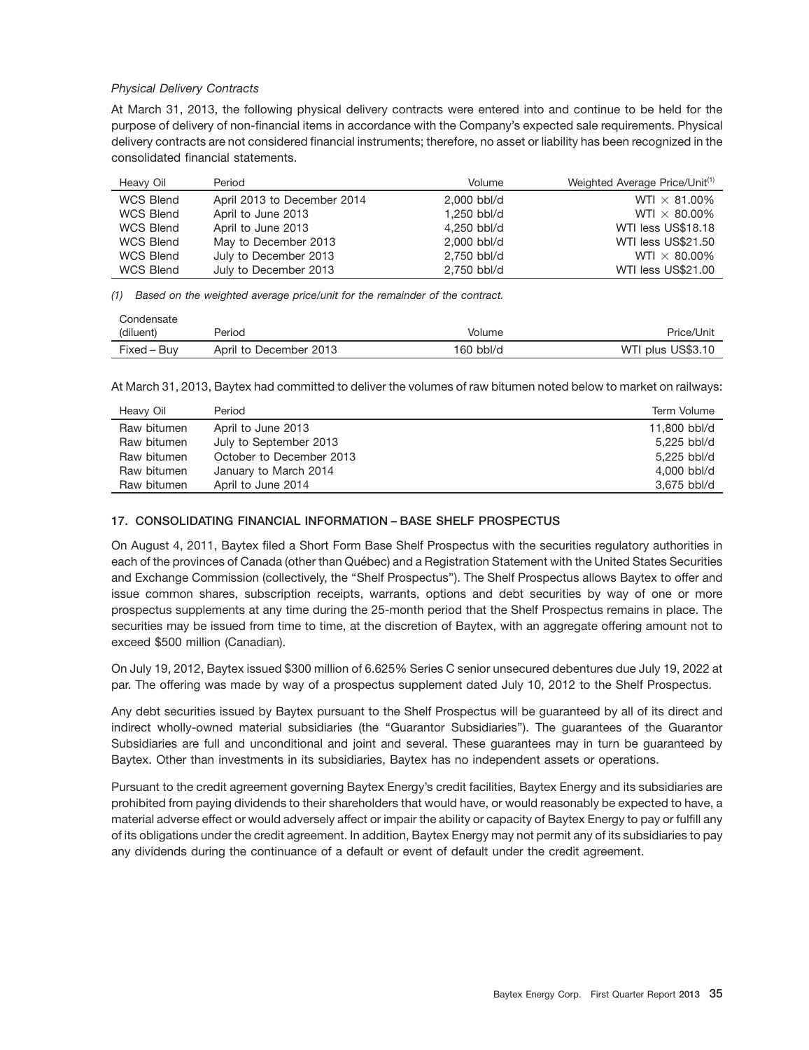*Physical Delivery Contracts*

At March 31, 2013, the following physical delivery contracts were entered into and continue to be held for the purpose of delivery of non-financial items in accordance with the Company's expected sale requirements. Physical delivery contracts are not considered financial instruments; therefore, no asset or liability has been recognized in the consolidated financial statements.

| Heavy Oil | Period | Volume | Weighted Average Price/Unit[1] |
|---|---|---|---|
| WCS Blend | April 2013 to December 2014 | 2,000 bbl/d | WTI × 81.00% |
| WCS Blend | April to June 2013 | 1,250 bbl/d | WTI × 80.00% |
| WCS Blend | April to June 2013 | 4,250 bbl/d | WTI less US$18.18 |
| WCS Blend | May to December 2013 | 2,000 bbl/d | WTI less US$21.50 |
| WCS Blend | July to December 2013 | 2,750 bbl/d | WTI × 80.00% |
| WCS Blend | July to December 2013 | 2,750 bbl/d | WTI less US$21.00 |

*(1) Based on the weighted average price/unit for the remainder of the contract.*

| Condensate (diluent) | Period | Volume | Price/Unit |
|---|---|---|---|
| Fixed – Buy | April to December 2013 | 160 bbl/d | WTI plus US$3.10 |

At March 31, 2013, Baytex had committed to deliver the volumes of raw bitumen noted below to market on railways:

| Heavy Oil | Period | Term Volume |
|---|---|---|
| Raw bitumen | April to June 2013 | 11,800 bbl/d |
| Raw bitumen | July to September 2013 | 5,225 bbl/d |
| Raw bitumen | October to December 2013 | 5,225 bbl/d |
| Raw bitumen | January to March 2014 | 4,000 bbl/d |
| Raw bitumen | April to June 2014 | 3,675 bbl/d |

## 17. CONSOLIDATING FINANCIAL INFORMATION – BASE SHELF PROSPECTUS

On August 4, 2011, Baytex filed a Short Form Base Shelf Prospectus with the securities regulatory authorities in each of the provinces of Canada (other than Québec) and a Registration Statement with the United States Securities and Exchange Commission (collectively, the "Shelf Prospectus"). The Shelf Prospectus allows Baytex to offer and issue common shares, subscription receipts, warrants, options and debt securities by way of one or more prospectus supplements at any time during the 25-month period that the Shelf Prospectus remains in place. The securities may be issued from time to time, at the discretion of Baytex, with an aggregate offering amount not to exceed $500 million (Canadian).

On July 19, 2012, Baytex issued $300 million of 6.625% Series C senior unsecured debentures due July 19, 2022 at par. The offering was made by way of a prospectus supplement dated July 10, 2012 to the Shelf Prospectus.

Any debt securities issued by Baytex pursuant to the Shelf Prospectus will be guaranteed by all of its direct and indirect wholly-owned material subsidiaries (the "Guarantor Subsidiaries"). The guarantees of the Guarantor Subsidiaries are full and unconditional and joint and several. These guarantees may in turn be guaranteed by Baytex. Other than investments in its subsidiaries, Baytex has no independent assets or operations.

Pursuant to the credit agreement governing Baytex Energy's credit facilities, Baytex Energy and its subsidiaries are prohibited from paying dividends to their shareholders that would have, or would reasonably be expected to have, a material adverse effect or would adversely affect or impair the ability or capacity of Baytex Energy to pay or fulfill any of its obligations under the credit agreement. In addition, Baytex Energy may not permit any of its subsidiaries to pay any dividends during the continuance of a default or event of default under the credit agreement.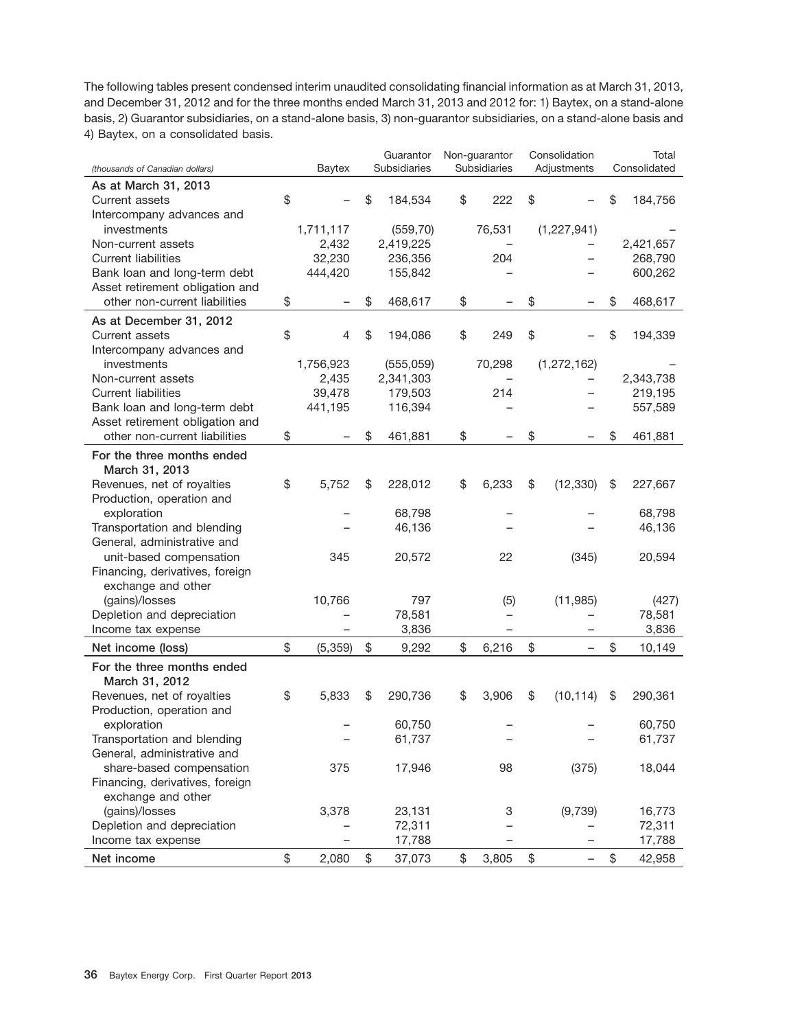The following tables present condensed interim unaudited consolidating financial information as at March 31, 2013, and December 31, 2012 and for the three months ended March 31, 2013 and 2012 for: 1) Baytex, on a stand-alone basis, 2) Guarantor subsidiaries, on a stand-alone basis, 3) non-guarantor subsidiaries, on a stand-alone basis and 4) Baytex, on a consolidated basis.

| *(thousands of Canadian dollars)* | Baytex | Guarantor Subsidiaries | Non-guarantor Subsidiaries | Consolidation Adjustments | Total Consolidated |
|---|---|---|---|---|---|
| **As at March 31, 2013** | | | | | |
| Current assets | $ – | $ 184,534 | $ 222 | $ – | $ 184,756 |
| Intercompany advances and investments | 1,711,117 | (559,70) | 76,531 | (1,227,941) | – |
| Non-current assets | 2,432 | 2,419,225 | – | – | 2,421,657 |
| Current liabilities | 32,230 | 236,356 | 204 | – | 268,790 |
| Bank loan and long-term debt | 444,420 | 155,842 | – | – | 600,262 |
| Asset retirement obligation and other non-current liabilities | $ – | $ 468,617 | $ – | $ – | $ 468,617 |
| **As at December 31, 2012** | | | | | |
| Current assets | $ 4 | $ 194,086 | $ 249 | $ – | $ 194,339 |
| Intercompany advances and investments | 1,756,923 | (555,059) | 70,298 | (1,272,162) | – |
| Non-current assets | 2,435 | 2,341,303 | – | – | 2,343,738 |
| Current liabilities | 39,478 | 179,503 | 214 | – | 219,195 |
| Bank loan and long-term debt | 441,195 | 116,394 | – | – | 557,589 |
| Asset retirement obligation and other non-current liabilities | $ – | $ 461,881 | $ – | $ – | $ 461,881 |
| **For the three months ended March 31, 2013** | | | | | |
| Revenues, net of royalties | $ 5,752 | $ 228,012 | $ 6,233 | $ (12,330) | $ 227,667 |
| Production, operation and exploration | – | 68,798 | – | – | 68,798 |
| Transportation and blending | – | 46,136 | – | – | 46,136 |
| General, administrative and unit-based compensation | 345 | 20,572 | 22 | (345) | 20,594 |
| Financing, derivatives, foreign exchange and other (gains)/losses | 10,766 | 797 | (5) | (11,985) | (427) |
| Depletion and depreciation | – | 78,581 | – | – | 78,581 |
| Income tax expense | – | 3,836 | – | – | 3,836 |
| **Net income (loss)** | $ (5,359) | $ 9,292 | $ 6,216 | $ – | $ 10,149 |
| **For the three months ended March 31, 2012** | | | | | |
| Revenues, net of royalties | $ 5,833 | $ 290,736 | $ 3,906 | $ (10,114) | $ 290,361 |
| Production, operation and exploration | – | 60,750 | – | – | 60,750 |
| Transportation and blending | – | 61,737 | – | – | 61,737 |
| General, administrative and share-based compensation | 375 | 17,946 | 98 | (375) | 18,044 |
| Financing, derivatives, foreign exchange and other (gains)/losses | 3,378 | 23,131 | 3 | (9,739) | 16,773 |
| Depletion and depreciation | – | 72,311 | – | – | 72,311 |
| Income tax expense | – | 17,788 | – | – | 17,788 |
| **Net income** | $ 2,080 | $ 37,073 | $ 3,805 | $ – | $ 42,958 |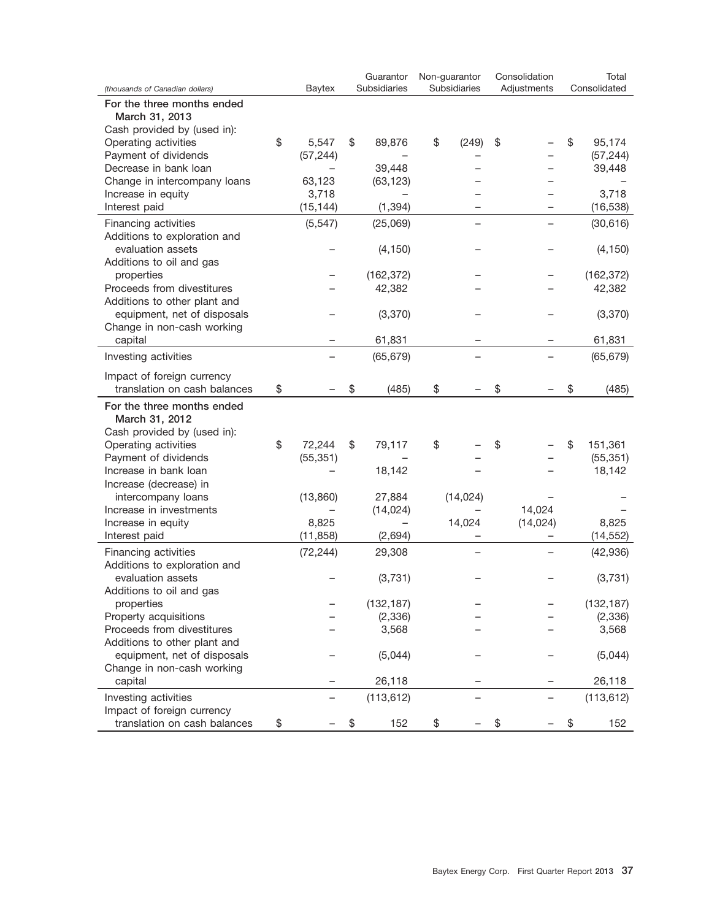| (thousands of Canadian dollars) | Baytex | Guarantor Subsidiaries | Non-guarantor Subsidiaries | Consolidation Adjustments | Total Consolidated |
|---|---|---|---|---|---|
| **For the three months ended March 31, 2013** | | | | | |
| Cash provided by (used in): | | | | | |
| Operating activities | $ 5,547 | $ 89,876 | $ (249) | $ – | $ 95,174 |
| Payment of dividends | (57,244) | – | – | – | (57,244) |
| Decrease in bank loan | – | 39,448 | – | – | 39,448 |
| Change in intercompany loans | 63,123 | (63,123) | – | – | – |
| Increase in equity | 3,718 | – | – | – | 3,718 |
| Interest paid | (15,144) | (1,394) | – | – | (16,538) |
| Financing activities | (5,547) | (25,069) | – | – | (30,616) |
| Additions to exploration and evaluation assets | – | (4,150) | – | – | (4,150) |
| Additions to oil and gas properties | – | (162,372) | – | – | (162,372) |
| Proceeds from divestitures | – | 42,382 | – | – | 42,382 |
| Additions to other plant and equipment, net of disposals | – | (3,370) | – | – | (3,370) |
| Change in non-cash working capital | – | 61,831 | – | – | 61,831 |
| Investing activities | – | (65,679) | – | – | (65,679) |
| Impact of foreign currency translation on cash balances | $ – | $ (485) | $ – | $ – | $ (485) |
| **For the three months ended March 31, 2012** | | | | | |
| Cash provided by (used in): | | | | | |
| Operating activities | $ 72,244 | $ 79,117 | $ – | $ – | $ 151,361 |
| Payment of dividends | (55,351) | – | – | – | (55,351) |
| Increase in bank loan | – | 18,142 | – | – | 18,142 |
| Increase (decrease) in intercompany loans | (13,860) | 27,884 | (14,024) | – | – |
| Increase in investments | – | (14,024) | – | 14,024 | – |
| Increase in equity | 8,825 | – | 14,024 | (14,024) | 8,825 |
| Interest paid | (11,858) | (2,694) | – | – | (14,552) |
| Financing activities | (72,244) | 29,308 | – | – | (42,936) |
| Additions to exploration and evaluation assets | – | (3,731) | – | – | (3,731) |
| Additions to oil and gas properties | – | (132,187) | – | – | (132,187) |
| Property acquisitions | – | (2,336) | – | – | (2,336) |
| Proceeds from divestitures | – | 3,568 | – | – | 3,568 |
| Additions to other plant and equipment, net of disposals | – | (5,044) | – | – | (5,044) |
| Change in non-cash working capital | – | 26,118 | – | – | 26,118 |
| Investing activities | – | (113,612) | – | – | (113,612) |
| Impact of foreign currency translation on cash balances | $ – | $ 152 | $ – | $ – | $ 152 |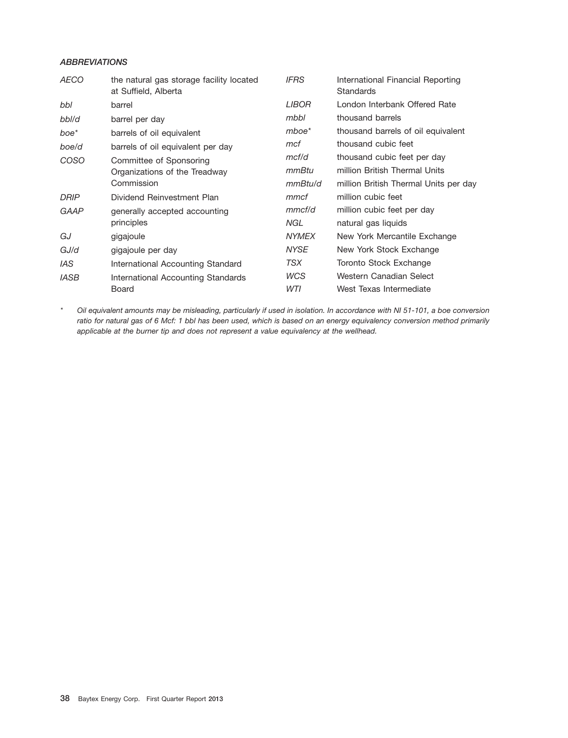### *ABBREVIATIONS*

| | |
|---|---|
| *AECO* | the natural gas storage facility located at Suffield, Alberta |
| *bbl* | barrel |
| *bbl/d* | barrel per day |
| *boe** | barrels of oil equivalent |
| *boe/d* | barrels of oil equivalent per day |
| *COSO* | Committee of Sponsoring Organizations of the Treadway Commission |
| *DRIP* | Dividend Reinvestment Plan |
| *GAAP* | generally accepted accounting principles |
| *GJ* | gigajoule |
| *GJ/d* | gigajoule per day |
| *IAS* | International Accounting Standard |
| *IASB* | International Accounting Standards Board |
| *IFRS* | International Financial Reporting Standards |
| *LIBOR* | London Interbank Offered Rate |
| *mbbl* | thousand barrels |
| *mboe** | thousand barrels of oil equivalent |
| *mcf* | thousand cubic feet |
| *mcf/d* | thousand cubic feet per day |
| *mmBtu* | million British Thermal Units |
| *mmBtu/d* | million British Thermal Units per day |
| *mmcf* | million cubic feet |
| *mmcf/d* | million cubic feet per day |
| *NGL* | natural gas liquids |
| *NYMEX* | New York Mercantile Exchange |
| *NYSE* | New York Stock Exchange |
| *TSX* | Toronto Stock Exchange |
| *WCS* | Western Canadian Select |
| *WTI* | West Texas Intermediate |

\* *Oil equivalent amounts may be misleading, particularly if used in isolation. In accordance with NI 51-101, a boe conversion ratio for natural gas of 6 Mcf: 1 bbl has been used, which is based on an energy equivalency conversion method primarily applicable at the burner tip and does not represent a value equivalency at the wellhead.*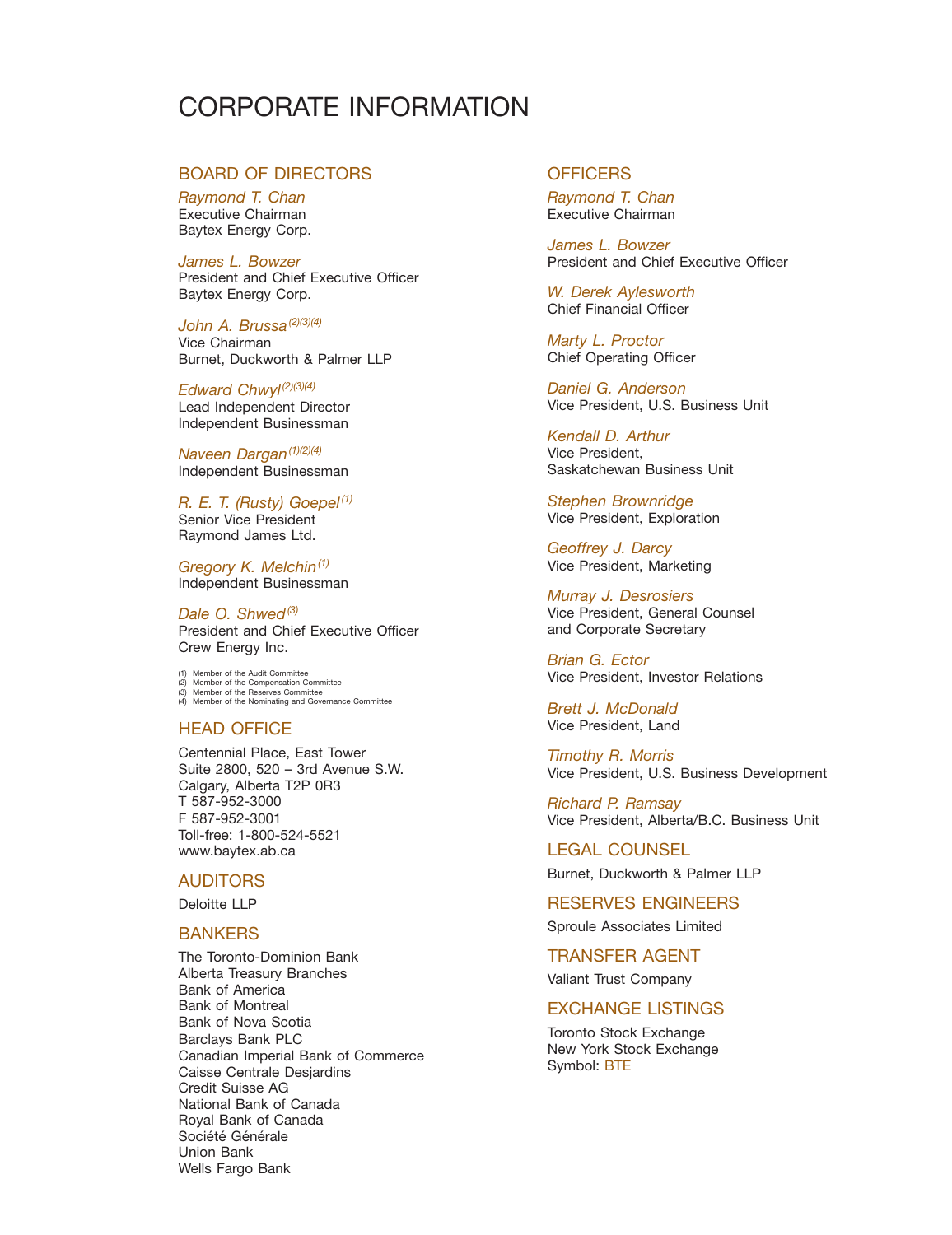# CORPORATE INFORMATION

## BOARD OF DIRECTORS

*Raymond T. Chan*
Executive Chairman
Baytex Energy Corp.

*James L. Bowzer*
President and Chief Executive Officer
Baytex Energy Corp.

*John A. Brussa*[(2)(3)(4)]
Vice Chairman
Burnet, Duckworth & Palmer LLP

*Edward Chwyl*[(2)(3)(4)]
Lead Independent Director
Independent Businessman

*Naveen Dargan*[(1)(2)(4)]
Independent Businessman

*R. E. T. (Rusty) Goepel*[(1)]
Senior Vice President
Raymond James Ltd.

*Gregory K. Melchin*[(1)]
Independent Businessman

*Dale O. Shwed*[(3)]
President and Chief Executive Officer
Crew Energy Inc.

(1) Member of the Audit Committee
(2) Member of the Compensation Committee
(3) Member of the Reserves Committee
(4) Member of the Nominating and Governance Committee

## HEAD OFFICE

Centennial Place, East Tower
Suite 2800, 520 – 3rd Avenue S.W.
Calgary, Alberta T2P 0R3
T 587-952-3000
F 587-952-3001
Toll-free: 1-800-524-5521
www.baytex.ab.ca

## AUDITORS

Deloitte LLP

## BANKERS

The Toronto-Dominion Bank
Alberta Treasury Branches
Bank of America
Bank of Montreal
Bank of Nova Scotia
Barclays Bank PLC
Canadian Imperial Bank of Commerce
Caisse Centrale Desjardins
Credit Suisse AG
National Bank of Canada
Royal Bank of Canada
Société Générale
Union Bank
Wells Fargo Bank

## OFFICERS

*Raymond T. Chan*
Executive Chairman

*James L. Bowzer*
President and Chief Executive Officer

*W. Derek Aylesworth*
Chief Financial Officer

*Marty L. Proctor*
Chief Operating Officer

*Daniel G. Anderson*
Vice President, U.S. Business Unit

*Kendall D. Arthur*
Vice President,
Saskatchewan Business Unit

*Stephen Brownridge*
Vice President, Exploration

*Geoffrey J. Darcy*
Vice President, Marketing

*Murray J. Desrosiers*
Vice President, General Counsel
and Corporate Secretary

*Brian G. Ector*
Vice President, Investor Relations

*Brett J. McDonald*
Vice President, Land

*Timothy R. Morris*
Vice President, U.S. Business Development

*Richard P. Ramsay*
Vice President, Alberta/B.C. Business Unit

## LEGAL COUNSEL

Burnet, Duckworth & Palmer LLP

## RESERVES ENGINEERS

Sproule Associates Limited

## TRANSFER AGENT

Valiant Trust Company

## EXCHANGE LISTINGS

Toronto Stock Exchange
New York Stock Exchange
Symbol: BTE